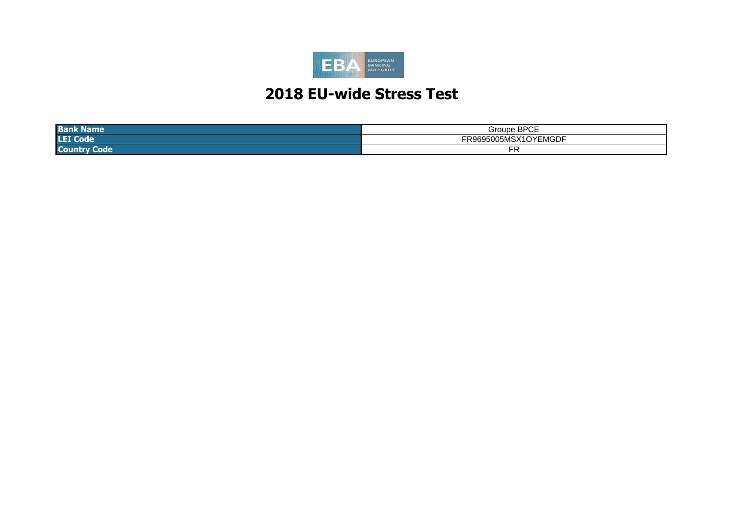EBA EUROPEAN BANKING AUTHORITY

# 2018 EU-wide Stress Test

| | |
|---|---|
| **Bank Name** | Groupe BPCE |
| **LEI Code** | FR9695005MSX1OYEMGDF |
| **Country Code** | FR |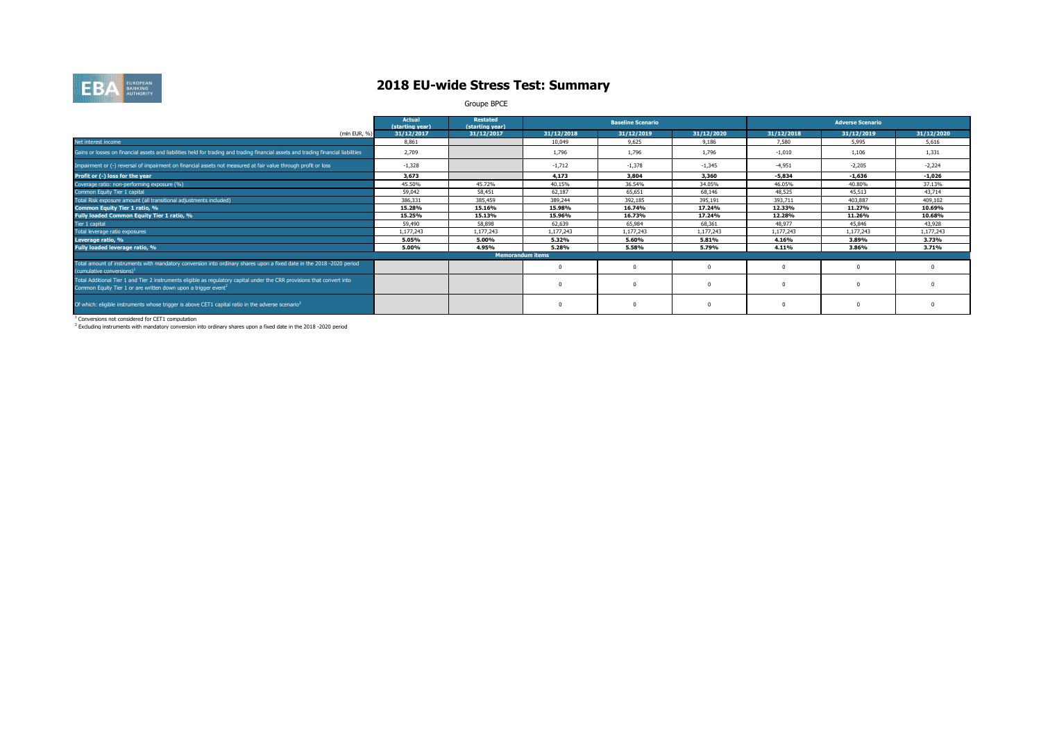# 2018 EU-wide Stress Test: Summary

Groupe BPCE

| (mln EUR, %) | Actual (starting year) | Restated (starting year) | Baseline Scenario | | | Adverse Scenario | | |
|---|---|---|---|---|---|---|---|---|
| | 31/12/2017 | 31/12/2017 | 31/12/2018 | 31/12/2019 | 31/12/2020 | 31/12/2018 | 31/12/2019 | 31/12/2020 |
| Net interest income | 8,861 | | 10,049 | 9,625 | 9,186 | 7,580 | 5,995 | 5,616 |
| Gains or losses on financial assets and liabilities held for trading and trading financial assets and trading financial liabilities | 2,709 | | 1,796 | 1,796 | 1,796 | -1,010 | 1,106 | 1,331 |
| Impairment or (-) reversal of impairment on financial assets not measured at fair value through profit or loss | -1,328 | | -1,712 | -1,378 | -1,345 | -4,951 | -2,205 | -2,224 |
| **Profit or (-) loss for the year** | **3,673** | | **4,173** | **3,804** | **3,360** | **-5,834** | **-1,636** | **-1,026** |
| Coverage ratio: non-performing exposure (%) | 45.50% | 45.72% | 40.15% | 36.54% | 34.05% | 46.05% | 40.80% | 37.13% |
| Common Equity Tier 1 capital | 59,042 | 58,451 | 62,187 | 65,651 | 68,146 | 48,525 | 45,513 | 43,714 |
| Total Risk exposure amount (all transitional adjustments included) | 386,331 | 385,459 | 389,244 | 392,185 | 395,191 | 393,711 | 403,887 | 409,102 |
| **Common Equity Tier 1 ratio, %** | **15.28%** | **15.16%** | **15.98%** | **16.74%** | **17.24%** | **12.33%** | **11.27%** | **10.69%** |
| **Fully loaded Common Equity Tier 1 ratio, %** | **15.25%** | **15.13%** | **15.96%** | **16.73%** | **17.24%** | **12.28%** | **11.26%** | **10.68%** |
| Tier 1 capital | 59,490 | 58,898 | 62,639 | 65,984 | 68,361 | 48,977 | 45,846 | 43,928 |
| Total leverage ratio exposures | 1,177,243 | 1,177,243 | 1,177,243 | 1,177,243 | 1,177,243 | 1,177,243 | 1,177,243 | 1,177,243 |
| **Leverage ratio, %** | **5.05%** | **5.00%** | **5.32%** | **5.60%** | **5.81%** | **4.16%** | **3.89%** | **3.73%** |
| **Fully loaded leverage ratio, %** | **5.00%** | **4.95%** | **5.28%** | **5.58%** | **5.79%** | **4.11%** | **3.86%** | **3.71%** |
| **Memorandum items** | | | | | | | | |
| Total amount of instruments with mandatory conversion into ordinary shares upon a fixed date in the 2018 -2020 period (cumulative conversions)[1] | | | 0 | 0 | 0 | 0 | 0 | 0 |
| Total Additional Tier 1 and Tier 2 instruments eligible as regulatory capital under the CRR provisions that convert into Common Equity Tier 1 or are written down upon a trigger event[2] | | | 0 | 0 | 0 | 0 | 0 | 0 |
| Of which: eligible instruments whose trigger is above CET1 capital ratio in the adverse scenario[2] | | | 0 | 0 | 0 | 0 | 0 | 0 |

[1] Conversions not considered for CET1 computation

[2] Excluding instruments with mandatory conversion into ordinary shares upon a fixed date in the 2018 -2020 period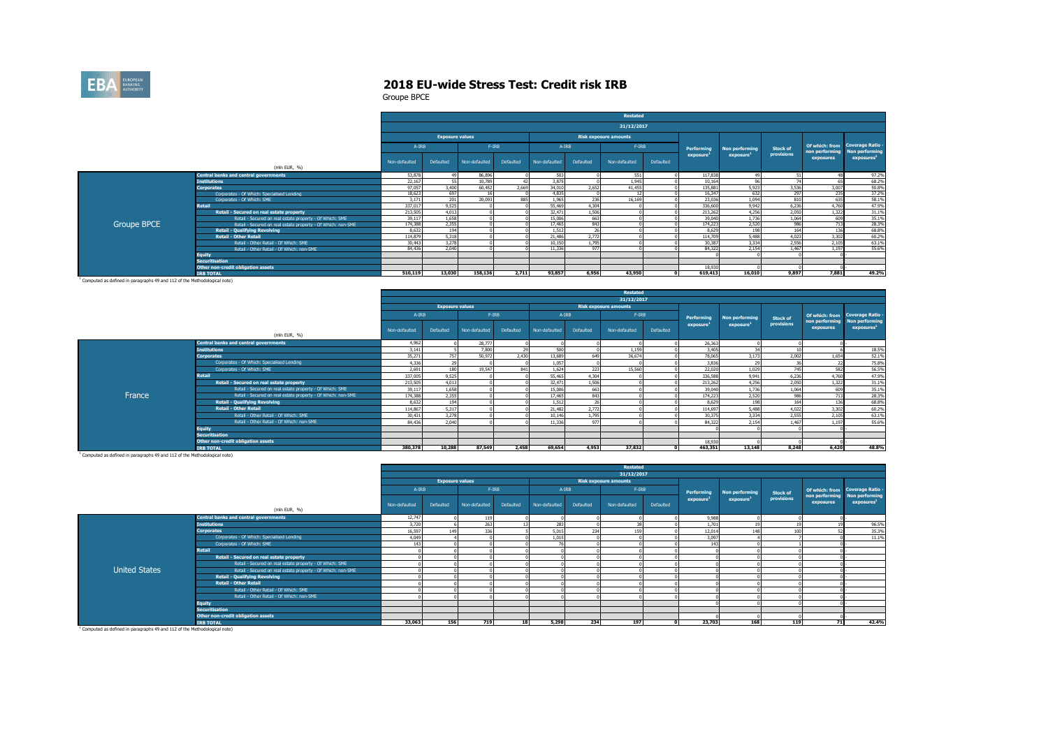# 2018 EU-wide Stress Test: Credit risk IRB

Groupe BPCE

**Groupe BPCE**

| | Restated 31/12/2017 | | | | | | | | | | | | |
|---|---|---|---|---|---|---|---|---|---|---|---|---|---|
| | Exposure values | | | | Risk exposure amounts | | | | | | | | |
| | A-IRB | | F-IRB | | A-IRB | | F-IRB | | | | | | |
| (mln EUR, %) | Non-defaulted | Defaulted | Non-defaulted | Defaulted | Non-defaulted | Defaulted | Non-defaulted | Defaulted | Performing exposure[1] | Non performing exposure[1] | Stock of provisions | Of which: from non performing exposures | Coverage Ratio - Non performing exposures[1] |
| Central banks and central governments | 53,878 | 49 | 86,896 | 0 | 503 | 0 | 551 | 0 | 117,838 | 49 | 51 | 48 | 97.2% |
| Institutions | 22,167 | 55 | 10,789 | 42 | 3,875 | 0 | 1,945 | 0 | 10,164 | 96 | 74 | 65 | 68.2% |
| Corporates | 97,057 | 3,400 | 60,452 | 2,669 | 34,010 | 2,652 | 41,455 | 0 | 135,881 | 5,923 | 3,536 | 3,007 | 50.8% |
| Corporates - Of Which: Specialised Lending | 18,623 | 697 | 16 | 0 | 4,835 | 0 | 12 | 0 | 16,347 | 632 | 297 | 235 | 37.2% |
| Corporates - Of Which: SME | 3,171 | 201 | 20,093 | 885 | 1,965 | 236 | 16,169 | 0 | 23,036 | 1,094 | 810 | 635 | 58.1% |
| Retail | 337,017 | 9,525 | 0 | 0 | 55,469 | 4,304 | 0 | 0 | 336,600 | 9,942 | 6,236 | 4,760 | 47.9% |
| Retail - Secured on real estate property | 213,505 | 4,013 | 0 | 0 | 32,471 | 1,506 | 0 | 0 | 213,262 | 4,256 | 2,050 | 1,322 | 31.1% |
| Retail - Secured on real estate property - Of Which: SME | 39,117 | 1,658 | 0 | 0 | 15,006 | 663 | 0 | 0 | 39,040 | 1,736 | 1,064 | 609 | 35.1% |
| Retail - Secured on real estate property - Of Which: non-SME | 174,388 | 2,355 | 0 | 0 | 17,465 | 843 | 0 | 0 | 174,223 | 2,520 | 986 | 713 | 28.3% |
| Retail - Qualifying Revolving | 8,632 | 194 | 0 | 0 | 1,512 | 26 | 0 | 0 | 8,629 | 198 | 164 | 136 | 68.8% |
| Retail - Other Retail | 114,879 | 5,318 | 0 | 0 | 21,486 | 2,772 | 0 | 0 | 114,709 | 5,488 | 4,023 | 3,302 | 60.2% |
| Retail - Other Retail - Of Which: SME | 30,443 | 3,278 | 0 | 0 | 10,150 | 1,795 | 0 | 0 | 30,387 | 3,334 | 2,556 | 2,105 | 63.1% |
| Retail - Other Retail - Of Which: non-SME | 84,436 | 2,040 | 0 | 0 | 11,336 | 977 | 0 | 0 | 84,322 | 2,154 | 1,467 | 1,197 | 55.6% |
| Equity | | | | | | | | | 0 | 0 | 0 | 0 | - |
| Securitisation | | | | | | | | | | | | | |
| Other non-credit obligation assets | | | | | | | | | 18,930 | 0 | 0 | 0 | - |
| IRB TOTAL | 510,119 | 13,030 | 158,136 | 2,711 | 93,857 | 6,956 | 43,950 | 0 | 619,413 | 16,010 | 9,897 | 7,881 | 49.2% |

[1] Computed as defined in paragraphs 49 and 112 of the Methodological note)

**France**

| | Restated 31/12/2017 | | | | | | | | | | | | |
|---|---|---|---|---|---|---|---|---|---|---|---|---|---|
| | Exposure values | | | | Risk exposure amounts | | | | | | | | |
| | A-IRB | | F-IRB | | A-IRB | | F-IRB | | | | | | |
| (mln EUR, %) | Non-defaulted | Defaulted | Non-defaulted | Defaulted | Non-defaulted | Defaulted | Non-defaulted | Defaulted | Performing exposure[1] | Non performing exposure[1] | Stock of provisions | Of which: from non performing exposures | Coverage Ratio - Non performing exposures[1] |
| Central banks and central governments | 4,962 | 0 | 28,777 | 0 | 0 | 0 | 0 | 0 | 26,363 | 0 | 0 | 0 | - |
| Institutions | 3,141 | 5 | 7,800 | 29 | 500 | 0 | 1,159 | 0 | 3,405 | 34 | 10 | 6 | 18.5% |
| Corporates | 35,271 | 757 | 50,972 | 2,430 | 13,689 | 649 | 36,674 | 0 | 78,065 | 3,173 | 2,002 | 1,654 | 52.1% |
| Corporates - Of Which: Specialised Lending | 4,336 | 29 | 0 | 0 | 1,057 | 0 | 0 | 0 | 3,836 | 29 | 36 | 22 | 75.8% |
| Corporates - Of Which: SME | 2,691 | 180 | 19,547 | 841 | 1,624 | 223 | 15,560 | 0 | 22,020 | 1,029 | 745 | 582 | 56.5% |
| Retail | 337,005 | 9,525 | 0 | 0 | 55,465 | 4,304 | 0 | 0 | 336,588 | 9,941 | 6,236 | 4,760 | 47.9% |
| Retail - Secured on real estate property | 213,505 | 4,013 | 0 | 0 | 32,471 | 1,506 | 0 | 0 | 213,262 | 4,256 | 2,050 | 1,322 | 31.1% |
| Retail - Secured on real estate property - Of Which: SME | 39,117 | 1,658 | 0 | 0 | 15,006 | 663 | 0 | 0 | 39,040 | 1,736 | 1,064 | 609 | 35.1% |
| Retail - Secured on real estate property - Of Which: non-SME | 174,388 | 2,355 | 0 | 0 | 17,465 | 843 | 0 | 0 | 174,223 | 2,520 | 986 | 713 | 28.3% |
| Retail - Qualifying Revolving | 8,632 | 194 | 0 | 0 | 1,512 | 26 | 0 | 0 | 8,629 | 198 | 164 | 136 | 68.8% |
| Retail - Other Retail | 114,867 | 5,317 | 0 | 0 | 21,482 | 2,772 | 0 | 0 | 114,697 | 5,488 | 4,022 | 3,302 | 60.2% |
| Retail - Other Retail - Of Which: SME | 30,431 | 3,278 | 0 | 0 | 10,146 | 1,795 | 0 | 0 | 30,375 | 3,334 | 2,555 | 2,105 | 63.1% |
| Retail - Other Retail - Of Which: non-SME | 84,436 | 2,040 | 0 | 0 | 11,336 | 977 | 0 | 0 | 84,322 | 2,154 | 1,467 | 1,197 | 55.6% |
| Equity | | | | | | | | | 0 | 0 | 0 | 0 | - |
| Securitisation | | | | | | | | | | | | | |
| Other non-credit obligation assets | | | | | | | | | 18,930 | 0 | 0 | 0 | - |
| IRB TOTAL | 380,378 | 10,288 | 87,549 | 2,458 | 69,654 | 4,953 | 37,832 | 0 | 463,351 | 13,148 | 8,248 | 6,420 | 48.8% |

[1] Computed as defined in paragraphs 49 and 112 of the Methodological note)

**United States**

| | Restated 31/12/2017 | | | | | | | | | | | | |
|---|---|---|---|---|---|---|---|---|---|---|---|---|---|
| | Exposure values | | | | Risk exposure amounts | | | | | | | | |
| | A-IRB | | F-IRB | | A-IRB | | F-IRB | | | | | | |
| (mln EUR, %) | Non-defaulted | Defaulted | Non-defaulted | Defaulted | Non-defaulted | Defaulted | Non-defaulted | Defaulted | Performing exposure[1] | Non performing exposure[1] | Stock of provisions | Of which: from non performing exposures | Coverage Ratio - Non performing exposures[1] |
| Central banks and central governments | 12,747 | 0 | 119 | 0 | 0 | 0 | 0 | 0 | 9,988 | 0 | 0 | 0 | - |
| Institutions | 3,720 | 6 | 263 | 13 | 283 | 0 | 38 | 0 | 1,701 | 19 | 19 | 19 | 96.5% |
| Corporates | 16,597 | 149 | 336 | 5 | 5,015 | 234 | 159 | 0 | 12,014 | 148 | 100 | 52 | 35.3% |
| Corporates - Of Which: Specialised Lending | 4,049 | 4 | 0 | 0 | 1,015 | 0 | 0 | 0 | 3,097 | 4 | 7 | 0 | 11.1% |
| Corporates - Of Which: SME | 143 | 0 | 0 | 0 | 76 | 0 | 0 | 0 | 143 | 0 | 1 | 0 | - |
| Retail | 0 | 0 | 0 | 0 | 0 | 0 | 0 | 0 | 0 | 0 | 0 | 0 | - |
| Retail - Secured on real estate property | 0 | 0 | 0 | 0 | 0 | 0 | 0 | 0 | 0 | 0 | 0 | 0 | - |
| Retail - Secured on real estate property - Of Which: SME | 0 | 0 | 0 | 0 | 0 | 0 | 0 | 0 | 0 | 0 | 0 | 0 | - |
| Retail - Secured on real estate property - Of Which: non-SME | 0 | 0 | 0 | 0 | 0 | 0 | 0 | 0 | 0 | 0 | 0 | 0 | - |
| Retail - Qualifying Revolving | 0 | 0 | 0 | 0 | 0 | 0 | 0 | 0 | 0 | 0 | 0 | 0 | - |
| Retail - Other Retail | 0 | 0 | 0 | 0 | 0 | 0 | 0 | 0 | 0 | 0 | 0 | 0 | - |
| Retail - Other Retail - Of Which: SME | 0 | 0 | 0 | 0 | 0 | 0 | 0 | 0 | 0 | 0 | 0 | 0 | - |
| Retail - Other Retail - Of Which: non-SME | 0 | 0 | 0 | 0 | 0 | 0 | 0 | 0 | 0 | 0 | 0 | 0 | - |
| Equity | | | | | | | | | 0 | 0 | 0 | 0 | - |
| Securitisation | | | | | | | | | | | | | |
| Other non-credit obligation assets | | | | | | | | | 0 | 0 | 0 | 0 | - |
| IRB TOTAL | 33,063 | 156 | 719 | 18 | 5,298 | 234 | 197 | 0 | 23,703 | 168 | 119 | 71 | 42.4% |

[1] Computed as defined in paragraphs 49 and 112 of the Methodological note)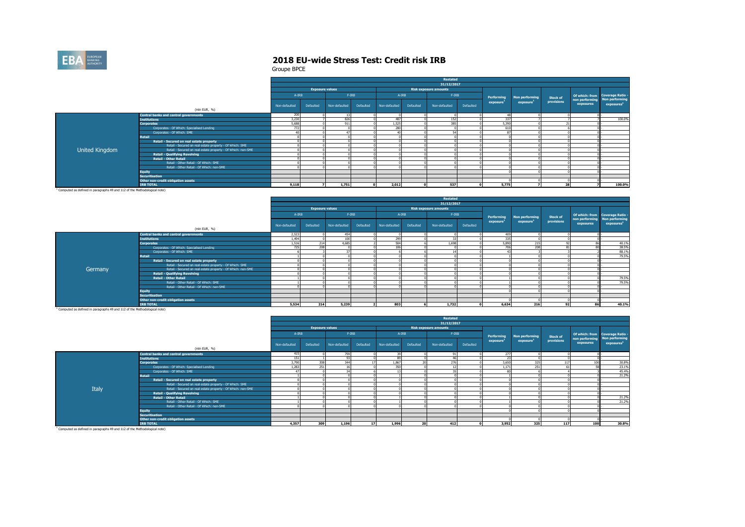# 2018 EU-wide Stress Test: Credit risk IRB

Groupe BPCE

**United Kingdom** — Restated 31/12/2017

| (mln EUR, %) | Exposure values A-IRB Non-defaulted | A-IRB Defaulted | F-IRB Non-defaulted | F-IRB Defaulted | Risk exposure amounts A-IRB Non-defaulted | A-IRB Defaulted | F-IRB Non-defaulted | F-IRB Defaulted | Performing exposure[1] | Non performing exposure[1] | Stock of provisions | Of which: from non performing exposures | Coverage Ratio - Non performing exposures[1] |
|---|---|---|---|---|---|---|---|---|---|---|---|---|---|
| Central banks and central governments | 200 | 0 | 13 | 0 | 0 | 0 | 0 | 0 | 48 | 0 | 0 | 0 | - |
| Institutions | 3,230 | 7 | 826 | 0 | 487 | 0 | 152 | 0 | 337 | 7 | 7 | 7 | 100.0% |
| Corporates | 5,688 | 0 | 911 | 0 | 1,525 | 0 | 385 | 0 | 5,390 | 0 | 21 | 0 | - |
| Corporates - Of Which: Specialised Lending | 772 | 0 | 0 | 0 | 280 | 0 | 0 | 0 | 610 | 0 | 6 | 0 | - |
| Corporates - Of Which: SME | 40 | 0 | 47 | 0 | 40 | 0 | 54 | 0 | 87 | 0 | 0 | 0 | - |
| Retail | 0 | 0 | 0 | 0 | 0 | 0 | 0 | 0 | 0 | 0 | 0 | 0 | - |
| Retail - Secured on real estate property | 0 | 0 | 0 | 0 | 0 | 0 | 0 | 0 | 0 | 0 | 0 | 0 | - |
| Retail - Secured on real estate property - Of Which: SME | 0 | 0 | 0 | 0 | 0 | 0 | 0 | 0 | 0 | 0 | 0 | 0 | - |
| Retail - Secured on real estate property - Of Which: non-SME | 0 | 0 | 0 | 0 | 0 | 0 | 0 | 0 | 0 | 0 | 0 | 0 | - |
| Retail - Qualifying Revolving | 0 | 0 | 0 | 0 | 0 | 0 | 0 | 0 | 0 | 0 | 0 | 0 | - |
| Retail - Other Retail | 0 | 0 | 0 | 0 | 0 | 0 | 0 | 0 | 0 | 0 | 0 | 0 | - |
| Retail - Other Retail - Of Which: SME | 0 | 0 | 0 | 0 | 0 | 0 | 0 | 0 | 0 | 0 | 0 | 0 | - |
| Retail - Other Retail - Of Which: non-SME | 0 | 0 | 0 | 0 | 0 | 0 | 0 | 0 | 0 | 0 | 0 | 0 | - |
| Equity | | | | | | | | | 0 | 0 | 0 | 0 | - |
| Securitisation | | | | | | | | | | | | | |
| Other non-credit obligation assets | | | | | | | | | 0 | 0 | 0 | 0 | - |
| IRB TOTAL | 9,118 | 7 | 1,751 | 0 | 2,012 | 0 | 537 | 0 | 5,775 | 7 | 28 | 7 | 100.0% |

[1] Computed as defined in paragraphs 49 and 112 of the Methodological note)

**Germany** — Restated 31/12/2017

| (mln EUR, %) | Exposure values A-IRB Non-defaulted | A-IRB Defaulted | F-IRB Non-defaulted | F-IRB Defaulted | Risk exposure amounts A-IRB Non-defaulted | A-IRB Defaulted | F-IRB Non-defaulted | F-IRB Defaulted | Performing exposure[1] | Non performing exposure[1] | Stock of provisions | Of which: from non performing exposures | Coverage Ratio - Non performing exposures[1] |
|---|---|---|---|---|---|---|---|---|---|---|---|---|---|
| Central banks and central governments | 2,523 | 0 | 454 | 0 | 0 | 0 | 0 | 0 | 409 | 0 | 0 | 0 | - |
| Institutions | 1,494 | 0 | 100 | 0 | 299 | 0 | 33 | 0 | 335 | 0 | 0 | 0 | - |
| Corporates | 1,516 | 214 | 4,685 | 2 | 504 | 6 | 1,698 | 0 | 5,890 | 215 | 92 | 86 | 40.1% |
| Corporates - Of Which: Specialised Lending | 725 | 208 | 0 | 0 | 106 | 0 | 0 | 0 | 706 | 208 | 81 | 80 | 38.5% |
| Corporates - Of Which: SME | 6 | 3 | 37 | 0 | 6 | 6 | 14 | 0 | 43 | 3 | 3 | 2 | 88.1% |
| Retail | 1 | 0 | 0 | 0 | 0 | 0 | 0 | 0 | 1 | 0 | 0 | 0 | 79.5% |
| Retail - Secured on real estate property | 0 | 0 | 0 | 0 | 0 | 0 | 0 | 0 | 0 | 0 | 0 | 0 | - |
| Retail - Secured on real estate property - Of Which: SME | 0 | 0 | 0 | 0 | 0 | 0 | 0 | 0 | 0 | 0 | 0 | 0 | - |
| Retail - Secured on real estate property - Of Which: non-SME | 0 | 0 | 0 | 0 | 0 | 0 | 0 | 0 | 0 | 0 | 0 | 0 | - |
| Retail - Qualifying Revolving | 0 | 0 | 0 | 0 | 0 | 0 | 0 | 0 | 0 | 0 | 0 | 0 | - |
| Retail - Other Retail | 1 | 0 | 0 | 0 | 0 | 0 | 0 | 0 | 1 | 0 | 0 | 0 | 79.5% |
| Retail - Other Retail - Of Which: SME | 1 | 0 | 0 | 0 | 0 | 0 | 0 | 0 | 1 | 0 | 0 | 0 | 79.5% |
| Retail - Other Retail - Of Which: non-SME | 0 | 0 | 0 | 0 | 0 | 0 | 0 | 0 | 0 | 0 | 0 | 0 | - |
| Equity | | | | | | | | | 0 | 0 | 0 | 0 | - |
| Securitisation | | | | | | | | | | | | | |
| Other non-credit obligation assets | | | | | | | | | 0 | 0 | 0 | 0 | - |
| IRB TOTAL | 5,534 | 214 | 5,239 | 2 | 803 | 6 | 1,732 | 0 | 6,634 | 216 | 92 | 86 | 40.1% |

[1] Computed as defined in paragraphs 49 and 112 of the Methodological note)

**Italy** — Restated 31/12/2017

| (mln EUR, %) | Exposure values A-IRB Non-defaulted | A-IRB Defaulted | F-IRB Non-defaulted | F-IRB Defaulted | Risk exposure amounts A-IRB Non-defaulted | A-IRB Defaulted | F-IRB Non-defaulted | F-IRB Defaulted | Performing exposure[1] | Non performing exposure[1] | Stock of provisions | Of which: from non performing exposures | Coverage Ratio - Non performing exposures[1] |
|---|---|---|---|---|---|---|---|---|---|---|---|---|---|
| Central banks and central governments | 415 | 0 | 759 | 0 | 39 | 0 | 91 | 0 | 277 | 0 | 0 | 0 | - |
| Institutions | 151 | 1 | 93 | 0 | 89 | 0 | 46 | 0 | 23 | 0 | 0 | 0 | - |
| Corporates | 3,790 | 308 | 344 | 17 | 1,867 | 20 | 276 | 0 | 3,650 | 325 | 117 | 100 | 30.8% |
| Corporates - Of Which: Specialised Lending | 1,283 | 251 | 16 | 0 | 350 | 0 | 12 | 0 | 1,171 | 251 | 61 | 58 | 23.1% |
| Corporates - Of Which: SME | 47 | 0 | 34 | 6 | 13 | 0 | 35 | 0 | 80 | 6 | 4 | 3 | 45.4% |
| Retail | 1 | 0 | 0 | 0 | 1 | 0 | 0 | 0 | 1 | 0 | 0 | 0 | 21.2% |
| Retail - Secured on real estate property | 0 | 0 | 0 | 0 | 0 | 0 | 0 | 0 | 0 | 0 | 0 | 0 | - |
| Retail - Secured on real estate property - Of Which: SME | 0 | 0 | 0 | 0 | 0 | 0 | 0 | 0 | 0 | 0 | 0 | 0 | - |
| Retail - Secured on real estate property - Of Which: non-SME | 0 | 0 | 0 | 0 | 0 | 0 | 0 | 0 | 0 | 0 | 0 | 0 | - |
| Retail - Qualifying Revolving | 0 | 0 | 0 | 0 | 0 | 0 | 0 | 0 | 0 | 0 | 0 | 0 | - |
| Retail - Other Retail | 1 | 0 | 0 | 0 | 1 | 0 | 0 | 0 | 1 | 0 | 0 | 0 | 21.2% |
| Retail - Other Retail - Of Which: SME | 1 | 0 | 0 | 0 | 1 | 0 | 0 | 0 | 1 | 0 | 0 | 0 | 21.2% |
| Retail - Other Retail - Of Which: non-SME | 0 | 0 | 0 | 0 | 0 | 0 | 0 | 0 | 0 | 0 | 0 | 0 | - |
| Equity | | | | | | | | | 0 | 0 | 0 | 0 | - |
| Securitisation | | | | | | | | | | | | | |
| Other non-credit obligation assets | | | | | | | | | 0 | 0 | 0 | 0 | - |
| IRB TOTAL | 4,357 | 309 | 1,196 | 17 | 1,996 | 20 | 412 | 0 | 3,952 | 325 | 117 | 100 | 30.8% |

[1] Computed as defined in paragraphs 49 and 112 of the Methodological note)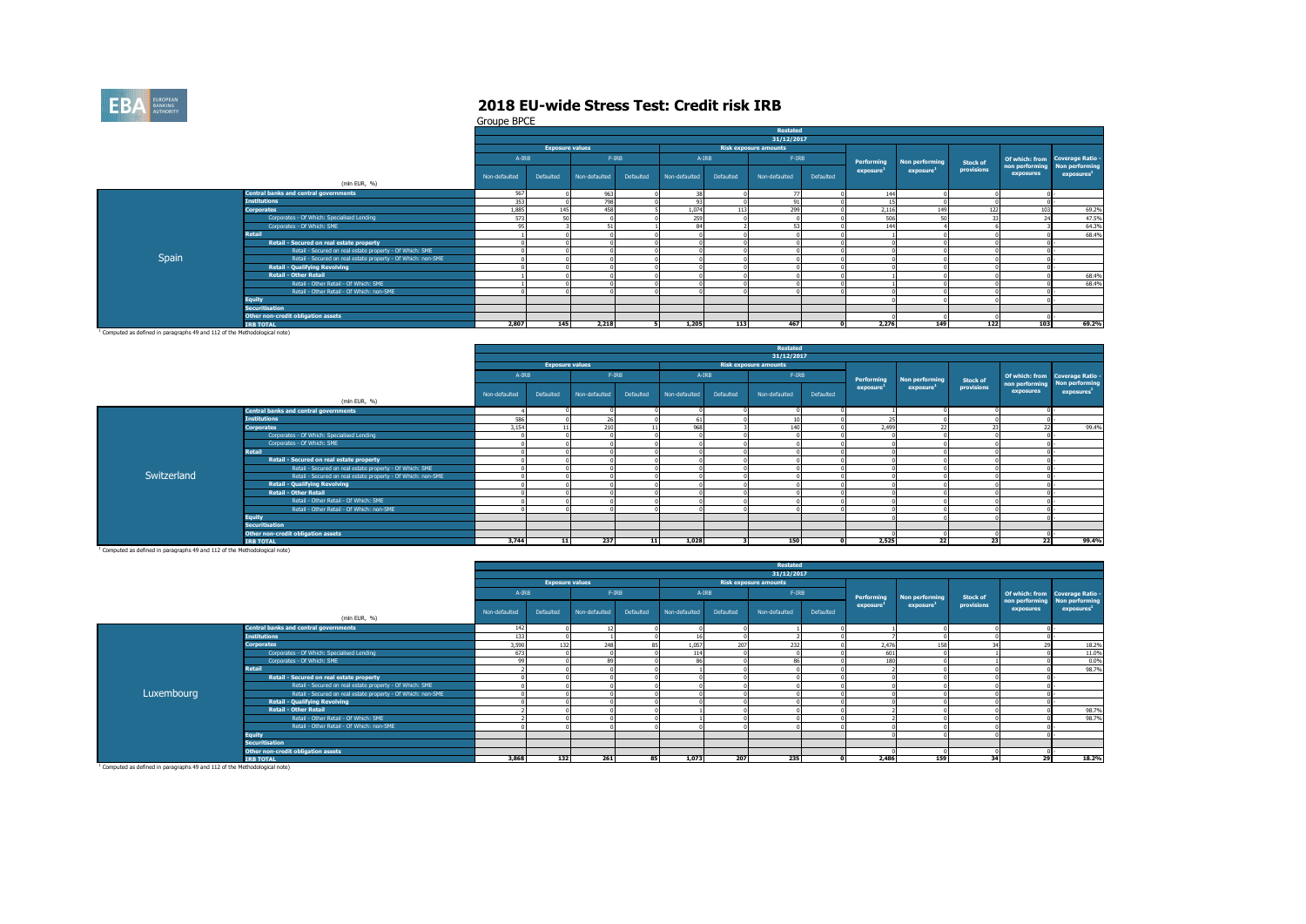# 2018 EU-wide Stress Test: Credit risk IRB

Groupe BPCE

## Spain

| (mln EUR, %) | Restated 31/12/2017 | | | | | | | | | | | | |
|---|---|---|---|---|---|---|---|---|---|---|---|---|---|
| | Exposure values | | | | Risk exposure amounts | | | | Performing exposure[1] | Non performing exposure[1] | Stock of provisions | Of which: from non performing exposures | Coverage Ratio - Non performing exposures[1] |
| | A-IRB | | F-IRB | | A-IRB | | F-IRB | | | | | | |
| | Non-defaulted | Defaulted | Non-defaulted | Defaulted | Non-defaulted | Defaulted | Non-defaulted | Defaulted | | | | | |
| Central banks and central governments | 567 | 0 | 963 | 0 | 38 | 0 | 77 | 0 | 144 | 0 | 0 | 0 | - |
| Institutions | 353 | 0 | 798 | 0 | 93 | 0 | 91 | 0 | 15 | 0 | 0 | 0 | - |
| Corporates | 1,885 | 145 | 458 | 5 | 1,074 | 113 | 299 | 0 | 2,116 | 149 | 122 | 103 | 69.2% |
| Corporates - Of Which: Specialised Lending | 573 | 50 | 0 | 0 | 259 | 0 | 0 | 0 | 506 | 50 | 33 | 24 | 47.5% |
| Corporates - Of Which: SME | 95 | 3 | 51 | 1 | 84 | 2 | 53 | 0 | 144 | 4 | 6 | 3 | 64.3% |
| Retail | 1 | 0 | 0 | 0 | 0 | 0 | 0 | 0 | 1 | 0 | 0 | 0 | 68.4% |
| Retail - Secured on real estate property | 0 | 0 | 0 | 0 | 0 | 0 | 0 | 0 | 0 | 0 | 0 | 0 | - |
| Retail - Secured on real estate property - Of Which: SME | 0 | 0 | 0 | 0 | 0 | 0 | 0 | 0 | 0 | 0 | 0 | 0 | - |
| Retail - Secured on real estate property - Of Which: non-SME | 0 | 0 | 0 | 0 | 0 | 0 | 0 | 0 | 0 | 0 | 0 | 0 | - |
| Retail - Qualifying Revolving | 0 | 0 | 0 | 0 | 0 | 0 | 0 | 0 | 0 | 0 | 0 | 0 | - |
| Retail - Other Retail | 1 | 0 | 0 | 0 | 0 | 0 | 0 | 0 | 1 | 0 | 0 | 0 | 68.4% |
| Retail - Other Retail - Of Which: SME | 1 | 0 | 0 | 0 | 0 | 0 | 0 | 0 | 1 | 0 | 0 | 0 | 68.4% |
| Retail - Other Retail - Of Which: non-SME | 0 | 0 | 0 | 0 | 0 | 0 | 0 | 0 | 0 | 0 | 0 | 0 | - |
| Equity | | | | | | | | | 0 | 0 | 0 | 0 | - |
| Securitisation | | | | | | | | | | | | | |
| Other non-credit obligation assets | | | | | | | | | 0 | 0 | 0 | 0 | - |
| IRB TOTAL | 2,807 | 145 | 2,218 | 5 | 1,205 | 113 | 467 | 0 | 2,276 | 149 | 122 | 103 | 69.2% |

[1] Computed as defined in paragraphs 49 and 112 of the Methodological note)

## Switzerland

| (mln EUR, %) | Restated 31/12/2017 | | | | | | | | | | | | |
|---|---|---|---|---|---|---|---|---|---|---|---|---|---|
| | Exposure values | | | | Risk exposure amounts | | | | Performing exposure[1] | Non performing exposure[1] | Stock of provisions | Of which: from non performing exposures | Coverage Ratio - Non performing exposures[1] |
| | A-IRB | | F-IRB | | A-IRB | | F-IRB | | | | | | |
| | Non-defaulted | Defaulted | Non-defaulted | Defaulted | Non-defaulted | Defaulted | Non-defaulted | Defaulted | | | | | |
| Central banks and central governments | 4 | 0 | 0 | 0 | 0 | 0 | 0 | 0 | 1 | 0 | 0 | 0 | - |
| Institutions | 586 | 0 | 26 | 0 | 61 | 0 | 10 | 0 | 25 | 0 | 0 | 0 | - |
| Corporates | 3,154 | 11 | 210 | 11 | 968 | 3 | 140 | 0 | 2,499 | 22 | 23 | 22 | 99.4% |
| Corporates - Of Which: Specialised Lending | 0 | 0 | 0 | 0 | 0 | 0 | 0 | 0 | 0 | 0 | 0 | 0 | - |
| Corporates - Of Which: SME | 0 | 0 | 0 | 0 | 0 | 0 | 0 | 0 | 0 | 0 | 0 | 0 | - |
| Retail | 0 | 0 | 0 | 0 | 0 | 0 | 0 | 0 | 0 | 0 | 0 | 0 | - |
| Retail - Secured on real estate property | 0 | 0 | 0 | 0 | 0 | 0 | 0 | 0 | 0 | 0 | 0 | 0 | - |
| Retail - Secured on real estate property - Of Which: SME | 0 | 0 | 0 | 0 | 0 | 0 | 0 | 0 | 0 | 0 | 0 | 0 | - |
| Retail - Secured on real estate property - Of Which: non-SME | 0 | 0 | 0 | 0 | 0 | 0 | 0 | 0 | 0 | 0 | 0 | 0 | - |
| Retail - Qualifying Revolving | 0 | 0 | 0 | 0 | 0 | 0 | 0 | 0 | 0 | 0 | 0 | 0 | - |
| Retail - Other Retail | 0 | 0 | 0 | 0 | 0 | 0 | 0 | 0 | 0 | 0 | 0 | 0 | - |
| Retail - Other Retail - Of Which: SME | 0 | 0 | 0 | 0 | 0 | 0 | 0 | 0 | 0 | 0 | 0 | 0 | - |
| Retail - Other Retail - Of Which: non-SME | 0 | 0 | 0 | 0 | 0 | 0 | 0 | 0 | 0 | 0 | 0 | 0 | - |
| Equity | | | | | | | | | 0 | 0 | 0 | 0 | - |
| Securitisation | | | | | | | | | | | | | |
| Other non-credit obligation assets | | | | | | | | | 0 | 0 | 0 | 0 | - |
| IRB TOTAL | 3,744 | 11 | 237 | 11 | 1,028 | 3 | 150 | 0 | 2,525 | 22 | 23 | 22 | 99.4% |

[1] Computed as defined in paragraphs 49 and 112 of the Methodological note)

## Luxembourg

| (mln EUR, %) | Restated 31/12/2017 | | | | | | | | | | | | |
|---|---|---|---|---|---|---|---|---|---|---|---|---|---|
| | Exposure values | | | | Risk exposure amounts | | | | Performing exposure[1] | Non performing exposure[1] | Stock of provisions | Of which: from non performing exposures | Coverage Ratio - Non performing exposures[1] |
| | A-IRB | | F-IRB | | A-IRB | | F-IRB | | | | | | |
| | Non-defaulted | Defaulted | Non-defaulted | Defaulted | Non-defaulted | Defaulted | Non-defaulted | Defaulted | | | | | |
| Central banks and central governments | 142 | 0 | 12 | 0 | 0 | 0 | 1 | 0 | 1 | 0 | 0 | 0 | - |
| Institutions | 133 | 0 | 1 | 0 | 16 | 0 | 2 | 0 | 7 | 0 | 0 | 0 | - |
| Corporates | 3,590 | 132 | 248 | 85 | 1,057 | 207 | 232 | 0 | 2,476 | 158 | 34 | 29 | 18.2% |
| Corporates - Of Which: Specialised Lending | 673 | 0 | 0 | 0 | 114 | 0 | 0 | 0 | 601 | 0 | 1 | 0 | 11.0% |
| Corporates - Of Which: SME | 99 | 0 | 89 | 0 | 86 | 0 | 86 | 0 | 180 | 0 | 1 | 0 | 0.0% |
| Retail | 2 | 0 | 0 | 0 | 1 | 0 | 0 | 0 | 2 | 0 | 0 | 0 | 98.7% |
| Retail - Secured on real estate property | 0 | 0 | 0 | 0 | 0 | 0 | 0 | 0 | 0 | 0 | 0 | 0 | - |
| Retail - Secured on real estate property - Of Which: SME | 0 | 0 | 0 | 0 | 0 | 0 | 0 | 0 | 0 | 0 | 0 | 0 | - |
| Retail - Secured on real estate property - Of Which: non-SME | 0 | 0 | 0 | 0 | 0 | 0 | 0 | 0 | 0 | 0 | 0 | 0 | - |
| Retail - Qualifying Revolving | 0 | 0 | 0 | 0 | 0 | 0 | 0 | 0 | 0 | 0 | 0 | 0 | - |
| Retail - Other Retail | 2 | 0 | 0 | 0 | 1 | 0 | 0 | 0 | 2 | 0 | 0 | 0 | 98.7% |
| Retail - Other Retail - Of Which: SME | 2 | 0 | 0 | 0 | 1 | 0 | 0 | 0 | 2 | 0 | 0 | 0 | 98.7% |
| Retail - Other Retail - Of Which: non-SME | 0 | 0 | 0 | 0 | 0 | 0 | 0 | 0 | 0 | 0 | 0 | 0 | - |
| Equity | | | | | | | | | 0 | 0 | 0 | 0 | - |
| Securitisation | | | | | | | | | | | | | |
| Other non-credit obligation assets | | | | | | | | | 0 | 0 | 0 | 0 | - |
| IRB TOTAL | 3,868 | 132 | 261 | 85 | 1,073 | 207 | 235 | 0 | 2,486 | 159 | 34 | 29 | 18.2% |

[1] Computed as defined in paragraphs 49 and 112 of the Methodological note)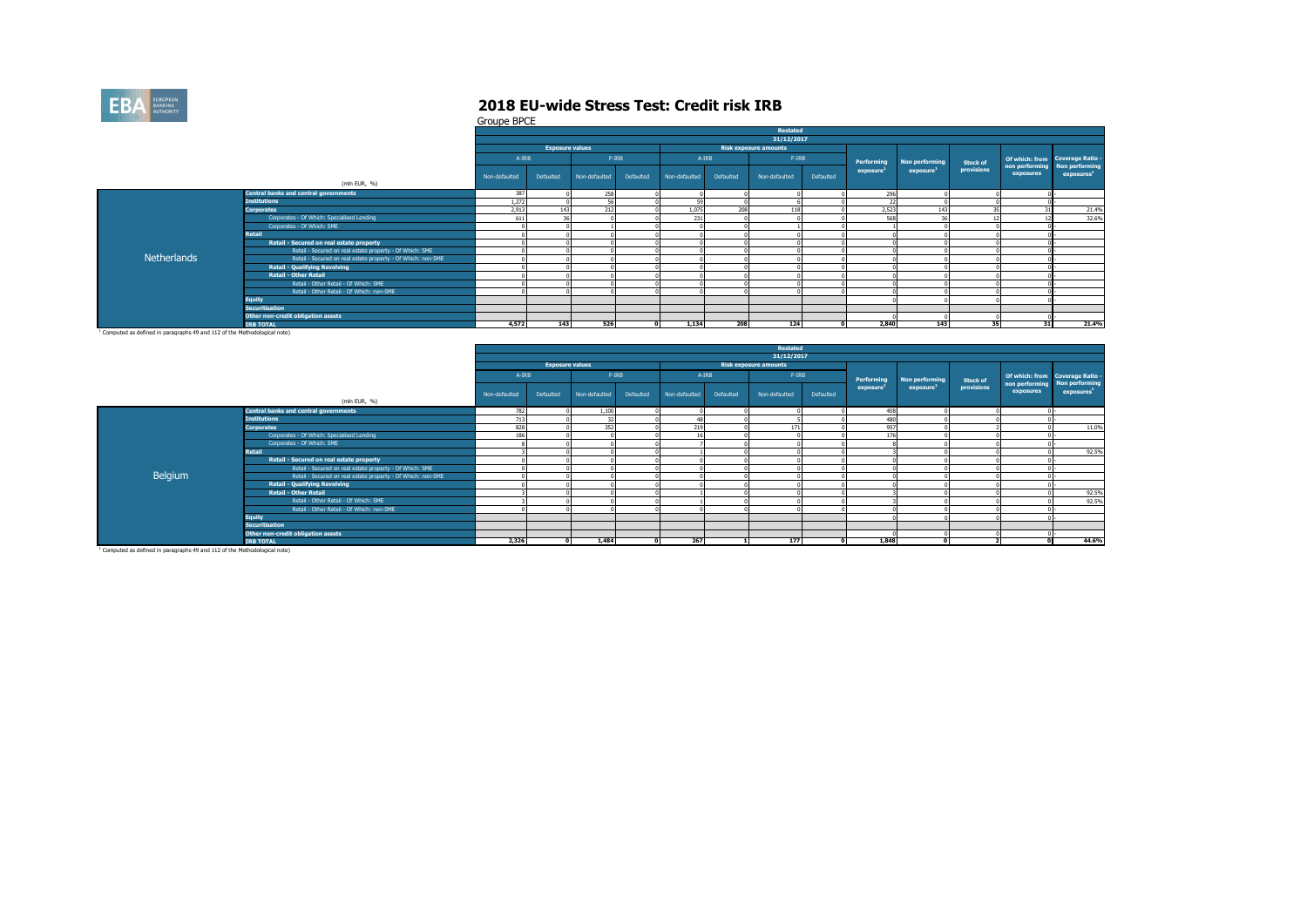# 2018 EU-wide Stress Test: Credit risk IRB

Groupe BPCE

| | (mln EUR, %) | Restated 31/12/2017 Exposure values A-IRB Non-defaulted | A-IRB Defaulted | F-IRB Non-defaulted | F-IRB Defaulted | Risk exposure amounts A-IRB Non-defaulted | A-IRB Defaulted | F-IRB Non-defaulted | F-IRB Defaulted | Performing exposure[1] | Non performing exposure[1] | Stock of provisions | Of which: from non performing exposures | Coverage Ratio - Non performing exposures[1] |
|---|---|---|---|---|---|---|---|---|---|---|---|---|---|---|
| Netherlands | Central banks and central governments | 387 | 0 | 258 | 0 | 0 | 0 | 0 | 0 | 296 | 0 | 0 | 0 | - |
| | Institutions | 1,272 | 0 | 56 | 0 | 59 | 0 | 6 | 0 | 22 | 0 | 0 | 0 | - |
| | Corporates | 2,913 | 143 | 212 | 0 | 1,075 | 208 | 118 | 0 | 2,523 | 143 | 35 | 31 | 21.4% |
| | Corporates - Of Which: Specialised Lending | 611 | 36 | 0 | 0 | 231 | 0 | 0 | 0 | 568 | 36 | 12 | 12 | 32.6% |
| | Corporates - Of Which: SME | 0 | 0 | 1 | 0 | 0 | 0 | 1 | 0 | 1 | 0 | 0 | 0 | - |
| | Retail | 0 | 0 | 0 | 0 | 0 | 0 | 0 | 0 | 0 | 0 | 0 | 0 | - |
| | Retail - Secured on real estate property | 0 | 0 | 0 | 0 | 0 | 0 | 0 | 0 | 0 | 0 | 0 | 0 | - |
| | Retail - Secured on real estate property - Of Which: SME | 0 | 0 | 0 | 0 | 0 | 0 | 0 | 0 | 0 | 0 | 0 | 0 | - |
| | Retail - Secured on real estate property - Of Which: non-SME | 0 | 0 | 0 | 0 | 0 | 0 | 0 | 0 | 0 | 0 | 0 | 0 | - |
| | Retail - Qualifying Revolving | 0 | 0 | 0 | 0 | 0 | 0 | 0 | 0 | 0 | 0 | 0 | 0 | - |
| | Retail - Other Retail | 0 | 0 | 0 | 0 | 0 | 0 | 0 | 0 | 0 | 0 | 0 | 0 | - |
| | Retail - Other Retail - Of Which: SME | 0 | 0 | 0 | 0 | 0 | 0 | 0 | 0 | 0 | 0 | 0 | 0 | - |
| | Retail - Other Retail - Of Which: non-SME | 0 | 0 | 0 | 0 | 0 | 0 | 0 | 0 | 0 | 0 | 0 | 0 | - |
| | Equity | | | | | | | | | 0 | 0 | 0 | 0 | - |
| | Securitisation | | | | | | | | | | | | | |
| | Other non-credit obligation assets | | | | | | | | | 0 | 0 | 0 | 0 | - |
| | IRB TOTAL | 4,572 | 143 | 526 | 0 | 1,134 | 208 | 124 | 0 | 2,840 | 143 | 35 | 31 | 21.4% |

[1] Computed as defined in paragraphs 49 and 112 of the Methodological note)

| | (mln EUR, %) | Restated 31/12/2017 Exposure values A-IRB Non-defaulted | A-IRB Defaulted | F-IRB Non-defaulted | F-IRB Defaulted | Risk exposure amounts A-IRB Non-defaulted | A-IRB Defaulted | F-IRB Non-defaulted | F-IRB Defaulted | Performing exposure[1] | Non performing exposure[1] | Stock of provisions | Of which: from non performing exposures | Coverage Ratio - Non performing exposures[1] |
|---|---|---|---|---|---|---|---|---|---|---|---|---|---|---|
| Belgium | Central banks and central governments | 782 | 0 | 1,100 | 0 | 0 | 0 | 0 | 0 | 408 | 0 | 0 | 0 | - |
| | Institutions | 713 | 0 | 32 | 0 | 48 | 0 | 5 | 0 | 480 | 0 | 0 | 0 | - |
| | Corporates | 828 | 0 | 352 | 0 | 219 | 0 | 171 | 0 | 957 | 0 | 2 | 0 | 11.0% |
| | Corporates - Of Which: Specialised Lending | 186 | 0 | 0 | 0 | 16 | 0 | 0 | 0 | 176 | 0 | 0 | 0 | - |
| | Corporates - Of Which: SME | 8 | 0 | 0 | 0 | 7 | 0 | 0 | 0 | 8 | 0 | 0 | 0 | - |
| | Retail | 3 | 0 | 0 | 0 | 1 | 0 | 0 | 0 | 3 | 0 | 0 | 0 | 92.5% |
| | Retail - Secured on real estate property | 0 | 0 | 0 | 0 | 0 | 0 | 0 | 0 | 0 | 0 | 0 | 0 | - |
| | Retail - Secured on real estate property - Of Which: SME | 0 | 0 | 0 | 0 | 0 | 0 | 0 | 0 | 0 | 0 | 0 | 0 | - |
| | Retail - Secured on real estate property - Of Which: non-SME | 0 | 0 | 0 | 0 | 0 | 0 | 0 | 0 | 0 | 0 | 0 | 0 | - |
| | Retail - Qualifying Revolving | 0 | 0 | 0 | 0 | 0 | 0 | 0 | 0 | 0 | 0 | 0 | 0 | - |
| | Retail - Other Retail | 3 | 0 | 0 | 0 | 1 | 0 | 0 | 0 | 3 | 0 | 0 | 0 | 92.5% |
| | Retail - Other Retail - Of Which: SME | 3 | 0 | 0 | 0 | 1 | 0 | 0 | 0 | 3 | 0 | 0 | 0 | 92.5% |
| | Retail - Other Retail - Of Which: non-SME | 0 | 0 | 0 | 0 | 0 | 0 | 0 | 0 | 0 | 0 | 0 | 0 | - |
| | Equity | | | | | | | | | 0 | 0 | 0 | 0 | - |
| | Securitisation | | | | | | | | | | | | | |
| | Other non-credit obligation assets | | | | | | | | | 0 | 0 | 0 | 0 | - |
| | IRB TOTAL | 2,326 | 0 | 1,484 | 0 | 267 | 1 | 177 | 0 | 1,848 | 0 | 2 | 0 | 44.6% |

[1] Computed as defined in paragraphs 49 and 112 of the Methodological note)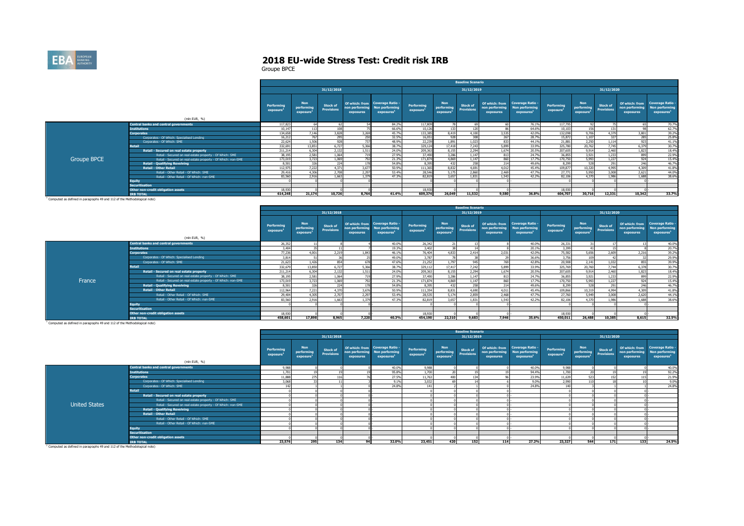# 2018 EU-wide Stress Test: Credit risk IRB

Groupe BPCE

**Groupe BPCE** — Baseline Scenario

| (mln EUR, %) | 31/12/2018 Performing exposure[1] | Non performing exposure[1] | Stock of Provisions | Of which: from non performing exposures | Coverage Ratio - Non performing exposures[1] | 31/12/2019 Performing exposure[1] | Non performing exposure[1] | Stock of Provisions | Of which: from non performing exposures | Coverage Ratio - Non performing exposures[1] | 31/12/2020 Performing exposure[1] | Non performing exposure[1] | Stock of Provisions | Of which: from non performing exposures | Coverage Ratio - Non performing exposures[1] |
|---|---|---|---|---|---|---|---|---|---|---|---|---|---|---|---|
| Central banks and central governments | 117,823 | 64 | 62 | 54 | 84.2% | 117,809 | 78 | 69 | 60 | 76.1% | 117,795 | 92 | 75 | 65 | 70.7% |
| Institutions | 10,147 | 113 | 108 | 75 | 66.6% | 10,126 | 133 | 120 | 86 | 64.6% | 10,103 | 156 | 131 | 98 | 62.7% |
| Corporates | 134,658 | 7,146 | 3,828 | 3,269 | 45.7% | 133,385 | 8,419 | 4,100 | 3,535 | 42.0% | 132,098 | 9,706 | 4,379 | 3,801 | 39.2% |
| Corporates - Of Which: Specialised Lending | 16,212 | 767 | 295 | 250 | 32.5% | 16,051 | 928 | 308 | 267 | 28.7% | 15,872 | 1,107 | 327 | 285 | 25.8% |
| Corporates - Of Which: SME | 22,624 | 1,506 | 928 | 737 | 48.9% | 22,239 | 1,891 | 1,023 | 833 | 44.1% | 21,881 | 2,250 | 1,114 | 923 | 41.1% |
| Retail | 332,691 | 13,851 | 6,727 | 5,366 | 38.7% | 329,124 | 17,418 | 7,243 | 5,899 | 33.9% | 325,780 | 20,762 | 7,745 | 6,379 | 30.7% |
| Retail - Secured on real estate property | 211,214 | 6,304 | 2,132 | 1,511 | 24.0% | 209,363 | 8,155 | 2,294 | 1,674 | 20.5% | 207,605 | 9,914 | 2,460 | 1,823 | 18.4% |
| Retail - Secured on real estate property - Of Which: SME | 38,195 | 2,581 | 1,064 | 719 | 27.9% | 37,490 | 3,286 | 1,147 | 813 | 24.7% | 36,855 | 3,921 | 1,233 | 899 | 22.9% |
| Retail - Secured on real estate property - Of Which: non-SME | 173,019 | 3,723 | 1,069 | 792 | 21.3% | 171,874 | 4,869 | 1,147 | 860 | 17.7% | 170,750 | 5,993 | 1,227 | 924 | 15.4% |
| Retail - Qualifying Revolving | 8,501 | 326 | 224 | 178 | 54.8% | 8,395 | 432 | 258 | 214 | 49.6% | 8,299 | 528 | 291 | 246 | 46.7% |
| Retail - Other Retail | 112,975 | 7,222 | 4,371 | 3,677 | 50.9% | 111,365 | 8,832 | 4,691 | 4,012 | 45.4% | 109,877 | 10,320 | 4,995 | 4,309 | 41.8% |
| Retail - Other Retail - Of Which: SME | 29,416 | 4,306 | 2,708 | 2,297 | 53.4% | 28,546 | 5,175 | 2,860 | 2,469 | 47.7% | 27,771 | 5,950 | 3,008 | 2,621 | 44.0% |
| Retail - Other Retail - Of Which: non-SME | 83,560 | 2,916 | 1,663 | 1,379 | 47.3% | 82,819 | 3,657 | 1,831 | 1,543 | 42.2% | 82,106 | 4,370 | 1,986 | 1,688 | 38.6% |
| Equity | 0 | 0 | 0 | 0 | - | 0 | 0 | 0 | 0 | - | 0 | 0 | 0 | 0 | - |
| Securitisation | | | | | | | | | | | | | | | |
| Other non-credit obligation assets | 18,930 | 0 | 0 | 0 | - | 18,930 | 0 | 0 | 0 | - | 18,930 | 0 | 0 | 0 | - |
| IRB TOTAL | 614,248 | 21,174 | 10,726 | 8,764 | 41.4% | 609,374 | 26,049 | 11,532 | 9,580 | 36.8% | 604,707 | 30,716 | 12,331 | 10,342 | 33.7% |

[1] Computed as defined in paragraphs 49 and 112 of the Methodological note)

**France** — Baseline Scenario

| (mln EUR, %) | 31/12/2018 Performing exposure[1] | Non performing exposure[1] | Stock of Provisions | Of which: from non performing exposures | Coverage Ratio - Non performing exposures[1] | 31/12/2019 Performing exposure[1] | Non performing exposure[1] | Stock of Provisions | Of which: from non performing exposures | Coverage Ratio - Non performing exposures[1] | 31/12/2020 Performing exposure[1] | Non performing exposure[1] | Stock of Provisions | Of which: from non performing exposures | Coverage Ratio - Non performing exposures[1] |
|---|---|---|---|---|---|---|---|---|---|---|---|---|---|---|---|
| Central banks and central governments | 26,352 | 11 | 8 | 4 | 40.0% | 26,342 | 21 | 13 | 8 | 40.0% | 26,331 | 31 | 17 | 13 | 40.0% |
| Institutions | 3,404 | 35 | 11 | 7 | 19.3% | 3,402 | 38 | 14 | 8 | 20.1% | 3,399 | 41 | 15 | 8 | 20.7% |
| Corporates | 77,236 | 4,001 | 2,219 | 1,843 | 46.1% | 76,404 | 4,833 | 2,414 | 2,031 | 42.0% | 75,582 | 5,656 | 2,609 | 2,216 | 39.2% |
| Corporates - Of Which: Specialised Lending | 3,814 | 51 | 36 | 25 | 49.0% | 3,787 | 78 | 38 | 29 | 36.6% | 3,756 | 109 | 42 | 32 | 29.9% |
| Corporates - Of Which: SME | 21,623 | 1,426 | 854 | 678 | 47.6% | 21,252 | 1,797 | 945 | 769 | 42.8% | 20,908 | 2,141 | 1,032 | 855 | 39.9% |
| Retail | 332,679 | 13,850 | 6,727 | 5,366 | 38.7% | 329,112 | 17,417 | 7,242 | 5,899 | 33.9% | 325,769 | 20,760 | 7,744 | 6,378 | 30.7% |
| Retail - Secured on real estate property | 211,214 | 6,304 | 2,132 | 1,511 | 24.0% | 209,363 | 8,155 | 2,294 | 1,674 | 20.5% | 207,605 | 9,914 | 2,460 | 1,823 | 18.4% |
| Retail - Secured on real estate property - Of Which: SME | 38,195 | 2,581 | 1,064 | 719 | 27.9% | 37,490 | 3,286 | 1,147 | 813 | 24.7% | 36,855 | 3,921 | 1,233 | 899 | 22.9% |
| Retail - Secured on real estate property - Of Which: non-SME | 173,019 | 3,723 | 1,069 | 792 | 21.3% | 171,874 | 4,869 | 1,147 | 860 | 17.7% | 170,750 | 5,993 | 1,227 | 924 | 15.4% |
| Retail - Qualifying Revolving | 8,501 | 326 | 224 | 178 | 54.8% | 8,395 | 432 | 258 | 214 | 49.6% | 8,299 | 528 | 291 | 246 | 46.7% |
| Retail - Other Retail | 112,964 | 7,221 | 4,370 | 3,676 | 50.9% | 111,354 | 8,831 | 4,690 | 4,011 | 45.4% | 109,866 | 10,319 | 4,994 | 4,309 | 41.8% |
| Retail - Other Retail - Of Which: SME | 29,404 | 4,305 | 2,707 | 2,297 | 53.4% | 28,535 | 5,174 | 2,859 | 2,468 | 47.7% | 27,760 | 5,949 | 3,008 | 2,620 | 44.1% |
| Retail - Other Retail - Of Which: non-SME | 83,560 | 2,916 | 1,663 | 1,379 | 47.3% | 82,819 | 3,657 | 1,831 | 1,543 | 42.2% | 82,106 | 4,370 | 1,986 | 1,688 | 38.6% |
| Equity | 0 | 0 | 0 | 0 | - | 0 | 0 | 0 | 0 | - | 0 | 0 | 0 | 0 | - |
| Securitisation | | | | | | | | | | | | | | | |
| Other non-credit obligation assets | 18,930 | 0 | 0 | 0 | - | 18,930 | 0 | 0 | 0 | - | 18,930 | 0 | 0 | 0 | - |
| IRB TOTAL | 458,601 | 17,898 | 8,965 | 7,220 | 40.3% | 454,190 | 22,310 | 9,683 | 7,946 | 35.6% | 450,011 | 26,488 | 10,385 | 8,615 | 32.5% |

[1] Computed as defined in paragraphs 49 and 112 of the Methodological note)

**United States** — Baseline Scenario

| (mln EUR, %) | 31/12/2018 Performing exposure[1] | Non performing exposure[1] | Stock of Provisions | Of which: from non performing exposures | Coverage Ratio - Non performing exposures[1] | 31/12/2019 Performing exposure[1] | Non performing exposure[1] | Stock of Provisions | Of which: from non performing exposures | Coverage Ratio - Non performing exposures[1] | 31/12/2020 Performing exposure[1] | Non performing exposure[1] | Stock of Provisions | Of which: from non performing exposures | Coverage Ratio - Non performing exposures[1] |
|---|---|---|---|---|---|---|---|---|---|---|---|---|---|---|---|
| Central banks and central governments | 9,988 | 0 | 0 | 0 | 40.0% | 9,988 | 0 | 0 | 0 | 40.0% | 9,988 | 0 | 0 | 0 | 40.0% |
| Institutions | 1,701 | 19 | 19 | 19 | 95.8% | 1,700 | 20 | 19 | 19 | 94.4% | 1,700 | 20 | 19 | 19 | 92.2% |
| Corporates | 11,888 | 275 | 116 | 76 | 27.5% | 11,763 | 400 | 134 | 96 | 23.9% | 11,639 | 523 | 152 | 115 | 21.9% |
| Corporates - Of Which: Specialised Lending | 3,068 | 33 | 11 | 3 | 9.1% | 3,032 | 69 | 14 | 6 | 9.0% | 2,990 | 110 | 18 | 10 | 9.0% |
| Corporates - Of Which: SME | 142 | 1 | 1 | 0 | 24.8% | 141 | 2 | 1 | 0 | 24.8% | 140 | 3 | 1 | 1 | 24.8% |
| Retail | 0 | 0 | 0 | 0 | - | 0 | 0 | 0 | 0 | - | 0 | 0 | 0 | 0 | - |
| Retail - Secured on real estate property | 0 | 0 | 0 | 0 | - | 0 | 0 | 0 | 0 | - | 0 | 0 | 0 | 0 | - |
| Retail - Secured on real estate property - Of Which: SME | 0 | 0 | 0 | 0 | - | 0 | 0 | 0 | 0 | - | 0 | 0 | 0 | 0 | - |
| Retail - Secured on real estate property - Of Which: non-SME | 0 | 0 | 0 | 0 | - | 0 | 0 | 0 | 0 | - | 0 | 0 | 0 | 0 | - |
| Retail - Qualifying Revolving | 0 | 0 | 0 | 0 | - | 0 | 0 | 0 | 0 | - | 0 | 0 | 0 | 0 | - |
| Retail - Other Retail | 0 | 0 | 0 | 0 | - | 0 | 0 | 0 | 0 | - | 0 | 0 | 0 | 0 | - |
| Retail - Other Retail - Of Which: SME | 0 | 0 | 0 | 0 | - | 0 | 0 | 0 | 0 | - | 0 | 0 | 0 | 0 | - |
| Retail - Other Retail - Of Which: non-SME | 0 | 0 | 0 | 0 | - | 0 | 0 | 0 | 0 | - | 0 | 0 | 0 | 0 | - |
| Equity | 0 | 0 | 0 | 0 | - | 0 | 0 | 0 | 0 | - | 0 | 0 | 0 | 0 | - |
| Securitisation | | | | | | | | | | | | | | | |
| Other non-credit obligation assets | 0 | 0 | 0 | 0 | - | 0 | 0 | 0 | 0 | - | 0 | 0 | 0 | 0 | - |
| IRB TOTAL | 23,576 | 295 | 134 | 94 | 32.0% | 23,451 | 420 | 152 | 114 | 27.2% | 23,327 | 544 | 171 | 133 | 24.5% |

[1] Computed as defined in paragraphs 49 and 112 of the Methodological note)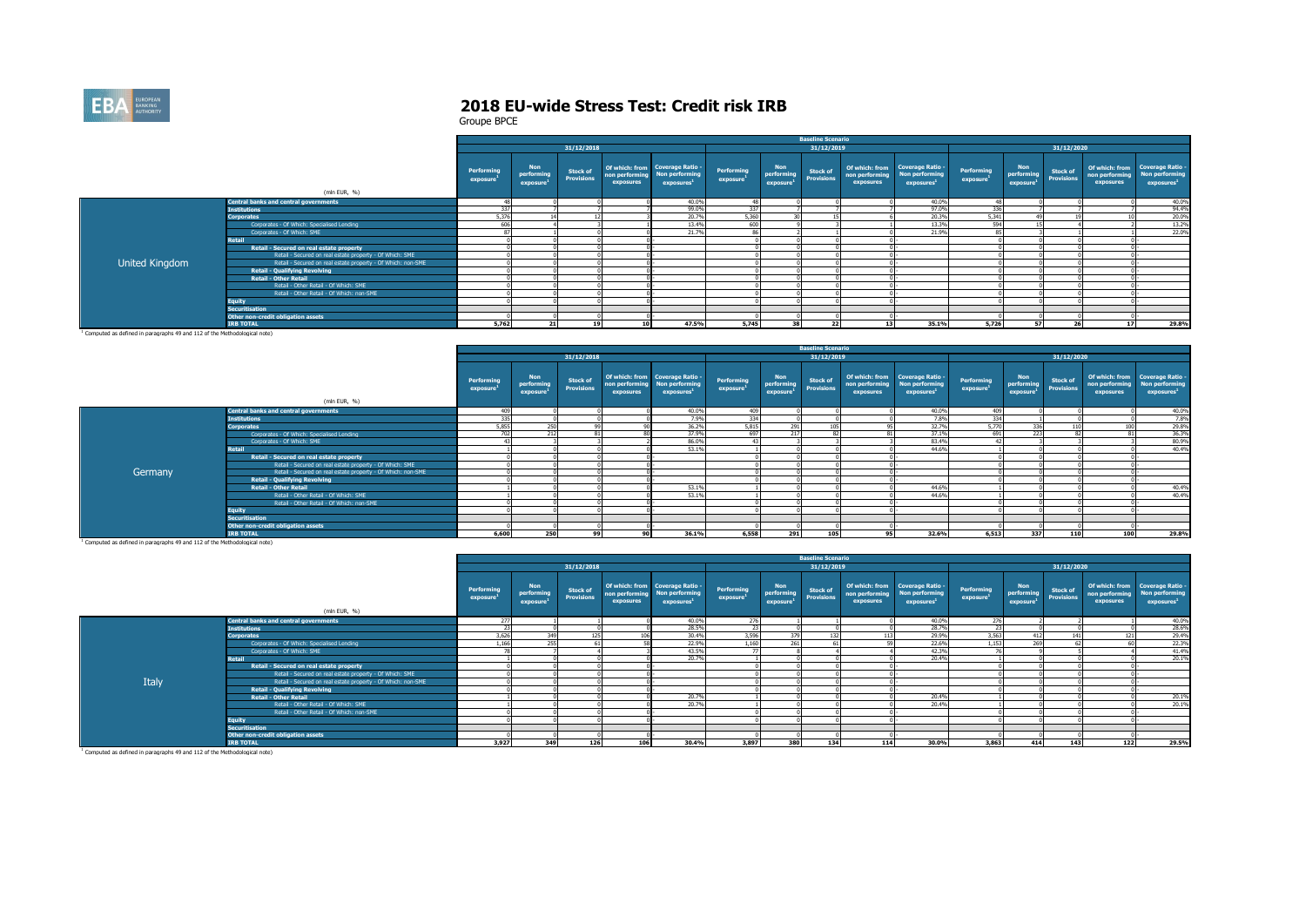# 2018 EU-wide Stress Test: Credit risk IRB

Groupe BPCE

**United Kingdom**

| (mln EUR, %) | Baseline Scenario | | | | | | | | | | | | | | |
|---|---|---|---|---|---|---|---|---|---|---|---|---|---|---|---|
| | 31/12/2018 | | | | | 31/12/2019 | | | | | 31/12/2020 | | | | |
| | Performing exposure[1] | Non performing exposure[1] | Stock of Provisions | Of which: from non performing exposures | Coverage Ratio - Non performing exposures[1] | Performing exposure[1] | Non performing exposure[1] | Stock of Provisions | Of which: from non performing exposures | Coverage Ratio - Non performing exposures[1] | Performing exposure[1] | Non performing exposure[1] | Stock of Provisions | Of which: from non performing exposures | Coverage Ratio - Non performing exposures[1] |
| Central banks and central governments | 48 | 0 | 0 | 0 | 40.0% | 48 | 0 | 0 | 0 | 40.0% | 48 | 0 | 0 | 0 | 40.0% |
| Institutions | 337 | 7 | 7 | 7 | 99.0% | 337 | 7 | 7 | 7 | 97.0% | 336 | 7 | 7 | 7 | 94.4% |
| Corporates | 5,376 | 14 | 12 | 3 | 20.7% | 5,360 | 30 | 15 | 6 | 20.3% | 5,341 | 49 | 19 | 10 | 20.0% |
| Corporates - Of Which: Specialised Lending | 606 | 4 | 3 | 1 | 13.4% | 600 | 9 | 3 | 1 | 13.3% | 594 | 15 | 4 | 2 | 13.2% |
| Corporates - Of Which: SME | 87 | 1 | 0 | 0 | 21.7% | 86 | 2 | 1 | 0 | 21.9% | 85 | 3 | 1 | 1 | 22.0% |
| Retail | 0 | 0 | 0 | 0 | | 0 | 0 | 0 | 0 | | 0 | 0 | 0 | 0 | |
| Retail - Secured on real estate property | 0 | 0 | 0 | 0 | | 0 | 0 | 0 | 0 | - | 0 | 0 | 0 | 0 | - |
| Retail - Secured on real estate property - Of Which: SME | 0 | 0 | 0 | 0 | | 0 | 0 | 0 | 0 | - | 0 | 0 | 0 | 0 | - |
| Retail - Secured on real estate property - Of Which: non-SME | 0 | 0 | 0 | 0 | | 0 | 0 | 0 | 0 | - | 0 | 0 | 0 | 0 | - |
| Retail - Qualifying Revolving | 0 | 0 | 0 | 0 | | 0 | 0 | 0 | 0 | - | 0 | 0 | 0 | 0 | - |
| Retail - Other Retail | 0 | 0 | 0 | 0 | | 0 | 0 | 0 | 0 | - | 0 | 0 | 0 | 0 | - |
| Retail - Other Retail - Of Which: SME | 0 | 0 | 0 | 0 | | 0 | 0 | 0 | 0 | - | 0 | 0 | 0 | 0 | - |
| Retail - Other Retail - Of Which: non-SME | 0 | 0 | 0 | 0 | | 0 | 0 | 0 | 0 | - | 0 | 0 | 0 | 0 | - |
| Equity | 0 | 0 | 0 | 0 | | 0 | 0 | 0 | 0 | - | 0 | 0 | 0 | 0 | - |
| Securitisation | | | | | | | | | | | | | | | |
| Other non-credit obligation assets | 0 | 0 | 0 | 0 | | 0 | 0 | 0 | 0 | - | 0 | 0 | 0 | 0 | - |
| IRB TOTAL | 5,762 | 21 | 19 | 10 | 47.5% | 5,745 | 38 | 22 | 13 | 35.1% | 5,726 | 57 | 26 | 17 | 29.8% |

[1] Computed as defined in paragraphs 49 and 112 of the Methodological note)

**Germany**

| (mln EUR, %) | Baseline Scenario | | | | | | | | | | | | | | |
|---|---|---|---|---|---|---|---|---|---|---|---|---|---|---|---|
| | 31/12/2018 | | | | | 31/12/2019 | | | | | 31/12/2020 | | | | |
| | Performing exposure[1] | Non performing exposure[1] | Stock of Provisions | Of which: from non performing exposures | Coverage Ratio - Non performing exposures[1] | Performing exposure[1] | Non performing exposure[1] | Stock of Provisions | Of which: from non performing exposures | Coverage Ratio - Non performing exposures[1] | Performing exposure[1] | Non performing exposure[1] | Stock of Provisions | Of which: from non performing exposures | Coverage Ratio - Non performing exposures[1] |
| Central banks and central governments | 409 | 0 | 0 | 0 | 40.0% | 409 | 0 | 0 | 0 | 40.0% | 409 | 0 | 0 | 0 | 40.0% |
| Institutions | 335 | 0 | 0 | 0 | 7.9% | 334 | 0 | 0 | 0 | 7.8% | 334 | 1 | 0 | 0 | 7.8% |
| Corporates | 5,855 | 250 | 99 | 90 | 36.2% | 5,815 | 291 | 105 | 95 | 32.7% | 5,770 | 336 | 110 | 100 | 29.8% |
| Corporates - Of Which: Specialised Lending | 702 | 212 | 81 | 80 | 37.9% | 697 | 217 | 82 | 81 | 37.1% | 691 | 223 | 82 | 81 | 36.3% |
| Corporates - Of Which: SME | 43 | 3 | 3 | 2 | 86.0% | 43 | 3 | 3 | 3 | 83.4% | 42 | 3 | 3 | 3 | 80.9% |
| Retail | 1 | 0 | 0 | 0 | 53.1% | 1 | 0 | 0 | 0 | 44.6% | 1 | 0 | 0 | 0 | 40.4% |
| Retail - Secured on real estate property | 0 | 0 | 0 | 0 | | 0 | 0 | 0 | 0 | - | 0 | 0 | 0 | 0 | - |
| Retail - Secured on real estate property - Of Which: SME | 0 | 0 | 0 | 0 | | 0 | 0 | 0 | 0 | - | 0 | 0 | 0 | 0 | - |
| Retail - Secured on real estate property - Of Which: non-SME | 0 | 0 | 0 | 0 | | 0 | 0 | 0 | 0 | - | 0 | 0 | 0 | 0 | - |
| Retail - Qualifying Revolving | 0 | 0 | 0 | 0 | | 0 | 0 | 0 | 0 | - | 0 | 0 | 0 | 0 | - |
| Retail - Other Retail | 1 | 0 | 0 | 0 | 53.1% | 1 | 0 | 0 | 0 | 44.6% | 1 | 0 | 0 | 0 | 40.4% |
| Retail - Other Retail - Of Which: SME | 1 | 0 | 0 | 0 | 53.1% | 1 | 0 | 0 | 0 | 44.6% | 1 | 0 | 0 | 0 | 40.4% |
| Retail - Other Retail - Of Which: non-SME | 0 | 0 | 0 | 0 | | 0 | 0 | 0 | 0 | - | 0 | 0 | 0 | 0 | - |
| Equity | 0 | 0 | 0 | 0 | | 0 | 0 | 0 | 0 | - | 0 | 0 | 0 | 0 | - |
| Securitisation | | | | | | | | | | | | | | | |
| Other non-credit obligation assets | 0 | 0 | 0 | 0 | | 0 | 0 | 0 | 0 | - | 0 | 0 | 0 | 0 | - |
| IRB TOTAL | 6,600 | 250 | 99 | 90 | 36.1% | 6,558 | 291 | 105 | 95 | 32.6% | 6,513 | 337 | 110 | 100 | 29.8% |

[1] Computed as defined in paragraphs 49 and 112 of the Methodological note)

**Italy**

| (mln EUR, %) | Baseline Scenario | | | | | | | | | | | | | | |
|---|---|---|---|---|---|---|---|---|---|---|---|---|---|---|---|
| | 31/12/2018 | | | | | 31/12/2019 | | | | | 31/12/2020 | | | | |
| | Performing exposure[1] | Non performing exposure[1] | Stock of Provisions | Of which: from non performing exposures | Coverage Ratio - Non performing exposures[1] | Performing exposure[1] | Non performing exposure[1] | Stock of Provisions | Of which: from non performing exposures | Coverage Ratio - Non performing exposures[1] | Performing exposure[1] | Non performing exposure[1] | Stock of Provisions | Of which: from non performing exposures | Coverage Ratio - Non performing exposures[1] |
| Central banks and central governments | 277 | 1 | 1 | 0 | 40.0% | 276 | 1 | 1 | 0 | 40.0% | 276 | 2 | 2 | 1 | 40.0% |
| Institutions | 23 | 0 | 0 | 0 | 28.5% | 23 | 0 | 0 | 0 | 28.7% | 23 | 0 | 0 | 0 | 28.6% |
| Corporates | 3,626 | 349 | 125 | 106 | 30.4% | 3,596 | 379 | 132 | 113 | 29.9% | 3,563 | 412 | 141 | 121 | 29.4% |
| Corporates - Of Which: Specialised Lending | 1,166 | 255 | 61 | 58 | 22.9% | 1,160 | 261 | 61 | 59 | 22.6% | 1,153 | 269 | 62 | 60 | 22.3% |
| Corporates - Of Which: SME | 78 | 7 | 4 | 3 | 43.5% | 77 | 8 | 4 | 4 | 42.3% | 76 | 9 | 5 | 4 | 41.4% |
| Retail | 1 | 0 | 0 | 0 | 20.7% | 1 | 0 | 0 | 0 | 20.4% | 1 | 0 | 0 | 0 | 20.1% |
| Retail - Secured on real estate property | 0 | 0 | 0 | 0 | | 0 | 0 | 0 | 0 | - | 0 | 0 | 0 | 0 | - |
| Retail - Secured on real estate property - Of Which: SME | 0 | 0 | 0 | 0 | | 0 | 0 | 0 | 0 | - | 0 | 0 | 0 | 0 | - |
| Retail - Secured on real estate property - Of Which: non-SME | 0 | 0 | 0 | 0 | | 0 | 0 | 0 | 0 | - | 0 | 0 | 0 | 0 | - |
| Retail - Qualifying Revolving | 0 | 0 | 0 | 0 | | 0 | 0 | 0 | 0 | - | 0 | 0 | 0 | 0 | - |
| Retail - Other Retail | 1 | 0 | 0 | 0 | 20.7% | 1 | 0 | 0 | 0 | 20.4% | 1 | 0 | 0 | 0 | 20.1% |
| Retail - Other Retail - Of Which: SME | 1 | 0 | 0 | 0 | 20.7% | 1 | 0 | 0 | 0 | 20.4% | 1 | 0 | 0 | 0 | 20.1% |
| Retail - Other Retail - Of Which: non-SME | 0 | 0 | 0 | 0 | | 0 | 0 | 0 | 0 | - | 0 | 0 | 0 | 0 | - |
| Equity | 0 | 0 | 0 | 0 | | 0 | 0 | 0 | 0 | - | 0 | 0 | 0 | 0 | - |
| Securitisation | | | | | | | | | | | | | | | |
| Other non-credit obligation assets | 0 | 0 | 0 | 0 | | 0 | 0 | 0 | 0 | - | 0 | 0 | 0 | 0 | - |
| IRB TOTAL | 3,927 | 349 | 126 | 106 | 30.4% | 3,897 | 380 | 134 | 114 | 30.0% | 3,863 | 414 | 143 | 122 | 29.5% |

[1] Computed as defined in paragraphs 49 and 112 of the Methodological note)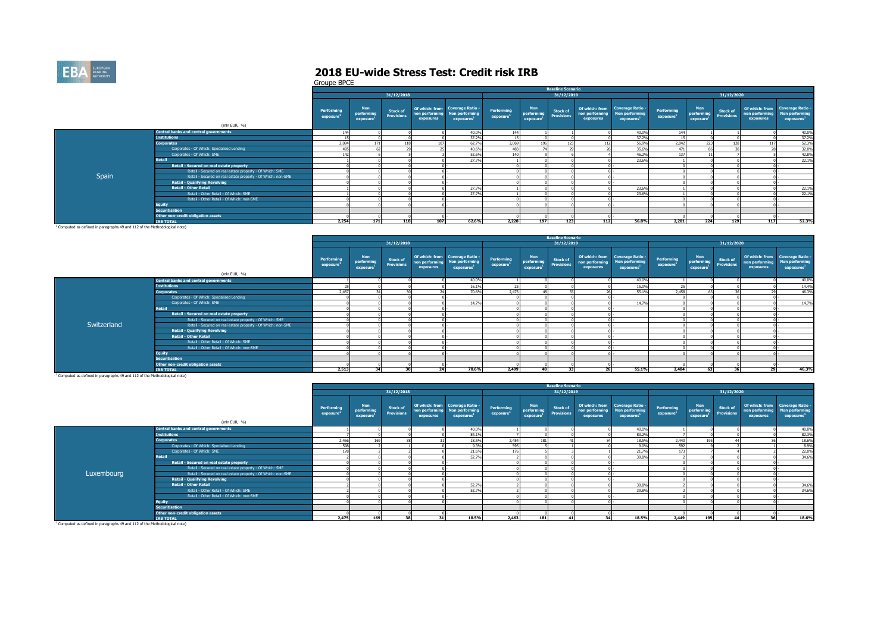# 2018 EU-wide Stress Test: Credit risk IRB

Groupe BPCE

| | (mln EUR, %) | Baseline Scenario | | | | | | | | | | | | | | |
|---|---|---|---|---|---|---|---|---|---|---|---|---|---|---|---|---|
| | | 31/12/2018 | | | | | 31/12/2019 | | | | | 31/12/2020 | | | | |
| | | Performing exposure[1] | Non performing exposure[1] | Stock of Provisions | Of which: from non performing exposures | Coverage Ratio - Non performing exposures[1] | Performing exposure[1] | Non performing exposure[1] | Stock of Provisions | Of which: from non performing exposures | Coverage Ratio - Non performing exposures[1] | Performing exposure[1] | Non performing exposure[1] | Stock of Provisions | Of which: from non performing exposures | Coverage Ratio - Non performing exposures[1] |
| Spain | Central banks and central governments | 144 | 0 | 0 | 0 | 40.0% | 144 | 1 | 1 | 0 | 40.0% | 144 | 1 | 1 | 0 | 40.0% |
| | Institutions | 15 | 0 | 0 | 0 | 37.2% | 15 | 0 | 0 | 0 | 37.2% | 15 | 0 | 0 | 0 | 37.2% |
| | Corporates | 2,094 | 171 | 118 | 107 | 62.7% | 2,069 | 196 | 123 | 112 | 56.9% | 2,042 | 223 | 128 | 117 | 52.3% |
| | Corporates - Of Which: Specialised Lending | 495 | 62 | 29 | 25 | 40.6% | 483 | 74 | 29 | 26 | 35.6% | 471 | 86 | 30 | 28 | 32.0% |
| | Corporates - Of Which: SME | 142 | 6 | 5 | 3 | 52.6% | 140 | 9 | 6 | 4 | 46.2% | 137 | 11 | 7 | 5 | 42.8% |
| | Retail | 1 | 0 | 0 | 0 | 27.7% | 1 | 0 | 0 | 0 | 23.6% | 1 | 0 | 0 | 0 | 22.1% |
| | Retail - Secured on real estate property | 0 | 0 | 0 | 0 | - | 0 | 0 | 0 | 0 | - | 0 | 0 | 0 | 0 | - |
| | Retail - Secured on real estate property - Of Which: SME | 0 | 0 | 0 | 0 | - | 0 | 0 | 0 | 0 | - | 0 | 0 | 0 | 0 | - |
| | Retail - Secured on real estate property - Of Which: non-SME | 0 | 0 | 0 | 0 | - | 0 | 0 | 0 | 0 | - | 0 | 0 | 0 | 0 | - |
| | Retail - Qualifying Revolving | 0 | 0 | 0 | 0 | - | 0 | 0 | 0 | 0 | - | 0 | 0 | 0 | 0 | - |
| | Retail - Other Retail | 1 | 0 | 0 | 0 | 27.7% | 1 | 0 | 0 | 0 | 23.6% | 1 | 0 | 0 | 0 | 22.1% |
| | Retail - Other Retail - Of Which: SME | 1 | 0 | 0 | 0 | 27.7% | 1 | 0 | 0 | 0 | 23.6% | 1 | 0 | 0 | 0 | 22.1% |
| | Retail - Other Retail - Of Which: non-SME | 0 | 0 | 0 | 0 | - | 0 | 0 | 0 | 0 | - | 0 | 0 | 0 | 0 | - |
| | Equity | 0 | 0 | 0 | 0 | - | 0 | 0 | 0 | 0 | - | 0 | 0 | 0 | 0 | - |
| | Securitisation | | | | | | | | | | | | | | | |
| | Other non-credit obligation assets | 0 | 0 | 0 | 0 | - | 0 | 0 | 0 | 0 | - | 0 | 0 | 0 | 0 | - |
| | IRB TOTAL | 2,254 | 171 | 118 | 107 | 62.6% | 2,228 | 197 | 123 | 112 | 56.8% | 2,201 | 224 | 129 | 117 | 52.3% |

[1] Computed as defined in paragraphs 49 and 112 of the Methodological note)

| | (mln EUR, %) | Baseline Scenario | | | | | | | | | | | | | | |
|---|---|---|---|---|---|---|---|---|---|---|---|---|---|---|---|---|
| | | 31/12/2018 | | | | | 31/12/2019 | | | | | 31/12/2020 | | | | |
| | | Performing exposure[1] | Non performing exposure[1] | Stock of Provisions | Of which: from non performing exposures | Coverage Ratio - Non performing exposures[1] | Performing exposure[1] | Non performing exposure[1] | Stock of Provisions | Of which: from non performing exposures | Coverage Ratio - Non performing exposures[1] | Performing exposure[1] | Non performing exposure[1] | Stock of Provisions | Of which: from non performing exposures | Coverage Ratio - Non performing exposures[1] |
| Switzerland | Central banks and central governments | 1 | 0 | 0 | 0 | 40.0% | 1 | 0 | 0 | 0 | 40.0% | 1 | 0 | 0 | 0 | 40.0% |
| | Institutions | 25 | 0 | 0 | 0 | 16.1% | 25 | 0 | 0 | 0 | 15.0% | 25 | 0 | 0 | 0 | 14.4% |
| | Corporates | 2,487 | 34 | 30 | 24 | 70.6% | 2,473 | 48 | 33 | 26 | 55.1% | 2,458 | 63 | 36 | 29 | 46.3% |
| | Corporates - Of Which: Specialised Lending | 0 | 0 | 0 | 0 | - | 0 | 0 | 0 | 0 | - | 0 | 0 | 0 | 0 | - |
| | Corporates - Of Which: SME | 0 | 0 | 0 | 0 | 14.7% | 0 | 0 | 0 | 0 | 14.7% | 0 | 0 | 0 | 0 | 14.7% |
| | Retail | 0 | 0 | 0 | 0 | - | 0 | 0 | 0 | 0 | - | 0 | 0 | 0 | 0 | - |
| | Retail - Secured on real estate property | 0 | 0 | 0 | 0 | - | 0 | 0 | 0 | 0 | - | 0 | 0 | 0 | 0 | - |
| | Retail - Secured on real estate property - Of Which: SME | 0 | 0 | 0 | 0 | - | 0 | 0 | 0 | 0 | - | 0 | 0 | 0 | 0 | - |
| | Retail - Secured on real estate property - Of Which: non-SME | 0 | 0 | 0 | 0 | - | 0 | 0 | 0 | 0 | - | 0 | 0 | 0 | 0 | - |
| | Retail - Qualifying Revolving | 0 | 0 | 0 | 0 | - | 0 | 0 | 0 | 0 | - | 0 | 0 | 0 | 0 | - |
| | Retail - Other Retail | 0 | 0 | 0 | 0 | - | 0 | 0 | 0 | 0 | - | 0 | 0 | 0 | 0 | - |
| | Retail - Other Retail - Of Which: SME | 0 | 0 | 0 | 0 | - | 0 | 0 | 0 | 0 | - | 0 | 0 | 0 | 0 | - |
| | Retail - Other Retail - Of Which: non-SME | 0 | 0 | 0 | 0 | - | 0 | 0 | 0 | 0 | - | 0 | 0 | 0 | 0 | - |
| | Equity | 0 | 0 | 0 | 0 | - | 0 | 0 | 0 | 0 | - | 0 | 0 | 0 | 0 | - |
| | Securitisation | | | | | | | | | | | | | | | |
| | Other non-credit obligation assets | 0 | 0 | 0 | 0 | - | 0 | 0 | 0 | 0 | - | 0 | 0 | 0 | 0 | - |
| | IRB TOTAL | 2,513 | 34 | 30 | 24 | 70.6% | 2,499 | 48 | 33 | 26 | 55.1% | 2,484 | 63 | 36 | 29 | 46.3% |

[1] Computed as defined in paragraphs 49 and 112 of the Methodological note)

| | (mln EUR, %) | Baseline Scenario | | | | | | | | | | | | | | |
|---|---|---|---|---|---|---|---|---|---|---|---|---|---|---|---|---|
| | | 31/12/2018 | | | | | 31/12/2019 | | | | | 31/12/2020 | | | | |
| | | Performing exposure[1] | Non performing exposure[1] | Stock of Provisions | Of which: from non performing exposures | Coverage Ratio - Non performing exposures[1] | Performing exposure[1] | Non performing exposure[1] | Stock of Provisions | Of which: from non performing exposures | Coverage Ratio - Non performing exposures[1] | Performing exposure[1] | Non performing exposure[1] | Stock of Provisions | Of which: from non performing exposures | Coverage Ratio - Non performing exposures[1] |
| Luxembourg | Central banks and central governments | 1 | 0 | 0 | 0 | 40.0% | 1 | 0 | 0 | 0 | 40.0% | 1 | 0 | 0 | 0 | 40.0% |
| | Institutions | 7 | 0 | 0 | 0 | 84.1% | 7 | 0 | 0 | 0 | 83.2% | 7 | 0 | 0 | 0 | 82.3% |
| | Corporates | 2,466 | 169 | 38 | 31 | 18.5% | 2,454 | 181 | 41 | 34 | 18.5% | 2,440 | 195 | 44 | 36 | 18.6% |
| | Corporates - Of Which: Specialised Lending | 598 | 2 | 1 | 0 | 9.3% | 595 | 5 | 1 | 0 | 9.0% | 592 | 9 | 2 | 1 | 8.9% |
| | Corporates - Of Which: SME | 178 | 2 | 2 | 0 | 21.6% | 176 | 5 | 3 | 1 | 21.7% | 173 | 7 | 4 | 2 | 22.0% |
| | Retail | 2 | 0 | 0 | 0 | 52.7% | 2 | 0 | 0 | 0 | 39.8% | 2 | 0 | 0 | 0 | 34.6% |
| | Retail - Secured on real estate property | 0 | 0 | 0 | 0 | - | 0 | 0 | 0 | 0 | - | 0 | 0 | 0 | 0 | - |
| | Retail - Secured on real estate property - Of Which: SME | 0 | 0 | 0 | 0 | - | 0 | 0 | 0 | 0 | - | 0 | 0 | 0 | 0 | - |
| | Retail - Secured on real estate property - Of Which: non-SME | 0 | 0 | 0 | 0 | - | 0 | 0 | 0 | 0 | - | 0 | 0 | 0 | 0 | - |
| | Retail - Qualifying Revolving | 0 | 0 | 0 | 0 | - | 0 | 0 | 0 | 0 | - | 0 | 0 | 0 | 0 | - |
| | Retail - Other Retail | 2 | 0 | 0 | 0 | 52.7% | 2 | 0 | 0 | 0 | 39.8% | 2 | 0 | 0 | 0 | 34.6% |
| | Retail - Other Retail - Of Which: SME | 2 | 0 | 0 | 0 | 52.7% | 2 | 0 | 0 | 0 | 39.8% | 2 | 0 | 0 | 0 | 34.6% |
| | Retail - Other Retail - Of Which: non-SME | 0 | 0 | 0 | 0 | - | 0 | 0 | 0 | 0 | - | 0 | 0 | 0 | 0 | - |
| | Equity | 0 | 0 | 0 | 0 | - | 0 | 0 | 0 | 0 | - | 0 | 0 | 0 | 0 | - |
| | Securitisation | | | | | | | | | | | | | | | |
| | Other non-credit obligation assets | 0 | 0 | 0 | 0 | - | 0 | 0 | 0 | 0 | - | 0 | 0 | 0 | 0 | - |
| | IRB TOTAL | 2,475 | 169 | 38 | 31 | 18.5% | 2,463 | 181 | 41 | 34 | 18.5% | 2,449 | 195 | 44 | 36 | 18.6% |

[1] Computed as defined in paragraphs 49 and 112 of the Methodological note)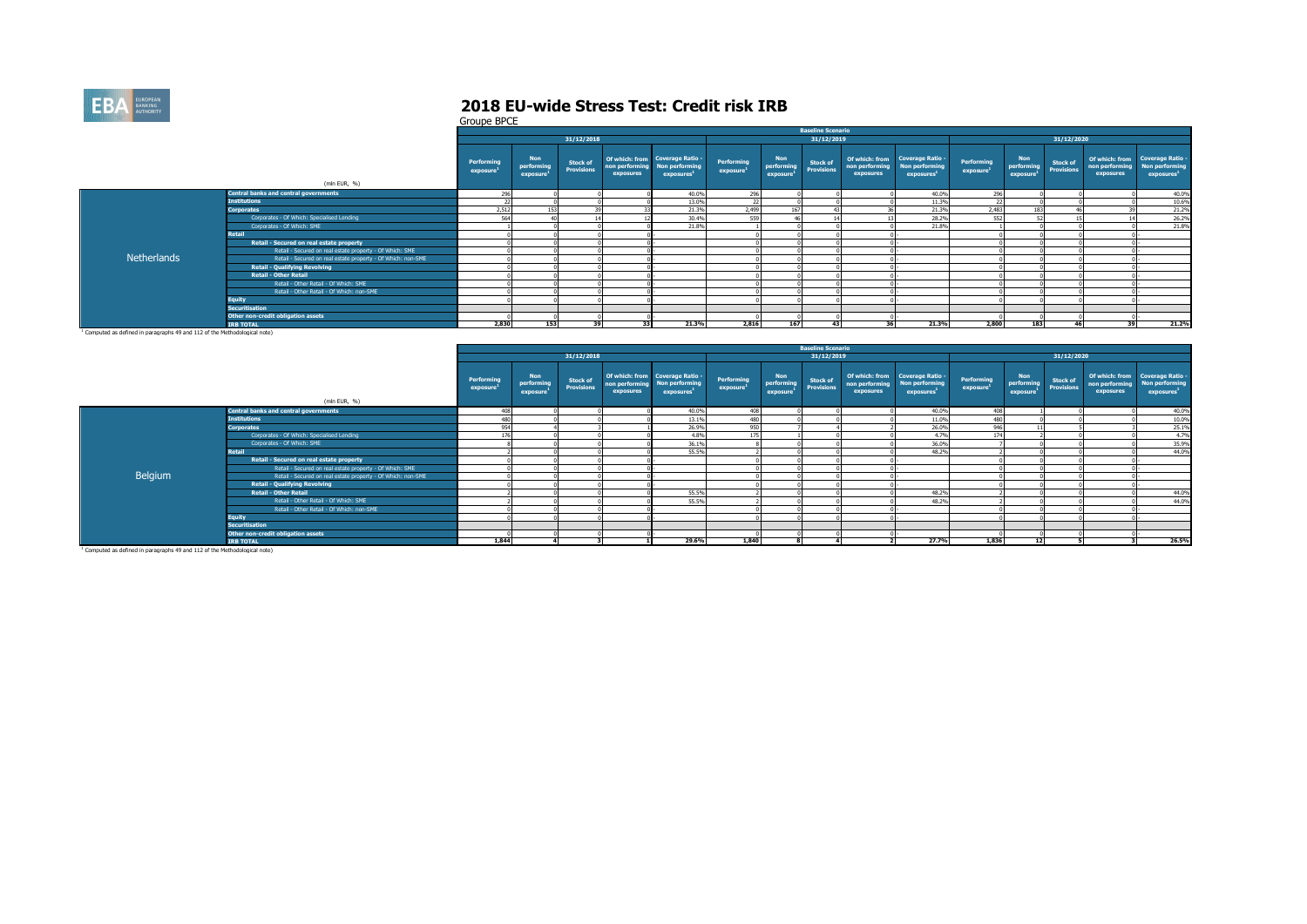# 2018 EU-wide Stress Test: Credit risk IRB

Groupe BPCE

**Netherlands**

| (mln EUR, %) | Baseline Scenario | | | | | | | | | | | | | | |
|---|---|---|---|---|---|---|---|---|---|---|---|---|---|---|---|
| | 31/12/2018 | | | | | 31/12/2019 | | | | | 31/12/2020 | | | | |
| | Performing exposure[1] | Non performing exposure[1] | Stock of Provisions | Of which: from non performing exposures | Coverage Ratio - Non performing exposures[1] | Performing exposure[1] | Non performing exposure[1] | Stock of Provisions | Of which: from non performing exposures | Coverage Ratio - Non performing exposures[1] | Performing exposure[1] | Non performing exposure[1] | Stock of Provisions | Of which: from non performing exposures | Coverage Ratio - Non performing exposures[1] |
| Central banks and central governments | 296 | 0 | 0 | 0 | 40.0% | 296 | 0 | 0 | 0 | 40.0% | 296 | 0 | 0 | 0 | 40.0% |
| Institutions | 22 | 0 | 0 | 0 | 13.0% | 22 | 0 | 0 | 0 | 11.3% | 22 | 0 | 0 | 0 | 10.6% |
| Corporates | 2,512 | 153 | 39 | 33 | 21.3% | 2,499 | 167 | 43 | 36 | 21.3% | 2,483 | 183 | 46 | 39 | 21.2% |
| Corporates - Of Which: Specialised Lending | 564 | 40 | 14 | 12 | 30.4% | 559 | 46 | 14 | 13 | 28.2% | 552 | 52 | 15 | 14 | 26.2% |
| Corporates - Of Which: SME | 1 | 0 | 0 | 0 | 21.8% | 1 | 0 | 0 | 0 | 21.8% | 1 | 0 | 0 | 0 | 21.8% |
| Retail | 0 | 0 | 0 | 0 | | 0 | 0 | 0 | 0 | | 0 | 0 | 0 | 0 | |
| Retail - Secured on real estate property | 0 | 0 | 0 | 0 | | 0 | 0 | 0 | 0 | - | 0 | 0 | 0 | 0 | - |
| Retail - Secured on real estate property - Of Which: SME | 0 | 0 | 0 | 0 | | 0 | 0 | 0 | 0 | - | 0 | 0 | 0 | 0 | - |
| Retail - Secured on real estate property - Of Which: non-SME | 0 | 0 | 0 | 0 | | 0 | 0 | 0 | 0 | - | 0 | 0 | 0 | 0 | - |
| Retail - Qualifying Revolving | 0 | 0 | 0 | 0 | | 0 | 0 | 0 | 0 | - | 0 | 0 | 0 | 0 | - |
| Retail - Other Retail | 0 | 0 | 0 | 0 | | 0 | 0 | 0 | 0 | - | 0 | 0 | 0 | 0 | - |
| Retail - Other Retail - Of Which: SME | 0 | 0 | 0 | 0 | | 0 | 0 | 0 | 0 | - | 0 | 0 | 0 | 0 | - |
| Retail - Other Retail - Of Which: non-SME | 0 | 0 | 0 | 0 | | 0 | 0 | 0 | 0 | - | 0 | 0 | 0 | 0 | - |
| Equity | 0 | 0 | 0 | 0 | | 0 | 0 | 0 | 0 | - | 0 | 0 | 0 | 0 | - |
| Securitisation | | | | | | | | | | | | | | | |
| Other non-credit obligation assets | 0 | 0 | 0 | 0 | | 0 | 0 | 0 | 0 | - | 0 | 0 | 0 | 0 | - |
| IRB TOTAL | 2,830 | 153 | 39 | 33 | 21.3% | 2,816 | 167 | 43 | 36 | 21.3% | 2,800 | 183 | 46 | 39 | 21.2% |

[1] Computed as defined in paragraphs 49 and 112 of the Methodological note)

**Belgium**

| (mln EUR, %) | Baseline Scenario | | | | | | | | | | | | | | |
|---|---|---|---|---|---|---|---|---|---|---|---|---|---|---|---|
| | 31/12/2018 | | | | | 31/12/2019 | | | | | 31/12/2020 | | | | |
| | Performing exposure[1] | Non performing exposure[1] | Stock of Provisions | Of which: from non performing exposures | Coverage Ratio - Non performing exposures[1] | Performing exposure[1] | Non performing exposure[1] | Stock of Provisions | Of which: from non performing exposures | Coverage Ratio - Non performing exposures[1] | Performing exposure[1] | Non performing exposure[1] | Stock of Provisions | Of which: from non performing exposures | Coverage Ratio - Non performing exposures[1] |
| Central banks and central governments | 408 | 0 | 0 | 0 | 40.0% | 408 | 0 | 0 | 0 | 40.0% | 408 | 1 | 0 | 0 | 40.0% |
| Institutions | 480 | 0 | 0 | 0 | 13.1% | 480 | 0 | 0 | 0 | 11.0% | 480 | 0 | 0 | 0 | 10.0% |
| Corporates | 954 | 4 | 3 | 1 | 26.9% | 950 | 7 | 4 | 2 | 26.0% | 946 | 11 | 5 | 3 | 25.1% |
| Corporates - Of Which: Specialised Lending | 176 | 0 | 0 | 0 | 4.8% | 175 | 1 | 0 | 0 | 4.7% | 174 | 2 | 0 | 0 | 4.7% |
| Corporates - Of Which: SME | 8 | 0 | 0 | 0 | 36.1% | 8 | 0 | 0 | 0 | 36.0% | 7 | 0 | 0 | 0 | 35.9% |
| Retail | 2 | 0 | 0 | 0 | 55.5% | 2 | 0 | 0 | 0 | 48.2% | 2 | 0 | 0 | 0 | 44.0% |
| Retail - Secured on real estate property | 0 | 0 | 0 | 0 | | 0 | 0 | 0 | 0 | - | 0 | 0 | 0 | 0 | - |
| Retail - Secured on real estate property - Of Which: SME | 0 | 0 | 0 | 0 | | 0 | 0 | 0 | 0 | - | 0 | 0 | 0 | 0 | - |
| Retail - Secured on real estate property - Of Which: non-SME | 0 | 0 | 0 | 0 | | 0 | 0 | 0 | 0 | - | 0 | 0 | 0 | 0 | - |
| Retail - Qualifying Revolving | 0 | 0 | 0 | 0 | | 0 | 0 | 0 | 0 | - | 0 | 0 | 0 | 0 | - |
| Retail - Other Retail | 2 | 0 | 0 | 0 | 55.5% | 2 | 0 | 0 | 0 | 48.2% | 2 | 0 | 0 | 0 | 44.0% |
| Retail - Other Retail - Of Which: SME | 2 | 0 | 0 | 0 | 55.5% | 2 | 0 | 0 | 0 | 48.2% | 2 | 0 | 0 | 0 | 44.0% |
| Retail - Other Retail - Of Which: non-SME | 0 | 0 | 0 | 0 | | 0 | 0 | 0 | 0 | - | 0 | 0 | 0 | 0 | - |
| Equity | 0 | 0 | 0 | 0 | | 0 | 0 | 0 | 0 | - | 0 | 0 | 0 | 0 | - |
| Securitisation | | | | | | | | | | | | | | | |
| Other non-credit obligation assets | 0 | 0 | 0 | 0 | | 0 | 0 | 0 | 0 | - | 0 | 0 | 0 | 0 | - |
| IRB TOTAL | 1,844 | 4 | 3 | 1 | 29.6% | 1,840 | 8 | 4 | 2 | 27.7% | 1,836 | 12 | 5 | 3 | 26.5% |

[1] Computed as defined in paragraphs 49 and 112 of the Methodological note)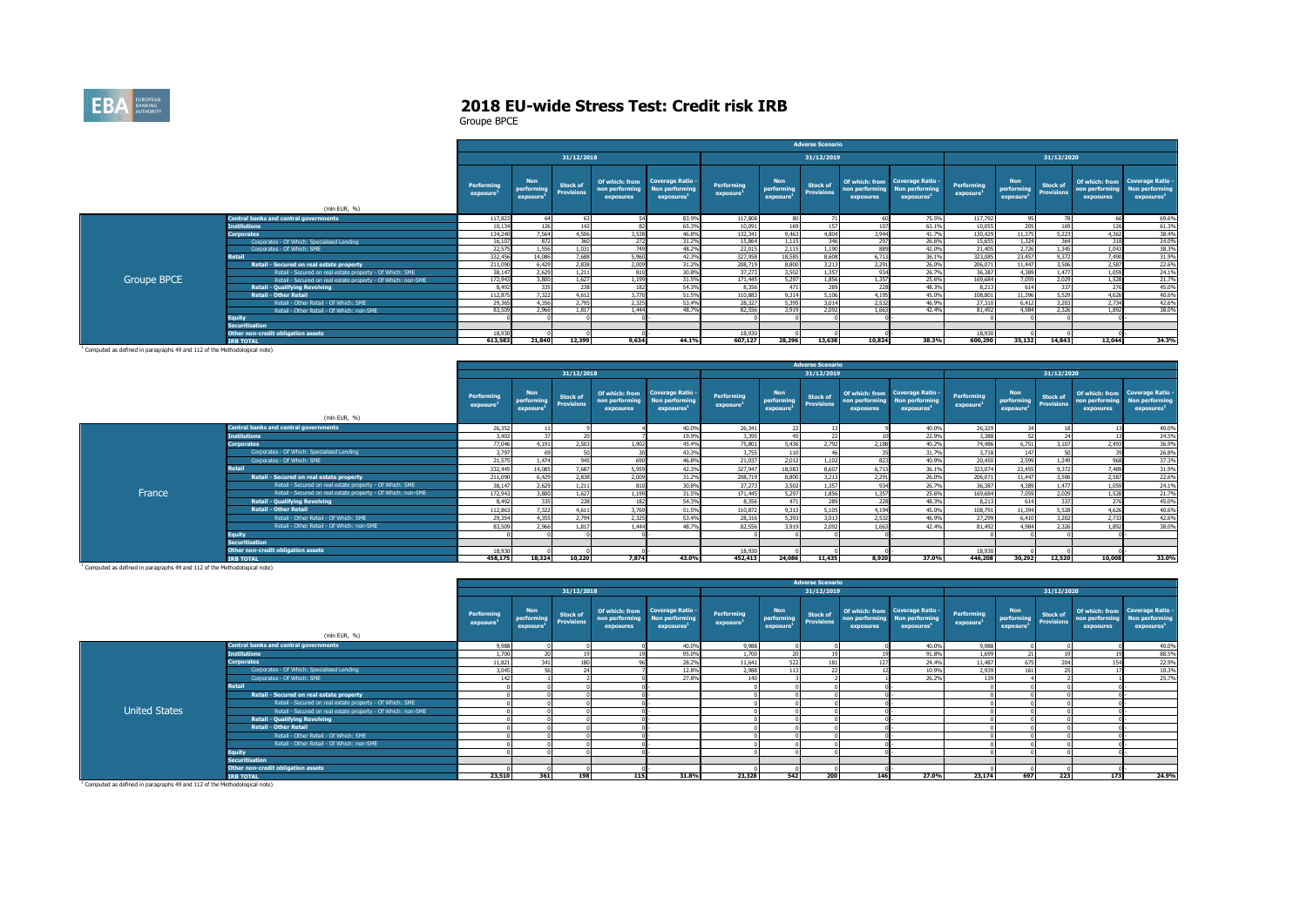# 2018 EU-wide Stress Test: Credit risk IRB

Groupe BPCE

| | (mln EUR, %) | Adverse Scenario | | | | | | | | | | | | | | |
|---|---|---|---|---|---|---|---|---|---|---|---|---|---|---|---|---|
| | | 31/12/2018 | | | | | 31/12/2019 | | | | | 31/12/2020 | | | | |
| | | Performing exposure[1] | Non performing exposure[1] | Stock of Provisions | Of which: from non performing exposures | Coverage Ratio - Non performing exposures[1] | Performing exposure[1] | Non performing exposure[1] | Stock of Provisions | Of which: from non performing exposures | Coverage Ratio - Non performing exposures[1] | Performing exposure[1] | Non performing exposure[1] | Stock of Provisions | Of which: from non performing exposures | Coverage Ratio - Non performing exposures[1] |
| Groupe BPCE | Central banks and central governments | 117,823 | 64 | 63 | 54 | 83.9% | 117,808 | 80 | 71 | 60 | 75.5% | 117,792 | 95 | 78 | 66 | 69.6% |
| | Institutions | 10,134 | 126 | 142 | 82 | 65.3% | 10,091 | 169 | 157 | 107 | 63.1% | 10,055 | 205 | 169 | 126 | 61.3% |
| | Corporates | 134,240 | 7,564 | 4,506 | 3,538 | 46.8% | 132,341 | 9,463 | 4,804 | 3,944 | 41.7% | 130,429 | 11,375 | 5,223 | 4,362 | 38.4% |
| | Corporates - Of Which: Specialised Lending | 16,107 | 872 | 360 | 272 | 31.2% | 15,864 | 1,115 | 346 | 297 | 26.6% | 15,655 | 1,324 | 364 | 318 | 24.0% |
| | Corporates - Of Which: SME | 22,575 | 1,556 | 1,031 | 749 | 48.2% | 22,015 | 2,115 | 1,190 | 889 | 42.0% | 21,405 | 2,726 | 1,345 | 1,043 | 38.3% |
| | Retail | 332,456 | 14,086 | 7,688 | 5,960 | 42.3% | 327,958 | 18,585 | 8,608 | 6,713 | 36.1% | 323,085 | 23,457 | 9,372 | 7,490 | 31.9% |
| | Retail - Secured on real estate property | 211,090 | 6,429 | 2,838 | 2,009 | 31.2% | 208,719 | 8,800 | 3,213 | 2,291 | 26.0% | 206,071 | 11,447 | 3,506 | 2,587 | 22.6% |
| | Retail - Secured on real estate property - Of Which: SME | 38,147 | 2,629 | 1,211 | 810 | 30.8% | 37,273 | 3,502 | 1,357 | 934 | 26.7% | 36,387 | 4,389 | 1,477 | 1,059 | 24.1% |
| | Retail - Secured on real estate property - Of Which: non-SME | 172,943 | 3,800 | 1,627 | 1,199 | 31.5% | 171,445 | 5,297 | 1,856 | 1,357 | 25.6% | 169,684 | 7,059 | 2,029 | 1,528 | 21.7% |
| | Retail - Qualifying Revolving | 8,492 | 335 | 238 | 182 | 54.3% | 8,356 | 471 | 289 | 228 | 48.3% | 8,213 | 614 | 337 | 276 | 45.0% |
| | Retail - Other Retail | 112,875 | 7,322 | 4,612 | 3,770 | 51.5% | 110,883 | 9,314 | 5,106 | 4,195 | 45.0% | 108,801 | 11,396 | 5,529 | 4,626 | 40.6% |
| | Retail - Other Retail - Of Which: SME | 29,365 | 4,356 | 2,795 | 2,325 | 53.4% | 28,327 | 5,395 | 3,014 | 2,532 | 46.9% | 27,310 | 6,412 | 3,203 | 2,734 | 42.6% |
| | Retail - Other Retail - Of Which: non-SME | 83,509 | 2,966 | 1,817 | 1,444 | 48.7% | 82,556 | 3,919 | 2,092 | 1,663 | 42.4% | 81,492 | 4,984 | 2,326 | 1,892 | 38.0% |
| | Equity | 0 | 0 | 0 | 0 | - | 0 | 0 | 0 | 0 | - | 0 | 0 | 0 | 0 | - |
| | Securitisation | | | | | | | | | | | | | | | |
| | Other non-credit obligation assets | 18,930 | 0 | 0 | 0 | - | 18,930 | 0 | 0 | 0 | - | 18,930 | 0 | 0 | 0 | - |
| | IRB TOTAL | 613,583 | 21,840 | 12,399 | 9,634 | 44.1% | 607,127 | 28,296 | 13,638 | 10,824 | 38.3% | 600,290 | 35,132 | 14,843 | 12,044 | 34.3% |

[1] Computed as defined in paragraphs 49 and 112 of the Methodological note)

| | (mln EUR, %) | Adverse Scenario | | | | | | | | | | | | | | |
|---|---|---|---|---|---|---|---|---|---|---|---|---|---|---|---|---|
| | | 31/12/2018 | | | | | 31/12/2019 | | | | | 31/12/2020 | | | | |
| | | Performing exposure[1] | Non performing exposure[1] | Stock of Provisions | Of which: from non performing exposures | Coverage Ratio - Non performing exposures[1] | Performing exposure[1] | Non performing exposure[1] | Stock of Provisions | Of which: from non performing exposures | Coverage Ratio - Non performing exposures[1] | Performing exposure[1] | Non performing exposure[1] | Stock of Provisions | Of which: from non performing exposures | Coverage Ratio - Non performing exposures[1] |
| France | Central banks and central governments | 26,352 | 11 | 9 | 4 | 40.0% | 26,341 | 22 | 13 | 9 | 40.0% | 26,329 | 34 | 18 | 13 | 40.0% |
| | Institutions | 3,403 | 37 | 20 | 7 | 19.9% | 3,395 | 45 | 22 | 10 | 22.9% | 3,388 | 52 | 24 | 13 | 24.5% |
| | Corporates | 77,046 | 4,191 | 2,503 | 1,902 | 45.4% | 75,801 | 5,436 | 2,792 | 2,188 | 40.2% | 74,486 | 6,751 | 3,107 | 2,493 | 36.9% |
| | Corporates - Of Which: Specialised Lending | 3,797 | 69 | 50 | 30 | 43.3% | 3,755 | 110 | 46 | 35 | 31.7% | 3,718 | 147 | 50 | 39 | 26.8% |
| | Corporates - Of Which: SME | 21,575 | 1,474 | 945 | 690 | 46.8% | 21,037 | 2,012 | 1,102 | 823 | 40.9% | 20,450 | 2,599 | 1,249 | 968 | 37.3% |
| | Retail | 332,445 | 14,085 | 7,687 | 5,959 | 42.3% | 327,947 | 18,583 | 8,607 | 6,713 | 36.1% | 323,074 | 23,455 | 9,372 | 7,489 | 31.9% |
| | Retail - Secured on real estate property | 211,090 | 6,429 | 2,838 | 2,009 | 31.2% | 208,719 | 8,800 | 3,213 | 2,291 | 26.0% | 206,071 | 11,447 | 3,506 | 2,587 | 22.6% |
| | Retail - Secured on real estate property - Of Which: SME | 38,147 | 2,629 | 1,211 | 810 | 30.8% | 37,273 | 3,502 | 1,357 | 934 | 26.7% | 36,387 | 4,389 | 1,477 | 1,059 | 24.1% |
| | Retail - Secured on real estate property - Of Which: non-SME | 172,943 | 3,800 | 1,627 | 1,199 | 31.5% | 171,445 | 5,297 | 1,856 | 1,357 | 25.6% | 169,684 | 7,059 | 2,029 | 1,528 | 21.7% |
| | Retail - Qualifying Revolving | 8,492 | 335 | 238 | 182 | 54.3% | 8,356 | 471 | 289 | 228 | 48.3% | 8,213 | 614 | 337 | 276 | 45.0% |
| | Retail - Other Retail | 112,863 | 7,322 | 4,611 | 3,769 | 51.5% | 110,872 | 9,313 | 5,105 | 4,194 | 45.0% | 108,791 | 11,394 | 5,528 | 4,626 | 40.6% |
| | Retail - Other Retail - Of Which: SME | 29,354 | 4,355 | 2,794 | 2,325 | 53.4% | 28,316 | 5,393 | 3,013 | 2,532 | 46.9% | 27,299 | 6,410 | 3,202 | 2,733 | 42.6% |
| | Retail - Other Retail - Of Which: non-SME | 83,509 | 2,966 | 1,817 | 1,444 | 48.7% | 82,556 | 3,919 | 2,092 | 1,663 | 42.4% | 81,492 | 4,984 | 2,326 | 1,892 | 38.0% |
| | Equity | 0 | 0 | 0 | 0 | - | 0 | 0 | 0 | 0 | - | 0 | 0 | 0 | 0 | - |
| | Securitisation | | | | | | | | | | | | | | | |
| | Other non-credit obligation assets | 18,930 | 0 | 0 | 0 | - | 18,930 | 0 | 0 | 0 | - | 18,930 | 0 | 0 | 0 | - |
| | IRB TOTAL | 458,175 | 18,324 | 10,220 | 7,874 | 43.0% | 452,413 | 24,086 | 11,435 | 8,920 | 37.0% | 446,208 | 30,292 | 12,520 | 10,008 | 33.0% |

[1] Computed as defined in paragraphs 49 and 112 of the Methodological note)

| | (mln EUR, %) | Adverse Scenario | | | | | | | | | | | | | | |
|---|---|---|---|---|---|---|---|---|---|---|---|---|---|---|---|---|
| | | 31/12/2018 | | | | | 31/12/2019 | | | | | 31/12/2020 | | | | |
| | | Performing exposure[1] | Non performing exposure[1] | Stock of Provisions | Of which: from non performing exposures | Coverage Ratio - Non performing exposures[1] | Performing exposure[1] | Non performing exposure[1] | Stock of Provisions | Of which: from non performing exposures | Coverage Ratio - Non performing exposures[1] | Performing exposure[1] | Non performing exposure[1] | Stock of Provisions | Of which: from non performing exposures | Coverage Ratio - Non performing exposures[1] |
| United States | Central banks and central governments | 9,988 | 0 | 0 | 0 | 40.0% | 9,988 | 0 | 0 | 0 | 40.0% | 9,988 | 0 | 0 | 0 | 40.0% |
| | Institutions | 1,700 | 20 | 19 | 19 | 95.0% | 1,700 | 20 | 19 | 19 | 91.8% | 1,699 | 21 | 19 | 19 | 88.5% |
| | Corporates | 11,821 | 341 | 180 | 96 | 28.2% | 11,641 | 522 | 181 | 127 | 24.4% | 11,487 | 675 | 204 | 154 | 22.9% |
| | Corporates - Of Which: Specialised Lending | 3,045 | 56 | 24 | 7 | 12.8% | 2,988 | 113 | 22 | 12 | 10.9% | 2,939 | 161 | 25 | 17 | 10.3% |
| | Corporates - Of Which: SME | 142 | 1 | 2 | 0 | 27.8% | 140 | 3 | 2 | 1 | 26.2% | 139 | 4 | 2 | 1 | 25.7% |
| | Retail | 0 | 0 | 0 | 0 | - | 0 | 0 | 0 | 0 | - | 0 | 0 | 0 | 0 | - |
| | Retail - Secured on real estate property | 0 | 0 | 0 | 0 | - | 0 | 0 | 0 | 0 | - | 0 | 0 | 0 | 0 | - |
| | Retail - Secured on real estate property - Of Which: SME | 0 | 0 | 0 | 0 | - | 0 | 0 | 0 | 0 | - | 0 | 0 | 0 | 0 | - |
| | Retail - Secured on real estate property - Of Which: non-SME | 0 | 0 | 0 | 0 | - | 0 | 0 | 0 | 0 | - | 0 | 0 | 0 | 0 | - |
| | Retail - Qualifying Revolving | 0 | 0 | 0 | 0 | - | 0 | 0 | 0 | 0 | - | 0 | 0 | 0 | 0 | - |
| | Retail - Other Retail | 0 | 0 | 0 | 0 | - | 0 | 0 | 0 | 0 | - | 0 | 0 | 0 | 0 | - |
| | Retail - Other Retail - Of Which: SME | 0 | 0 | 0 | 0 | - | 0 | 0 | 0 | 0 | - | 0 | 0 | 0 | 0 | - |
| | Retail - Other Retail - Of Which: non-SME | 0 | 0 | 0 | 0 | - | 0 | 0 | 0 | 0 | - | 0 | 0 | 0 | 0 | - |
| | Equity | 0 | 0 | 0 | 0 | - | 0 | 0 | 0 | 0 | - | 0 | 0 | 0 | 0 | - |
| | Securitisation | | | | | | | | | | | | | | | |
| | Other non-credit obligation assets | 0 | 0 | 0 | 0 | - | 0 | 0 | 0 | 0 | - | 0 | 0 | 0 | 0 | - |
| | IRB TOTAL | 23,510 | 361 | 198 | 115 | 31.8% | 23,328 | 542 | 200 | 146 | 27.0% | 23,174 | 697 | 223 | 173 | 24.9% |

[1] Computed as defined in paragraphs 49 and 112 of the Methodological note)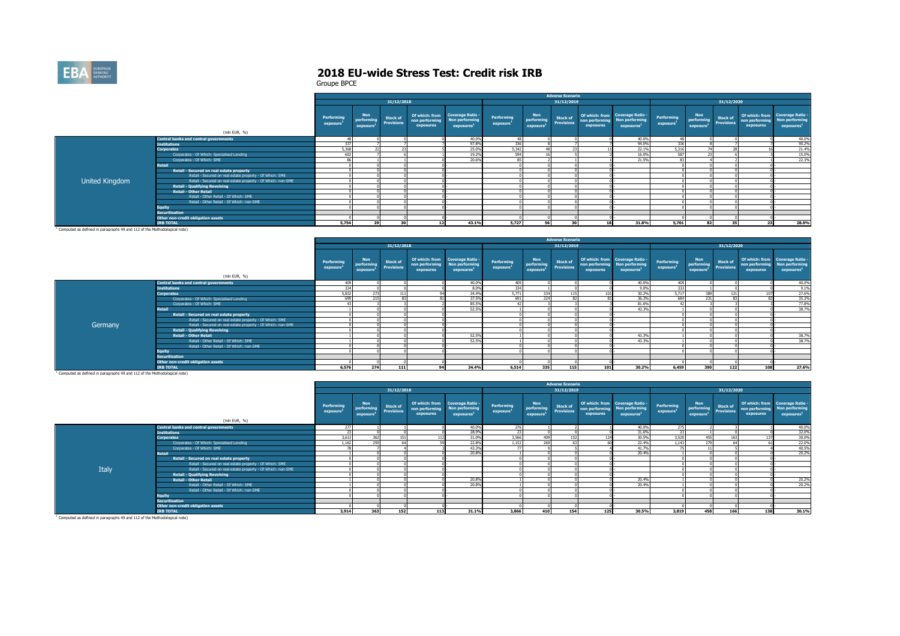# 2018 EU-wide Stress Test: Credit risk IRB

Groupe BPCE

## United Kingdom

| | (mln EUR, %) | Adverse Scenario 31/12/2018 Performing exposure[1] | Non performing exposure[1] | Stock of Provisions | Of which: from non performing exposures | Coverage Ratio - Non performing exposures[1] | Adverse Scenario 31/12/2019 Performing exposure[1] | Non performing exposure[1] | Stock of Provisions | Of which: from non performing exposures | Coverage Ratio - Non performing exposures[1] | Adverse Scenario 31/12/2020 Performing exposure[1] | Non performing exposure[1] | Stock of Provisions | Of which: from non performing exposures | Coverage Ratio - Non performing exposures[1] |
|---|---|---|---|---|---|---|---|---|---|---|---|---|---|---|---|---|
| United Kingdom | Central banks and central governments | 48 | 0 | 0 | 0 | 40.0% | 48 | 0 | 0 | 0 | 40.0% | 48 | 0 | 0 | 0 | 40.0% |
| | Institutions | 337 | 7 | 7 | 7 | 97.8% | 336 | 8 | 7 | 7 | 94.0% | 336 | 8 | 7 | 7 | 90.2% |
| | Corporates | 5,368 | 22 | 23 | 5 | 25.0% | 5,342 | 48 | 23 | 11 | 22.1% | 5,316 | 74 | 28 | 16 | 21.4% |
| | Corporates - Of Which: Specialised Lending | 602 | 7 | 6 | 1 | 19.2% | 594 | 16 | 5 | 2 | 16.0% | 587 | 23 | 6 | 3 | 15.0% |
| | Corporates - Of Which: SME | 86 | 1 | 1 | 0 | 20.6% | 85 | 2 | 1 | 1 | 21.5% | 83 | 4 | 2 | 1 | 22.3% |
| | Retail | 0 | 0 | 0 | 0 | - | 0 | 0 | 0 | 0 | - | 0 | 0 | 0 | 0 | - |
| | Retail - Secured on real estate property | 0 | 0 | 0 | 0 | - | 0 | 0 | 0 | 0 | - | 0 | 0 | 0 | 0 | - |
| | Retail - Secured on real estate property - Of Which: SME | 0 | 0 | 0 | 0 | - | 0 | 0 | 0 | 0 | - | 0 | 0 | 0 | 0 | - |
| | Retail - Secured on real estate property - Of Which: non-SME | 0 | 0 | 0 | 0 | - | 0 | 0 | 0 | 0 | - | 0 | 0 | 0 | 0 | - |
| | Retail - Qualifying Revolving | 0 | 0 | 0 | 0 | - | 0 | 0 | 0 | 0 | - | 0 | 0 | 0 | 0 | - |
| | Retail - Other Retail | 0 | 0 | 0 | 0 | - | 0 | 0 | 0 | 0 | - | 0 | 0 | 0 | 0 | - |
| | Retail - Other Retail - Of Which: SME | 0 | 0 | 0 | 0 | - | 0 | 0 | 0 | 0 | - | 0 | 0 | 0 | 0 | - |
| | Retail - Other Retail - Of Which: non-SME | 0 | 0 | 0 | 0 | - | 0 | 0 | 0 | 0 | - | 0 | 0 | 0 | 0 | - |
| | Equity | 0 | 0 | 0 | 0 | - | 0 | 0 | 0 | 0 | - | 0 | 0 | 0 | 0 | - |
| | Securitisation | | | | | | | | | | | | | | | |
| | Other non-credit obligation assets | 0 | 0 | 0 | 0 | - | 0 | 0 | 0 | 0 | - | 0 | 0 | 0 | 0 | - |
| | IRB TOTAL | 5,754 | 29 | 30 | 12 | 43.1% | 5,727 | 56 | 30 | 18 | 31.8% | 5,701 | 82 | 35 | 23 | 28.0% |

[1] Computed as defined in paragraphs 49 and 112 of the Methodological note)

## Germany

| | (mln EUR, %) | Adverse Scenario 31/12/2018 Performing exposure[1] | Non performing exposure[1] | Stock of Provisions | Of which: from non performing exposures | Coverage Ratio - Non performing exposures[1] | Adverse Scenario 31/12/2019 Performing exposure[1] | Non performing exposure[1] | Stock of Provisions | Of which: from non performing exposures | Coverage Ratio - Non performing exposures[1] | Adverse Scenario 31/12/2020 Performing exposure[1] | Non performing exposure[1] | Stock of Provisions | Of which: from non performing exposures | Coverage Ratio - Non performing exposures[1] |
|---|---|---|---|---|---|---|---|---|---|---|---|---|---|---|---|---|
| Germany | Central banks and central governments | 409 | 0 | 0 | 0 | 40.0% | 409 | 0 | 0 | 0 | 40.0% | 409 | 0 | 0 | 0 | 40.0% |
| | Institutions | 334 | 0 | 0 | 0 | 8.0% | 334 | 1 | 0 | 0 | 9.0% | 333 | 1 | 0 | 0 | 9.1% |
| | Corporates | 5,832 | 273 | 111 | 94 | 34.4% | 5,771 | 334 | 115 | 101 | 30.2% | 5,717 | 389 | 121 | 107 | 27.6% |
| | Corporates - Of Which: Specialised Lending | 699 | 215 | 83 | 81 | 37.5% | 691 | 224 | 82 | 81 | 36.3% | 684 | 231 | 83 | 82 | 35.3% |
| | Corporates - Of Which: SME | 43 | 3 | 3 | 2 | 85.5% | 42 | 3 | 3 | 3 | 81.6% | 42 | 3 | 3 | 3 | 77.8% |
| | Retail | 1 | 0 | 0 | 0 | 52.5% | 1 | 0 | 0 | 0 | 43.3% | 1 | 0 | 0 | 0 | 38.7% |
| | Retail - Secured on real estate property | 0 | 0 | 0 | 0 | - | 0 | 0 | 0 | 0 | - | 0 | 0 | 0 | 0 | - |
| | Retail - Secured on real estate property - Of Which: SME | 0 | 0 | 0 | 0 | - | 0 | 0 | 0 | 0 | - | 0 | 0 | 0 | 0 | - |
| | Retail - Secured on real estate property - Of Which: non-SME | 0 | 0 | 0 | 0 | - | 0 | 0 | 0 | 0 | - | 0 | 0 | 0 | 0 | - |
| | Retail - Qualifying Revolving | 0 | 0 | 0 | 0 | - | 0 | 0 | 0 | 0 | - | 0 | 0 | 0 | 0 | - |
| | Retail - Other Retail | 1 | 0 | 0 | 0 | 52.5% | 1 | 0 | 0 | 0 | 43.3% | 1 | 0 | 0 | 0 | 38.7% |
| | Retail - Other Retail - Of Which: SME | 1 | 0 | 0 | 0 | 52.5% | 1 | 0 | 0 | 0 | 43.3% | 1 | 0 | 0 | 0 | 38.7% |
| | Retail - Other Retail - Of Which: non-SME | 0 | 0 | 0 | 0 | - | 0 | 0 | 0 | 0 | - | 0 | 0 | 0 | 0 | - |
| | Equity | 0 | 0 | 0 | 0 | - | 0 | 0 | 0 | 0 | - | 0 | 0 | 0 | 0 | - |
| | Securitisation | | | | | | | | | | | | | | | |
| | Other non-credit obligation assets | 0 | 0 | 0 | 0 | - | 0 | 0 | 0 | 0 | - | 0 | 0 | 0 | 0 | - |
| | IRB TOTAL | 6,576 | 274 | 111 | 94 | 34.4% | 6,514 | 335 | 115 | 101 | 30.2% | 6,459 | 390 | 122 | 108 | 27.6% |

[1] Computed as defined in paragraphs 49 and 112 of the Methodological note)

## Italy

| | (mln EUR, %) | Adverse Scenario 31/12/2018 Performing exposure[1] | Non performing exposure[1] | Stock of Provisions | Of which: from non performing exposures | Coverage Ratio - Non performing exposures[1] | Adverse Scenario 31/12/2019 Performing exposure[1] | Non performing exposure[1] | Stock of Provisions | Of which: from non performing exposures | Coverage Ratio - Non performing exposures[1] | Adverse Scenario 31/12/2020 Performing exposure[1] | Non performing exposure[1] | Stock of Provisions | Of which: from non performing exposures | Coverage Ratio - Non performing exposures[1] |
|---|---|---|---|---|---|---|---|---|---|---|---|---|---|---|---|---|
| Italy | Central banks and central governments | 277 | 1 | 1 | 0 | 40.0% | 276 | 1 | 2 | 1 | 40.0% | 275 | 2 | 3 | 1 | 40.0% |
| | Institutions | 23 | 0 | 0 | 0 | 28.9% | 23 | 0 | 0 | 0 | 31.6% | 23 | 1 | 0 | 0 | 32.0% |
| | Corporates | 3,613 | 362 | 151 | 112 | 31.0% | 3,566 | 409 | 152 | 124 | 30.5% | 3,520 | 455 | 163 | 137 | 30.0% |
| | Corporates - Of Which: Specialised Lending | 1,162 | 259 | 64 | 59 | 22.8% | 1,152 | 269 | 63 | 60 | 22.4% | 1,143 | 279 | 64 | 61 | 22.0% |
| | Corporates - Of Which: SME | 78 | 7 | 4 | 3 | 43.3% | 77 | 9 | 5 | 4 | 41.7% | 75 | 11 | 5 | 4 | 40.5% |
| | Retail | 1 | 0 | 0 | 0 | 20.8% | 1 | 0 | 0 | 0 | 20.4% | 1 | 0 | 0 | 0 | 20.2% |
| | Retail - Secured on real estate property | 0 | 0 | 0 | 0 | - | 0 | 0 | 0 | 0 | - | 0 | 0 | 0 | 0 | - |
| | Retail - Secured on real estate property - Of Which: SME | 0 | 0 | 0 | 0 | - | 0 | 0 | 0 | 0 | - | 0 | 0 | 0 | 0 | - |
| | Retail - Secured on real estate property - Of Which: non-SME | 0 | 0 | 0 | 0 | - | 0 | 0 | 0 | 0 | - | 0 | 0 | 0 | 0 | - |
| | Retail - Qualifying Revolving | 0 | 0 | 0 | 0 | - | 0 | 0 | 0 | 0 | - | 0 | 0 | 0 | 0 | - |
| | Retail - Other Retail | 1 | 0 | 0 | 0 | 20.8% | 1 | 0 | 0 | 0 | 20.4% | 1 | 0 | 0 | 0 | 20.2% |
| | Retail - Other Retail - Of Which: SME | 1 | 0 | 0 | 0 | 20.8% | 1 | 0 | 0 | 0 | 20.4% | 1 | 0 | 0 | 0 | 20.2% |
| | Retail - Other Retail - Of Which: non-SME | 0 | 0 | 0 | 0 | - | 0 | 0 | 0 | 0 | - | 0 | 0 | 0 | 0 | - |
| | Equity | 0 | 0 | 0 | 0 | - | 0 | 0 | 0 | 0 | - | 0 | 0 | 0 | 0 | - |
| | Securitisation | | | | | | | | | | | | | | | |
| | Other non-credit obligation assets | 0 | 0 | 0 | 0 | - | 0 | 0 | 0 | 0 | - | 0 | 0 | 0 | 0 | - |
| | IRB TOTAL | 3,914 | 363 | 152 | 113 | 31.1% | 3,866 | 410 | 154 | 125 | 30.5% | 3,819 | 458 | 166 | 138 | 30.1% |

[1] Computed as defined in paragraphs 49 and 112 of the Methodological note)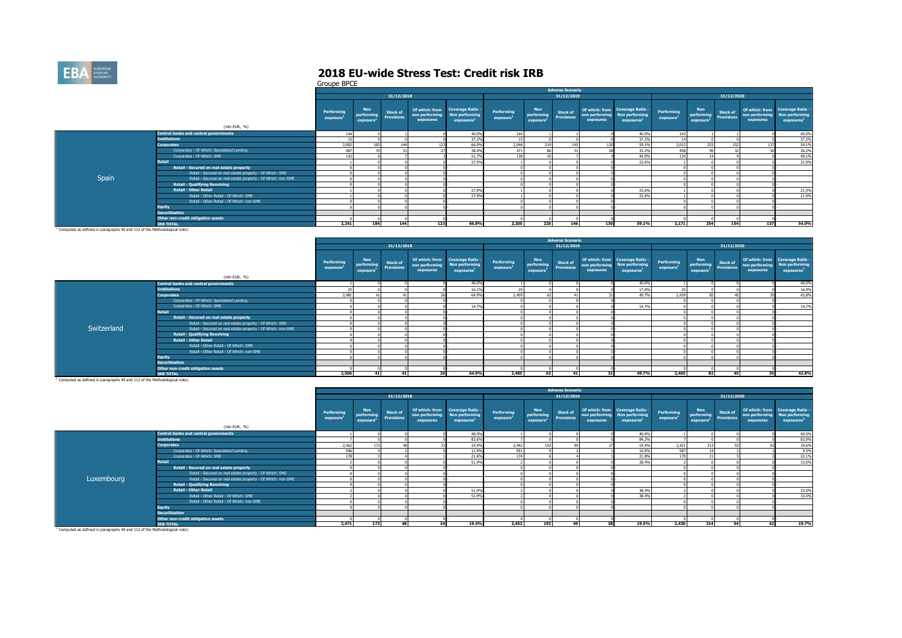# 2018 EU-wide Stress Test: Credit risk IRB

Groupe BPCE

| Spain (mln EUR, %) | Adverse Scenario | | | | | | | | | | | | | | |
|---|---|---|---|---|---|---|---|---|---|---|---|---|---|---|---|
| | 31/12/2018 | | | | | 31/12/2019 | | | | | 31/12/2020 | | | | |
| | Performing exposure[1] | Non performing exposure[1] | Stock of Provisions | Of which: from non performing exposures | Coverage Ratio - Non performing exposures[1] | Performing exposure[1] | Non performing exposure[1] | Stock of Provisions | Of which: from non performing exposures | Coverage Ratio - Non performing exposures[1] | Performing exposure[1] | Non performing exposure[1] | Stock of Provisions | Of which: from non performing exposures | Coverage Ratio - Non performing exposures[1] |
| Central banks and central governments | 144 | 0 | 1 | 0 | 40.0% | 144 | 1 | 1 | 0 | 40.0% | 143 | 1 | 1 | 0 | 40.0% |
| Institutions | 15 | 0 | 0 | 0 | 37.2% | 15 | 0 | 0 | 0 | 37.2% | 14 | 0 | 0 | 0 | 37.2% |
| Corporates | 2,082 | 183 | 144 | 123 | 66.9% | 2,046 | 219 | 145 | 130 | 59.1% | 2,012 | 253 | 152 | 137 | 54.1% |
| Corporates - Of Which: Specialised Lending | 487 | 70 | 33 | 27 | 38.4% | 471 | 86 | 31 | 28 | 33.2% | 458 | 99 | 32 | 30 | 30.2% |
| Corporates - Of Which: SME | 142 | 6 | 7 | 3 | 51.7% | 138 | 10 | 7 | 4 | 44.0% | 134 | 14 | 9 | 6 | 40.1% |
| Retail | 1 | 0 | 0 | 0 | 27.9% | 1 | 0 | 0 | 0 | 23.6% | 1 | 0 | 0 | 0 | 21.9% |
| Retail - Secured on real estate property | 0 | 0 | 0 | 0 | - | 0 | 0 | 0 | 0 | - | 0 | 0 | 0 | 0 | - |
| Retail - Secured on real estate property - Of Which: SME | 0 | 0 | 0 | 0 | - | 0 | 0 | 0 | 0 | - | 0 | 0 | 0 | 0 | - |
| Retail - Secured on real estate property - Of Which: non-SME | 0 | 0 | 0 | 0 | - | 0 | 0 | 0 | 0 | - | 0 | 0 | 0 | 0 | - |
| Retail - Qualifying Revolving | 0 | 0 | 0 | 0 | - | 0 | 0 | 0 | 0 | - | 0 | 0 | 0 | 0 | - |
| Retail - Other Retail | 1 | 0 | 0 | 0 | 27.9% | 1 | 0 | 0 | 0 | 23.6% | 1 | 0 | 0 | 0 | 21.9% |
| Retail - Other Retail - Of Which: SME | 1 | 0 | 0 | 0 | 27.9% | 1 | 0 | 0 | 0 | 23.6% | 1 | 0 | 0 | 0 | 21.9% |
| Retail - Other Retail - Of Which: non-SME | 0 | 0 | 0 | 0 | - | 0 | 0 | 0 | 0 | - | 0 | 0 | 0 | 0 | - |
| Equity | 0 | 0 | 0 | 0 | - | 0 | 0 | 0 | 0 | - | 0 | 0 | 0 | 0 | - |
| Securitisation | | | | | | | | | | | | | | | |
| Other non-credit obligation assets | 0 | 0 | 0 | 0 | - | 0 | 0 | 0 | 0 | - | 0 | 0 | 0 | 0 | - |
| IRB TOTAL | 2,241 | 184 | 144 | 123 | 66.8% | 2,205 | 220 | 146 | 130 | 59.1% | 2,171 | 254 | 154 | 137 | 54.0% |

[1] Computed as defined in paragraphs 49 and 112 of the Methodological note)

| Switzerland (mln EUR, %) | Adverse Scenario | | | | | | | | | | | | | | |
|---|---|---|---|---|---|---|---|---|---|---|---|---|---|---|---|
| | 31/12/2018 | | | | | 31/12/2019 | | | | | 31/12/2020 | | | | |
| | Performing exposure[1] | Non performing exposure[1] | Stock of Provisions | Of which: from non performing exposures | Coverage Ratio - Non performing exposures[1] | Performing exposure[1] | Non performing exposure[1] | Stock of Provisions | Of which: from non performing exposures | Coverage Ratio - Non performing exposures[1] | Performing exposure[1] | Non performing exposure[1] | Stock of Provisions | Of which: from non performing exposures | Coverage Ratio - Non performing exposures[1] |
| Central banks and central governments | 1 | 0 | 0 | 0 | 40.0% | 1 | 0 | 0 | 0 | 40.0% | 1 | 0 | 0 | 0 | 40.0% |
| Institutions | 25 | 0 | 0 | 0 | 16.1% | 25 | 0 | 0 | 0 | 17.0% | 25 | 0 | 0 | 0 | 16.9% |
| Corporates | 2,481 | 41 | 41 | 26 | 64.9% | 2,459 | 62 | 41 | 31 | 49.7% | 2,439 | 82 | 45 | 35 | 42.8% |
| Corporates - Of Which: Specialised Lending | 0 | 0 | 0 | 0 | - | 0 | 0 | 0 | 0 | - | 0 | 0 | 0 | 0 | - |
| Corporates - Of Which: SME | 0 | 0 | 0 | 0 | 14.7% | 0 | 0 | 0 | 0 | 14.7% | 0 | 0 | 0 | 0 | 14.7% |
| Retail | 0 | 0 | 0 | 0 | - | 0 | 0 | 0 | 0 | - | 0 | 0 | 0 | 0 | - |
| Retail - Secured on real estate property | 0 | 0 | 0 | 0 | - | 0 | 0 | 0 | 0 | - | 0 | 0 | 0 | 0 | - |
| Retail - Secured on real estate property - Of Which: SME | 0 | 0 | 0 | 0 | - | 0 | 0 | 0 | 0 | - | 0 | 0 | 0 | 0 | - |
| Retail - Secured on real estate property - Of Which: non-SME | 0 | 0 | 0 | 0 | - | 0 | 0 | 0 | 0 | - | 0 | 0 | 0 | 0 | - |
| Retail - Qualifying Revolving | 0 | 0 | 0 | 0 | - | 0 | 0 | 0 | 0 | - | 0 | 0 | 0 | 0 | - |
| Retail - Other Retail | 0 | 0 | 0 | 0 | - | 0 | 0 | 0 | 0 | - | 0 | 0 | 0 | 0 | - |
| Retail - Other Retail - Of Which: SME | 0 | 0 | 0 | 0 | - | 0 | 0 | 0 | 0 | - | 0 | 0 | 0 | 0 | - |
| Retail - Other Retail - Of Which: non-SME | 0 | 0 | 0 | 0 | - | 0 | 0 | 0 | 0 | - | 0 | 0 | 0 | 0 | - |
| Equity | 0 | 0 | 0 | 0 | - | 0 | 0 | 0 | 0 | - | 0 | 0 | 0 | 0 | - |
| Securitisation | | | | | | | | | | | | | | | |
| Other non-credit obligation assets | 0 | 0 | 0 | 0 | - | 0 | 0 | 0 | 0 | - | 0 | 0 | 0 | 0 | - |
| IRB TOTAL | 2,506 | 41 | 41 | 26 | 64.9% | 2,485 | 62 | 41 | 31 | 49.7% | 2,465 | 82 | 45 | 35 | 42.8% |

[1] Computed as defined in paragraphs 49 and 112 of the Methodological note)

| Luxembourg (mln EUR, %) | Adverse Scenario | | | | | | | | | | | | | | |
|---|---|---|---|---|---|---|---|---|---|---|---|---|---|---|---|
| | 31/12/2018 | | | | | 31/12/2019 | | | | | 31/12/2020 | | | | |
| | Performing exposure[1] | Non performing exposure[1] | Stock of Provisions | Of which: from non performing exposures | Coverage Ratio - Non performing exposures[1] | Performing exposure[1] | Non performing exposure[1] | Stock of Provisions | Of which: from non performing exposures | Coverage Ratio - Non performing exposures[1] | Performing exposure[1] | Non performing exposure[1] | Stock of Provisions | Of which: from non performing exposures | Coverage Ratio - Non performing exposures[1] |
| Central banks and central governments | 1 | 0 | 0 | 0 | 40.0% | 1 | 0 | 0 | 0 | 40.0% | 1 | 0 | 0 | 0 | 40.0% |
| Institutions | 7 | 0 | 0 | 0 | 83.6% | 7 | 0 | 0 | 0 | 84.2% | 7 | 0 | 0 | 0 | 83.9% |
| Corporates | 2,462 | 173 | 48 | 33 | 19.4% | 2,442 | 192 | 49 | 37 | 19.5% | 2,421 | 213 | 53 | 42 | 19.6% |
| Corporates - Of Which: Specialised Lending | 596 | 4 | 2 | 0 | 11.9% | 591 | 9 | 2 | 1 | 10.0% | 587 | 14 | 2 | 1 | 9.5% |
| Corporates - Of Which: SME | 178 | 2 | 4 | 1 | 21.6% | 174 | 6 | 4 | 1 | 21.8% | 170 | 11 | 5 | 2 | 22.1% |
| Retail | 2 | 0 | 0 | 0 | 51.9% | 2 | 0 | 0 | 0 | 38.4% | 2 | 0 | 0 | 0 | 33.0% |
| Retail - Secured on real estate property | 0 | 0 | 0 | 0 | - | 0 | 0 | 0 | 0 | - | 0 | 0 | 0 | 0 | - |
| Retail - Secured on real estate property - Of Which: SME | 0 | 0 | 0 | 0 | - | 0 | 0 | 0 | 0 | - | 0 | 0 | 0 | 0 | - |
| Retail - Secured on real estate property - Of Which: non-SME | 0 | 0 | 0 | 0 | - | 0 | 0 | 0 | 0 | - | 0 | 0 | 0 | 0 | - |
| Retail - Qualifying Revolving | 0 | 0 | 0 | 0 | - | 0 | 0 | 0 | 0 | - | 0 | 0 | 0 | 0 | - |
| Retail - Other Retail | 2 | 0 | 0 | 0 | 51.9% | 2 | 0 | 0 | 0 | 38.4% | 2 | 0 | 0 | 0 | 33.0% |
| Retail - Other Retail - Of Which: SME | 2 | 0 | 0 | 0 | 51.9% | 2 | 0 | 0 | 0 | 38.4% | 2 | 0 | 0 | 0 | 33.0% |
| Retail - Other Retail - Of Which: non-SME | 0 | 0 | 0 | 0 | - | 0 | 0 | 0 | 0 | - | 0 | 0 | 0 | 0 | - |
| Equity | 0 | 0 | 0 | 0 | - | 0 | 0 | 0 | 0 | - | 0 | 0 | 0 | 0 | - |
| Securitisation | | | | | | | | | | | | | | | |
| Other non-credit obligation assets | 0 | 0 | 0 | 0 | - | 0 | 0 | 0 | 0 | - | 0 | 0 | 0 | 0 | - |
| IRB TOTAL | 2,471 | 173 | 48 | 34 | 19.4% | 2,452 | 193 | 49 | 38 | 19.5% | 2,430 | 214 | 54 | 42 | 19.7% |

[1] Computed as defined in paragraphs 49 and 112 of the Methodological note)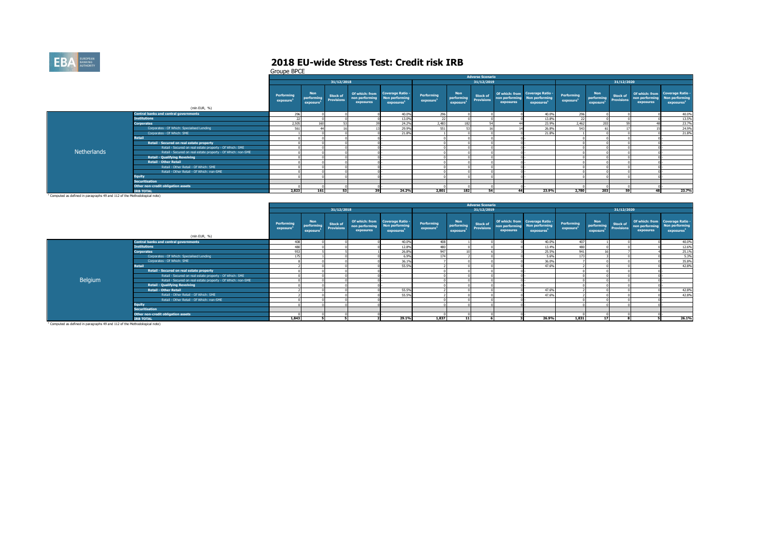# 2018 EU-wide Stress Test: Credit risk IRB

Groupe BPCE

| | | Adverse Scenario | | | | | | | | | | | | | | |
|---|---|---|---|---|---|---|---|---|---|---|---|---|---|---|---|---|
| | | 31/12/2018 | | | | | 31/12/2019 | | | | | 31/12/2020 | | | | |
| | (mln EUR, %) | Performing exposure[1] | Non performing exposure[1] | Stock of Provisions | Of which: from non performing exposures | Coverage Ratio - Non performing exposures[1] | Performing exposure[1] | Non performing exposure[1] | Stock of Provisions | Of which: from non performing exposures | Coverage Ratio - Non performing exposures[1] | Performing exposure[1] | Non performing exposure[1] | Stock of Provisions | Of which: from non performing exposures | Coverage Ratio - Non performing exposures[1] |
| Netherlands | Central banks and central governments | 296 | 0 | 0 | 0 | 40.0% | 296 | 0 | 0 | 0 | 40.0% | 296 | 0 | 0 | 0 | 40.0% |
| | Institutions | 22 | 0 | 0 | 0 | 13.0% | 22 | 0 | 0 | 0 | 13.8% | 22 | 0 | 0 | 0 | 13.5% |
| | Corporates | 2,505 | 160 | 53 | 39 | 24.2% | 2,483 | 182 | 54 | 44 | 23.9% | 2,462 | 203 | 59 | 48 | 23.7% |
| | Corporates - Of Which: Specialised Lending | 561 | 44 | 16 | 13 | 29.9% | 551 | 53 | 16 | 14 | 26.8% | 543 | 61 | 17 | 15 | 24.9% |
| | Corporates - Of Which: SME | 1 | 0 | 0 | 0 | 21.8% | 1 | 0 | 0 | 0 | 21.8% | 1 | 0 | 0 | 0 | 21.8% |
| | Retail | 0 | 0 | 0 | 0 | - | 0 | 0 | 0 | 0 | - | 0 | 0 | 0 | 0 | - |
| | Retail - Secured on real estate property | 0 | 0 | 0 | 0 | - | 0 | 0 | 0 | 0 | - | 0 | 0 | 0 | 0 | - |
| | Retail - Secured on real estate property - Of Which: SME | 0 | 0 | 0 | 0 | - | 0 | 0 | 0 | 0 | - | 0 | 0 | 0 | 0 | - |
| | Retail - Secured on real estate property - Of Which: non-SME | 0 | 0 | 0 | 0 | - | 0 | 0 | 0 | 0 | - | 0 | 0 | 0 | 0 | - |
| | Retail - Qualifying Revolving | 0 | 0 | 0 | 0 | - | 0 | 0 | 0 | 0 | - | 0 | 0 | 0 | 0 | - |
| | Retail - Other Retail | 0 | 0 | 0 | 0 | - | 0 | 0 | 0 | 0 | - | 0 | 0 | 0 | 0 | - |
| | Retail - Other Retail - Of Which: SME | 0 | 0 | 0 | 0 | - | 0 | 0 | 0 | 0 | - | 0 | 0 | 0 | 0 | - |
| | Retail - Other Retail - Of Which: non-SME | 0 | 0 | 0 | 0 | - | 0 | 0 | 0 | 0 | - | 0 | 0 | 0 | 0 | - |
| | Equity | 0 | 0 | 0 | 0 | - | 0 | 0 | 0 | 0 | - | 0 | 0 | 0 | 0 | - |
| | Securitisation | | | | | | | | | | | | | | | |
| | Other non-credit obligation assets | 0 | 0 | 0 | 0 | - | 0 | 0 | 0 | 0 | - | 0 | 0 | 0 | 0 | - |
| | IRB TOTAL | 2,823 | 161 | 53 | 39 | 24.2% | 2,801 | 182 | 54 | 44 | 23.9% | 2,780 | 203 | 59 | 48 | 23.7% |

[1] Computed as defined in paragraphs 49 and 112 of the Methodological note)

| | | Adverse Scenario | | | | | | | | | | | | | | |
|---|---|---|---|---|---|---|---|---|---|---|---|---|---|---|---|---|
| | | 31/12/2018 | | | | | 31/12/2019 | | | | | 31/12/2020 | | | | |
| | (mln EUR, %) | Performing exposure[1] | Non performing exposure[1] | Stock of Provisions | Of which: from non performing exposures | Coverage Ratio - Non performing exposures[1] | Performing exposure[1] | Non performing exposure[1] | Stock of Provisions | Of which: from non performing exposures | Coverage Ratio - Non performing exposures[1] | Performing exposure[1] | Non performing exposure[1] | Stock of Provisions | Of which: from non performing exposures | Coverage Ratio - Non performing exposures[1] |
| Belgium | Central banks and central governments | 408 | 0 | 0 | 0 | 40.0% | 408 | 1 | 0 | 0 | 40.0% | 407 | 1 | 0 | 0 | 40.0% |
| | Institutions | 480 | 0 | 0 | 0 | 12.8% | 480 | 0 | 0 | 0 | 13.4% | 480 | 0 | 0 | 0 | 12.6% |
| | Corporates | 953 | 5 | 5 | 1 | 26.8% | 947 | 10 | 6 | 3 | 25.5% | 941 | 16 | 7 | 4 | 25.1% |
| | Corporates - Of Which: Specialised Lending | 175 | 1 | 0 | 0 | 6.9% | 174 | 2 | 0 | 0 | 5.6% | 173 | 3 | 0 | 0 | 5.3% |
| | Corporates - Of Which: SME | 8 | 0 | 0 | 0 | 36.1% | 7 | 0 | 0 | 0 | 36.0% | 7 | 0 | 0 | 0 | 35.8% |
| | Retail | 2 | 0 | 0 | 0 | 55.5% | 2 | 0 | 0 | 0 | 47.6% | 2 | 0 | 0 | 0 | 42.8% |
| | Retail - Secured on real estate property | 0 | 0 | 0 | 0 | - | 0 | 0 | 0 | 0 | - | 0 | 0 | 0 | 0 | - |
| | Retail - Secured on real estate property - Of Which: SME | 0 | 0 | 0 | 0 | - | 0 | 0 | 0 | 0 | - | 0 | 0 | 0 | 0 | - |
| | Retail - Secured on real estate property - Of Which: non-SME | 0 | 0 | 0 | 0 | - | 0 | 0 | 0 | 0 | - | 0 | 0 | 0 | 0 | - |
| | Retail - Qualifying Revolving | 0 | 0 | 0 | 0 | - | 0 | 0 | 0 | 0 | - | 0 | 0 | 0 | 0 | - |
| | Retail - Other Retail | 2 | 0 | 0 | 0 | 55.5% | 2 | 0 | 0 | 0 | 47.6% | 2 | 0 | 0 | 0 | 42.8% |
| | Retail - Other Retail - Of Which: SME | 2 | 0 | 0 | 0 | 55.5% | 2 | 0 | 0 | 0 | 47.6% | 2 | 0 | 0 | 0 | 42.8% |
| | Retail - Other Retail - Of Which: non-SME | 0 | 0 | 0 | 0 | - | 0 | 0 | 0 | 0 | - | 0 | 0 | 0 | 0 | - |
| | Equity | 0 | 0 | 0 | 0 | - | 0 | 0 | 0 | 0 | - | 0 | 0 | 0 | 0 | - |
| | Securitisation | | | | | | | | | | | | | | | |
| | Other non-credit obligation assets | 0 | 0 | 0 | 0 | - | 0 | 0 | 0 | 0 | - | 0 | 0 | 0 | 0 | - |
| | IRB TOTAL | 1,843 | 5 | 5 | 2 | 29.1% | 1,837 | 11 | 6 | 3 | 26.9% | 1,831 | 17 | 8 | 5 | 26.1% |

[1] Computed as defined in paragraphs 49 and 112 of the Methodological note)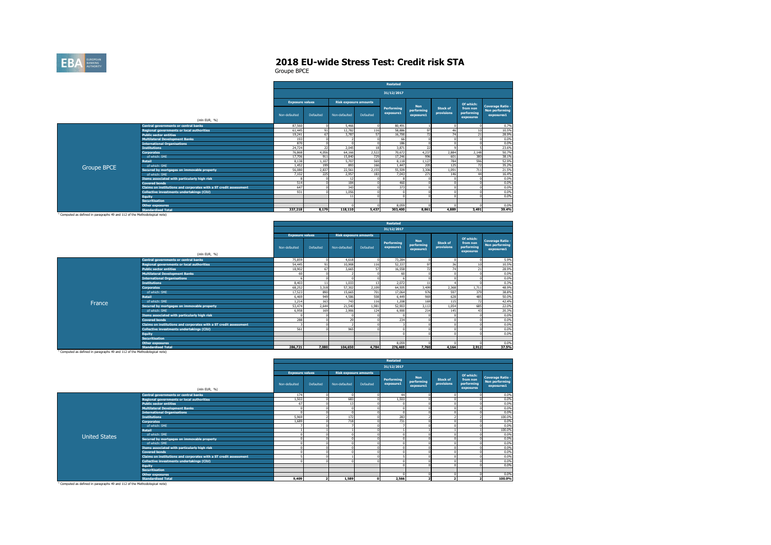# 2018 EU-wide Stress Test: Credit risk STA

Groupe BPCE

| | (mln EUR, %) | Restated | | | | | | | | |
|---|---|---|---|---|---|---|---|---|---|---|
| | | 31/12/2017 | | | | | | | | |
| | | Exposure values | | Risk exposure amounts | | Performing exposure1 | Non performing exposure1 | Stock of provisions | Of which: from non performing exposures | Coverage Ratio - Non performing exposures1 |
| | | Non-defaulted | Defaulted | Non-defaulted | Defaulted | | | | | |
| Groupe BPCE | Central governments or central banks | 87,560 | 0 | 5,466 | 0 | 80,491 | 1 | 0 | 0 | 0.7% |
| | Regional governments or local authorities | 61,445 | 91 | 12,782 | 116 | 58,886 | 97 | 46 | 10 | 10.5% |
| | Public sector entities | 19,241 | 67 | 3,787 | 57 | 16,700 | 72 | 74 | 21 | 28.9% |
| | Multilateral Development Banks | 193 | 0 | 2 | 0 | 66 | 0 | 0 | 0 | 0.0% |
| | International Organisations | 870 | 0 | 0 | 0 | 186 | 0 | 0 | 0 | 0.0% |
| | Institutions | 24,724 | 22 | 2,045 | 18 | 3,871 | 22 | 9 | 5 | 23.6% |
| | Corporates | 76,868 | 4,056 | 64,166 | 2,522 | 70,672 | 4,237 | 2,884 | 2,148 | 50.7% |
| | of which: SME | 17,706 | 911 | 15,840 | 729 | 17,246 | 996 | 601 | 380 | 38.1% |
| | Retail | 8,138 | 1,107 | 5,707 | 569 | 8,118 | 1,127 | 784 | 596 | 52.9% |
| | of which: SME | 1,452 | 199 | 893 | 166 | 1,447 | 205 | 125 | 72 | 35.2% |
| | Secured by mortgages on immovable property | 56,080 | 2,837 | 22,561 | 2,155 | 55,509 | 3,306 | 1,091 | 711 | 21.5% |
| | of which: SME | 7,102 | 225 | 2,957 | 183 | 7,043 | 271 | 146 | 44 | 16.4% |
| | Items associated with particularly high risk | 8 | 0 | 12 | 0 | 8 | 0 | 0 | 0 | 0.0% |
| | Covered bonds | 514 | 0 | 184 | 0 | 460 | 0 | 0 | 0 | 0.0% |
| | Claims on institutions and corporates with a ST credit assessment | 647 | 0 | 343 | 0 | 373 | 0 | 0 | 0 | 0.0% |
| | Collective investments undertakings (CIU) | 931 | 0 | 1,056 | 0 | 0 | 0 | 0 | 0 | 0.0% |
| | Equity | | | 11 | 0 | 0 | 0 | 0 | 0 | 0.0% |
| | Securitisation | | | | | | | | | |
| | Other exposures | | | 0 | 0 | 8,059 | 0 | 0 | 0 | 0.0% |
| | Standardised Total | 337,218 | 8,179 | 118,110 | 5,437 | 303,400 | 8,861 | 4,889 | 3,491 | 39.4% |

[1] Computed as defined in paragraphs 49 and 112 of the Methodological note)

| | (mln EUR, %) | Restated | | | | | | | | |
|---|---|---|---|---|---|---|---|---|---|---|
| | | 31/12/2017 | | | | | | | | |
| | | Exposure values | | Risk exposure amounts | | Performing exposure1 | Non performing exposure1 | Stock of provisions | Of which: from non performing exposures | Coverage Ratio - Non performing exposures1 |
| | | Non-defaulted | Defaulted | Non-defaulted | Defaulted | | | | | |
| France | Central governments or central banks | 75,859 | 0 | 4,618 | 0 | 73,284 | 0 | 0 | 0 | 5.9% |
| | Regional governments or local authorities | 54,445 | 91 | 10,908 | 116 | 52,357 | 97 | 36 | 10 | 10.5% |
| | Public sector entities | 18,902 | 67 | 3,665 | 57 | 16,558 | 72 | 74 | 21 | 28.9% |
| | Multilateral Development Banks | 60 | 0 | 2 | 0 | 60 | 0 | 0 | 0 | 0.0% |
| | International Organisations | 6 | 0 | 0 | 0 | 6 | 0 | 0 | 0 | 0.0% |
| | Institutions | 8,403 | 11 | 1,033 | 13 | 2,072 | 11 | 4 | 0 | 0.3% |
| | Corporates | 68,252 | 3,318 | 57,302 | 2,109 | 64,505 | 3,499 | 2,368 | 1,711 | 48.9% |
| | of which: SME | 17,523 | 890 | 15,665 | 701 | 17,064 | 976 | 597 | 379 | 38.8% |
| | Retail | 6,469 | 949 | 4,586 | 508 | 6,449 | 969 | 628 | 485 | 50.0% |
| | of which: SME | 1,214 | 163 | 743 | 116 | 1,208 | 169 | 115 | 72 | 42.4% |
| | Secured by mortgages on immovable property | 53,474 | 2,644 | 21,540 | 1,981 | 52,903 | 3,113 | 1,054 | 685 | 22.0% |
| | of which: SME | 6,958 | 169 | 2,906 | 124 | 6,900 | 214 | 145 | 43 | 20.3% |
| | Items associated with particularly high risk | 0 | 0 | 0 | 0 | 0 | 0 | 0 | 0 | 0.0% |
| | Covered bonds | 288 | 0 | 29 | 0 | 234 | 0 | 0 | 0 | 0.0% |
| | Claims on institutions and corporates with a ST credit assessment | 3 | 0 | 2 | 0 | 3 | 0 | 0 | 0 | 0.0% |
| | Collective investments undertakings (CIU) | 561 | 0 | 965 | 0 | 0 | 0 | 0 | 0 | 0.0% |
| | Equity | | | | | 0 | 0 | 0 | 0 | 0.0% |
| | Securitisation | | | | | | | | | |
| | Other exposures | | | | | 8,059 | 0 | 0 | 0 | 0.0% |
| | Standardised Total | 286,721 | 7,080 | 104,650 | 4,784 | 276,469 | 7,760 | 4,164 | 2,912 | 37.5% |

[1] Computed as defined in paragraphs 49 and 112 of the Methodological note)

| | (mln EUR, %) | Restated | | | | | | | | |
|---|---|---|---|---|---|---|---|---|---|---|
| | | 31/12/2017 | | | | | | | | |
| | | Exposure values | | Risk exposure amounts | | Performing exposure1 | Non performing exposure1 | Stock of provisions | Of which: from non performing exposures | Coverage Ratio - Non performing exposures1 |
| | | Non-defaulted | Defaulted | Non-defaulted | Defaulted | | | | | |
| United States | Central governments or central banks | 174 | 0 | 0 | 0 | 44 | 0 | 0 | 0 | 0.0% |
| | Regional governments or local authorities | 1,503 | 0 | 683 | 0 | 1,503 | 0 | 0 | 0 | 0.0% |
| | Public sector entities | 67 | 0 | 13 | 0 | 0 | 0 | 0 | 0 | 0.0% |
| | Multilateral Development Banks | 0 | 0 | 0 | 0 | 0 | 0 | 0 | 0 | 0.0% |
| | International Organisations | 0 | 0 | 0 | 0 | 0 | 0 | 0 | 0 | 0.0% |
| | Institutions | 5,969 | 2 | 172 | 0 | 283 | 2 | 2 | 2 | 100.0% |
| | Corporates | 1,689 | 0 | 718 | 0 | 731 | 0 | 0 | 0 | 0.0% |
| | of which: SME | 7 | 0 | 7 | 0 | 7 | 0 | 0 | 0 | 0.0% |
| | Retail | 1 | 1 | 1 | 0 | 1 | 1 | 1 | 1 | 100.0% |
| | of which: SME | 0 | 0 | 0 | 0 | 0 | 0 | 0 | 0 | 0.0% |
| | Secured by mortgages on immovable property | 0 | 0 | 0 | 0 | 0 | 0 | 0 | 0 | 0.0% |
| | of which: SME | 0 | 0 | 0 | 0 | 0 | 0 | 0 | 0 | 0.0% |
| | Items associated with particularly high risk | 0 | 0 | 0 | 0 | 0 | 0 | 0 | 0 | 0.0% |
| | Covered bonds | 0 | 0 | 0 | 0 | 0 | 0 | 0 | 0 | 0.0% |
| | Claims on institutions and corporates with a ST credit assessment | 5 | 0 | 1 | 0 | 5 | 0 | 0 | 0 | 0.0% |
| | Collective investments undertakings (CIU) | 0 | 0 | 0 | 0 | 0 | 0 | 0 | 0 | 0.0% |
| | Equity | | | | | 0 | 0 | 0 | 0 | 0.0% |
| | Securitisation | | | | | | | | | |
| | Other exposures | | | | | 0 | 0 | 0 | 0 | 0.0% |
| | Standardised Total | 9,409 | 2 | 1,589 | 0 | 2,566 | 2 | 2 | 2 | 100.0% |

[1] Computed as defined in paragraphs 49 and 112 of the Methodological note)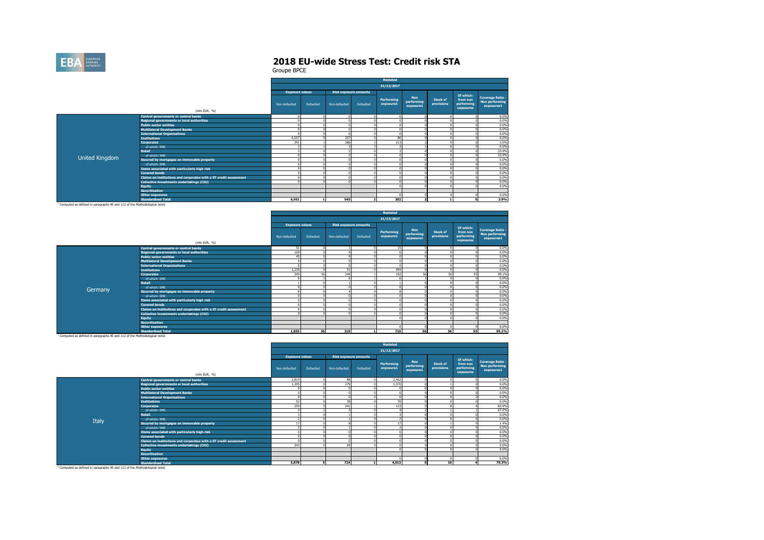# 2018 EU-wide Stress Test: Credit risk STA

Groupe BPCE

| | (mln EUR, %) | Restated | | | | | | | | |
|---|---|---|---|---|---|---|---|---|---|---|
| | | 31/12/2017 | | | | | | | | |
| | | Exposure values | | Risk exposure amounts | | Performing exposure1 | Non performing exposure1 | Stock of provisions | Of which: from non performing exposures | Coverage Ratio - Non performing exposures1 |
| | | Non-defaulted | Defaulted | Non-defaulted | Defaulted | | | | | |
| United Kingdom | Central governments or central banks | 0 | 0 | 0 | 0 | 0 | 0 | 0 | 0 | 0.0% |
| | Regional governments or local authorities | 0 | 0 | 0 | 0 | 0 | 0 | 0 | 0 | 0.0% |
| | Public sector entities | 0 | 0 | 0 | 0 | 0 | 0 | 0 | 0 | 0.0% |
| | Multilateral Development Banks | 0 | 0 | 0 | 0 | 0 | 0 | 0 | 0 | 0.0% |
| | International Organisations | 0 | 0 | 0 | 0 | 0 | 0 | 0 | 0 | 0.0% |
| | Institutions | 6,557 | 0 | 257 | 0 | 86 | 0 | 0 | 0 | 0.0% |
| | Corporates | 391 | 1 | 286 | 2 | 213 | 2 | 0 | 0 | 3.0% |
| | of which: SME | 3 | 1 | 3 | 2 | 3 | 1 | 0 | 0 | 0.0% |
| | Retail | 3 | 0 | 2 | 0 | 3 | 0 | 0 | 0 | 33.9% |
| | of which: SME | 0 | 0 | 0 | 0 | 0 | 0 | 0 | 0 | 33.9% |
| | Secured by mortgages on immovable property | 0 | 0 | 0 | 0 | 0 | 0 | 0 | 0 | 0.0% |
| | of which: SME | 0 | 0 | 0 | 0 | 0 | 0 | 0 | 0 | 0.0% |
| | Items associated with particularly high risk | 0 | 0 | 0 | 0 | 0 | 0 | 0 | 0 | 0.0% |
| | Covered bonds | 0 | 0 | 0 | 0 | 0 | 0 | 0 | 0 | 0.0% |
| | Claims on institutions and corporates with a ST credit assessment | 0 | 0 | 0 | 0 | 0 | 0 | 0 | 0 | 0.0% |
| | Collective investments undertakings (CIU) | 0 | 0 | 0 | 0 | 0 | 0 | 0 | 0 | 0.0% |
| | Equity | | | | | 0 | 0 | 0 | 0 | 0.0% |
| | Securitisation | | | | | | | | | |
| | Other exposures | | | | | 0 | 0 | 0 | 0 | 0.0% |
| | Standardised Total | 6,951 | 1 | 545 | 2 | 302 | 2 | 1 | 0 | 3.9% |

[1] Computed as defined in paragraphs 49 and 112 of the Methodological note)

| | (mln EUR, %) | Restated | | | | | | | | |
|---|---|---|---|---|---|---|---|---|---|---|
| | | 31/12/2017 | | | | | | | | |
| | | Exposure values | | Risk exposure amounts | | Performing exposure1 | Non performing exposure1 | Stock of provisions | Of which: from non performing exposures | Coverage Ratio - Non performing exposures1 |
| | | Non-defaulted | Defaulted | Non-defaulted | Defaulted | | | | | |
| Germany | Central governments or central banks | 51 | 0 | 1 | 0 | 15 | 0 | 0 | 0 | 0.0% |
| | Regional governments or local authorities | 169 | 0 | 9 | 0 | 0 | 0 | 0 | 0 | 0.0% |
| | Public sector entities | 45 | 0 | 9 | 0 | 0 | 0 | 0 | 0 | 0.0% |
| | Multilateral Development Banks | 0 | 0 | 0 | 0 | 0 | 0 | 0 | 0 | 0.0% |
| | International Organisations | 0 | 0 | 0 | 0 | 0 | 0 | 0 | 0 | 0.0% |
| | Institutions | 1,230 | 0 | 51 | 0 | 494 | 0 | 0 | 0 | 0.0% |
| | Corporates | 349 | 56 | 244 | 1 | 192 | 56 | 56 | 55 | 99.1% |
| | of which: SME | 6 | 1 | 6 | 1 | 6 | 1 | 0 | 0 | 0.0% |
| | Retail | 1 | 0 | 1 | 0 | 1 | 0 | 0 | 0 | 0.0% |
| | of which: SME | 0 | 0 | 0 | 0 | 0 | 0 | 0 | 0 | 0.0% |
| | Secured by mortgages on immovable property | 8 | 0 | 4 | 0 | 8 | 0 | 0 | 0 | 0.0% |
| | of which: SME | 0 | 0 | 0 | 0 | 0 | 0 | 0 | 0 | 0.0% |
| | Items associated with particularly high risk | 0 | 0 | 0 | 0 | 0 | 0 | 0 | 0 | 0.0% |
| | Covered bonds | 0 | 0 | 0 | 0 | 0 | 0 | 0 | 0 | 0.0% |
| | Claims on institutions and corporates with a ST credit assessment | 0 | 0 | 0 | 0 | 0 | 0 | 0 | 0 | 0.0% |
| | Collective investments undertakings (CIU) | 0 | 0 | 0 | 0 | 0 | 0 | 0 | 0 | 0.0% |
| | Equity | | | | | 0 | 0 | 0 | 0 | 0.0% |
| | Securitisation | | | | | | | | | |
| | Other exposures | | | | | 0 | 0 | 0 | 0 | 0.0% |
| | Standardised Total | 1,855 | 56 | 319 | 1 | 710 | 56 | 56 | 55 | 99.1% |

[1] Computed as defined in paragraphs 49 and 112 of the Methodological note)

| | (mln EUR, %) | Restated | | | | | | | | |
|---|---|---|---|---|---|---|---|---|---|---|
| | | 31/12/2017 | | | | | | | | |
| | | Exposure values | | Risk exposure amounts | | Performing exposure1 | Non performing exposure1 | Stock of provisions | Of which: from non performing exposures | Coverage Ratio - Non performing exposures1 |
| | | Non-defaulted | Defaulted | Non-defaulted | Defaulted | | | | | |
| Italy | Central governments or central banks | 3,819 | 0 | 88 | 0 | 2,462 | 0 | 0 | 0 | 0.0% |
| | Regional governments or local authorities | 1,395 | 0 | 279 | 0 | 1,370 | 0 | 1 | 0 | 0.0% |
| | Public sector entities | 0 | 0 | 0 | 0 | 0 | 0 | 0 | 0 | 0.0% |
| | Multilateral Development Banks | 0 | 0 | 0 | 0 | 0 | 0 | 0 | 0 | 0.0% |
| | International Organisations | 0 | 0 | 0 | 0 | 0 | 0 | 0 | 0 | 0.0% |
| | Institutions | 52 | 0 | 38 | 0 | 39 | 0 | 0 | 0 | 0.0% |
| | Corporates | 250 | 5 | 241 | 1 | 123 | 5 | 8 | 4 | 83.0% |
| | of which: SME | 4 | 2 | 3 | 0 | 4 | 2 | 1 | 1 | 67.5% |
| | Retail | 3 | 0 | 1 | 0 | 3 | 0 | 0 | 0 | 0.0% |
| | of which: SME | 2 | 0 | 1 | 0 | 2 | 0 | 0 | 0 | 0.0% |
| | Secured by mortgages on immovable property | 17 | 0 | 8 | 0 | 17 | 0 | 1 | 0 | 1.4% |
| | of which: SME | 2 | 0 | 1 | 0 | 2 | 0 | 0 | 0 | 0.0% |
| | Items associated with particularly high risk | 0 | 0 | 0 | 0 | 0 | 0 | 0 | 0 | 0.0% |
| | Covered bonds | 0 | 0 | 0 | 0 | 0 | 0 | 0 | 0 | 0.0% |
| | Claims on institutions and corporates with a ST credit assessment | 0 | 0 | 0 | 0 | 0 | 0 | 0 | 0 | 0.0% |
| | Collective investments undertakings (CIU) | 343 | 0 | 69 | 0 | 0 | 0 | 0 | 0 | 0.0% |
| | Equity | | | | | 0 | 0 | 0 | 0 | 0.0% |
| | Securitisation | | | | | | | | | |
| | Other exposures | | | | | 0 | 0 | 0 | 0 | 0.0% |
| | Standardised Total | 5,878 | 5 | 724 | 1 | 4,013 | 5 | 10 | 4 | 79.3% |

[1] Computed as defined in paragraphs 49 and 112 of the Methodological note)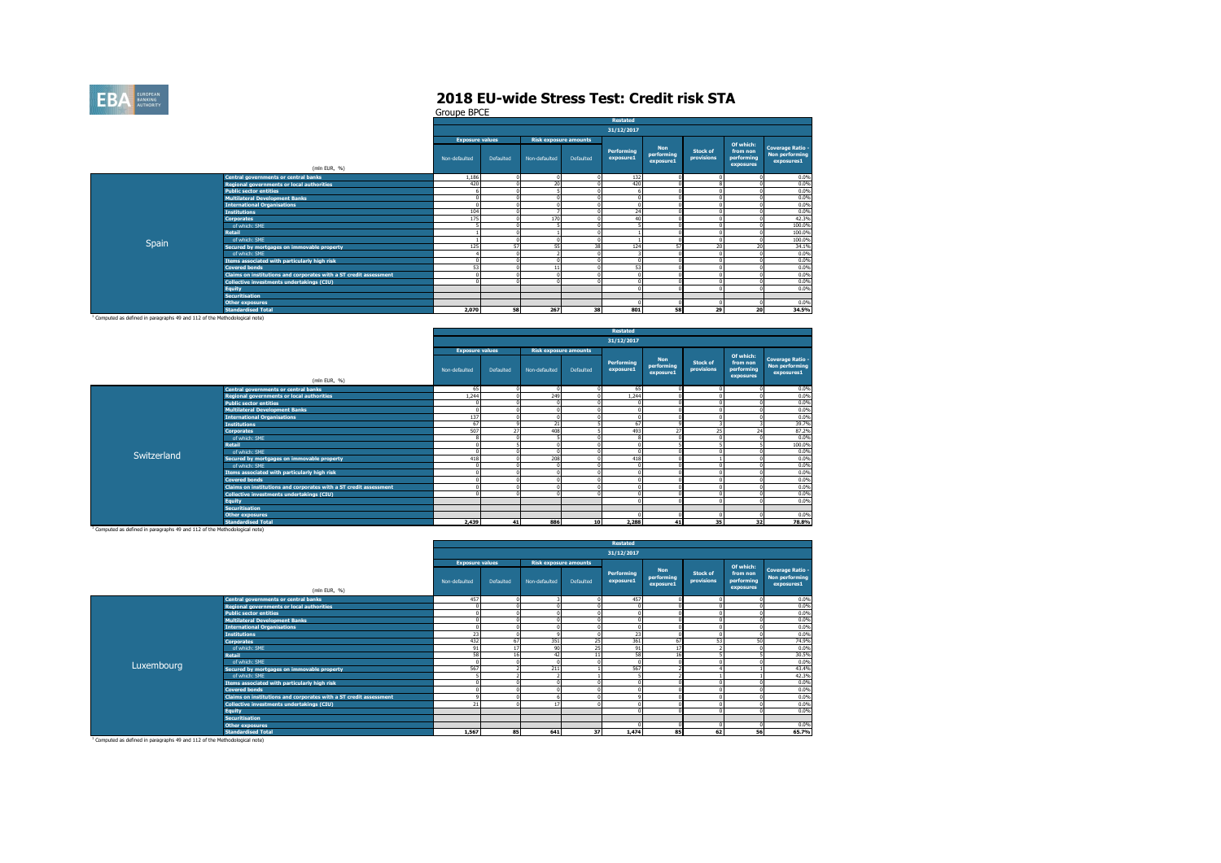# 2018 EU-wide Stress Test: Credit risk STA

Groupe BPCE

| | (mln EUR, %) | Restated 31/12/2017 Exposure values Non-defaulted | Defaulted | Risk exposure amounts Non-defaulted | Defaulted | Performing exposure1 | Non performing exposure1 | Stock of provisions | Of which: from non performing exposures | Coverage Ratio - Non performing exposures1 |
|---|---|---|---|---|---|---|---|---|---|---|
| Spain | Central governments or central banks | 1,186 | 0 | 0 | 0 | 132 | 0 | 0 | 0 | 0.0% |
| | Regional governments or local authorities | 420 | 0 | 20 | 0 | 420 | 0 | 8 | 0 | 0.0% |
| | Public sector entities | 6 | 0 | 5 | 0 | 6 | 0 | 0 | 0 | 0.0% |
| | Multilateral Development Banks | 0 | 0 | 0 | 0 | 0 | 0 | 0 | 0 | 0.0% |
| | International Organisations | 0 | 0 | 0 | 0 | 0 | 0 | 0 | 0 | 0.0% |
| | Institutions | 104 | 0 | 7 | 0 | 24 | 0 | 0 | 0 | 0.0% |
| | Corporates | 175 | 0 | 170 | 0 | 40 | 0 | 0 | 0 | 42.3% |
| | of which: SME | 5 | 0 | 5 | 0 | 5 | 0 | 0 | 0 | 100.0% |
| | Retail | 1 | 0 | 1 | 0 | 1 | 0 | 0 | 0 | 100.0% |
| | of which: SME | 1 | 0 | 0 | 0 | 1 | 0 | 0 | 0 | 100.0% |
| | Secured by mortgages on immovable property | 125 | 57 | 55 | 38 | 124 | 57 | 20 | 20 | 34.1% |
| | of which: SME | 4 | 0 | 2 | 0 | 3 | 0 | 0 | 0 | 0.0% |
| | Items associated with particularly high risk | 0 | 0 | 0 | 0 | 0 | 0 | 0 | 0 | 0.0% |
| | Covered bonds | 53 | 0 | 11 | 0 | 53 | 0 | 0 | 0 | 0.0% |
| | Claims on institutions and corporates with a ST credit assessment | 0 | 0 | 0 | 0 | 0 | 0 | 0 | 0 | 0.0% |
| | Collective investments undertakings (CIU) | 0 | 0 | 0 | 0 | 0 | 0 | 0 | 0 | 0.0% |
| | Equity | | | | | 0 | 0 | 0 | 0 | 0.0% |
| | Securitisation | | | | | | | | | |
| | Other exposures | | | | | 0 | 0 | 0 | 0 | 0.0% |
| | Standardised Total | 2,070 | 58 | 267 | 38 | 801 | 58 | 29 | 20 | 34.5% |

[1] Computed as defined in paragraphs 49 and 112 of the Methodological note)

| | (mln EUR, %) | Restated 31/12/2017 Exposure values Non-defaulted | Defaulted | Risk exposure amounts Non-defaulted | Defaulted | Performing exposure1 | Non performing exposure1 | Stock of provisions | Of which: from non performing exposures | Coverage Ratio - Non performing exposures1 |
|---|---|---|---|---|---|---|---|---|---|---|
| Switzerland | Central governments or central banks | 65 | 0 | 0 | 0 | 65 | 0 | 0 | 0 | 0.0% |
| | Regional governments or local authorities | 1,244 | 0 | 249 | 0 | 1,244 | 0 | 0 | 0 | 0.0% |
| | Public sector entities | 0 | 0 | 0 | 0 | 0 | 0 | 0 | 0 | 0.0% |
| | Multilateral Development Banks | 0 | 0 | 0 | 0 | 0 | 0 | 0 | 0 | 0.0% |
| | International Organisations | 137 | 0 | 0 | 0 | 0 | 0 | 0 | 0 | 0.0% |
| | Institutions | 67 | 9 | 21 | 5 | 67 | 9 | 3 | 3 | 39.7% |
| | Corporates | 507 | 27 | 408 | 5 | 493 | 27 | 25 | 24 | 87.2% |
| | of which: SME | 8 | 0 | 5 | 0 | 8 | 0 | 0 | 0 | 0.0% |
| | Retail | 0 | 5 | 0 | 0 | 0 | 5 | 5 | 5 | 100.0% |
| | of which: SME | 0 | 0 | 0 | 0 | 0 | 0 | 0 | 0 | 0.0% |
| | Secured by mortgages on immovable property | 418 | 0 | 208 | 0 | 418 | 0 | 1 | 0 | 0.0% |
| | of which: SME | 0 | 0 | 0 | 0 | 0 | 0 | 0 | 0 | 0.0% |
| | Items associated with particularly high risk | 0 | 0 | 0 | 0 | 0 | 0 | 0 | 0 | 0.0% |
| | Covered bonds | 0 | 0 | 0 | 0 | 0 | 0 | 0 | 0 | 0.0% |
| | Claims on institutions and corporates with a ST credit assessment | 0 | 0 | 0 | 0 | 0 | 0 | 0 | 0 | 0.0% |
| | Collective investments undertakings (CIU) | 0 | 0 | 0 | 0 | 0 | 0 | 0 | 0 | 0.0% |
| | Equity | | | | | 0 | 0 | 0 | 0 | 0.0% |
| | Securitisation | | | | | | | | | |
| | Other exposures | | | | | 0 | 0 | 0 | 0 | 0.0% |
| | Standardised Total | 2,439 | 41 | 886 | 10 | 2,288 | 41 | 35 | 32 | 78.8% |

[1] Computed as defined in paragraphs 49 and 112 of the Methodological note)

| | (mln EUR, %) | Restated 31/12/2017 Exposure values Non-defaulted | Defaulted | Risk exposure amounts Non-defaulted | Defaulted | Performing exposure1 | Non performing exposure1 | Stock of provisions | Of which: from non performing exposures | Coverage Ratio - Non performing exposures1 |
|---|---|---|---|---|---|---|---|---|---|---|
| Luxembourg | Central governments or central banks | 457 | 0 | 3 | 0 | 457 | 0 | 0 | 0 | 0.0% |
| | Regional governments or local authorities | 0 | 0 | 0 | 0 | 0 | 0 | 0 | 0 | 0.0% |
| | Public sector entities | 0 | 0 | 0 | 0 | 0 | 0 | 0 | 0 | 0.0% |
| | Multilateral Development Banks | 0 | 0 | 0 | 0 | 0 | 0 | 0 | 0 | 0.0% |
| | International Organisations | 0 | 0 | 0 | 0 | 0 | 0 | 0 | 0 | 0.0% |
| | Institutions | 23 | 0 | 9 | 0 | 23 | 0 | 0 | 0 | 0.0% |
| | Corporates | 432 | 67 | 351 | 25 | 361 | 67 | 53 | 50 | 74.9% |
| | of which: SME | 91 | 17 | 90 | 25 | 91 | 17 | 2 | 0 | 0.0% |
| | Retail | 58 | 16 | 42 | 11 | 58 | 16 | 5 | 5 | 30.5% |
| | of which: SME | 0 | 0 | 0 | 0 | 0 | 0 | 0 | 0 | 0.0% |
| | Secured by mortgages on immovable property | 567 | 2 | 211 | 1 | 567 | 2 | 4 | 1 | 43.4% |
| | of which: SME | 5 | 2 | 2 | 1 | 5 | 2 | 1 | 1 | 42.3% |
| | Items associated with particularly high risk | 0 | 0 | 0 | 0 | 0 | 0 | 0 | 0 | 0.0% |
| | Covered bonds | 0 | 0 | 0 | 0 | 0 | 0 | 0 | 0 | 0.0% |
| | Claims on institutions and corporates with a ST credit assessment | 9 | 0 | 6 | 0 | 9 | 0 | 0 | 0 | 0.0% |
| | Collective investments undertakings (CIU) | 21 | 0 | 17 | 0 | 0 | 0 | 0 | 0 | 0.0% |
| | Equity | | | | | 0 | 0 | 0 | 0 | 0.0% |
| | Securitisation | | | | | | | | | |
| | Other exposures | | | | | 0 | 0 | 0 | 0 | 0.0% |
| | Standardised Total | 1,567 | 85 | 641 | 37 | 1,474 | 85 | 62 | 56 | 65.7% |

[1] Computed as defined in paragraphs 49 and 112 of the Methodological note)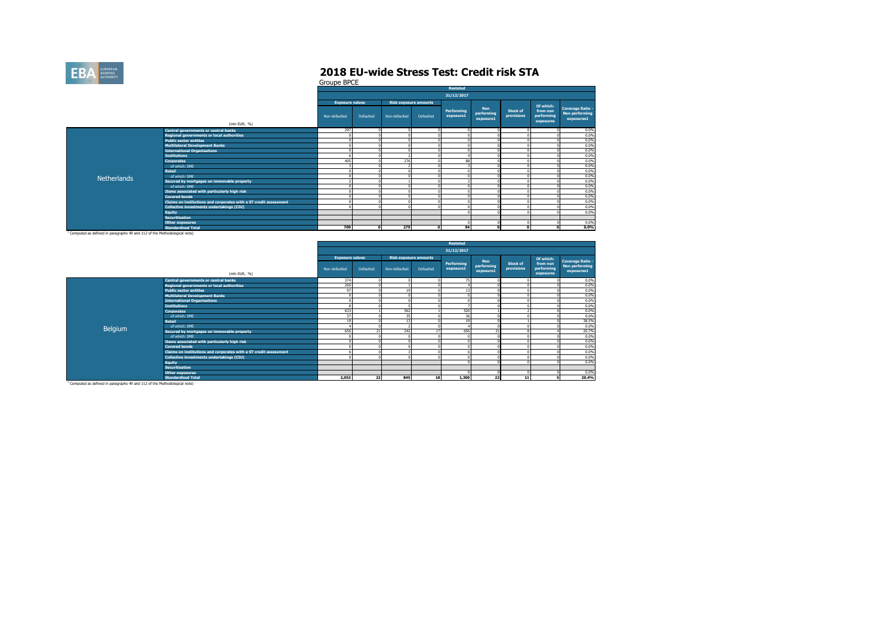# 2018 EU-wide Stress Test: Credit risk STA

Groupe BPCE

| | (mln EUR, %) | Restated | | | | | | | | |
|---|---|---|---|---|---|---|---|---|---|---|
| | | 31/12/2017 | | | | | | | | |
| | | Exposure values | | Risk exposure amounts | | Performing exposure1 | Non performing exposure1 | Stock of provisions | Of which: from non performing exposures | Coverage Ratio - Non performing exposures1 |
| | | Non-defaulted | Defaulted | Non-defaulted | Defaulted | | | | | |
| Netherlands | Central governments or central banks | 297 | 0 | 0 | 0 | 0 | 0 | 0 | 0 | 0.0% |
| | Regional governments or local authorities | 0 | 0 | 0 | 0 | 0 | 0 | 0 | 0 | 0.0% |
| | Public sector entities | 0 | 0 | 0 | 0 | 0 | 0 | 0 | 0 | 0.0% |
| | Multilateral Development Banks | 0 | 0 | 0 | 0 | 0 | 0 | 0 | 0 | 0.0% |
| | International Organisations | 0 | 0 | 0 | 0 | 0 | 0 | 0 | 0 | 0.0% |
| | Institutions | 6 | 0 | 2 | 0 | 4 | 0 | 0 | 0 | 0.0% |
| | Corporates | 405 | 0 | 276 | 0 | 88 | 0 | 0 | 0 | 0.0% |
| | of which: SME | 3 | 0 | 2 | 0 | 3 | 0 | 0 | 0 | 0.0% |
| | Retail | 0 | 0 | 0 | 0 | 0 | 0 | 0 | 0 | 0.0% |
| | of which: SME | 0 | 0 | 0 | 0 | 0 | 0 | 0 | 0 | 0.0% |
| | Secured by mortgages on immovable property | 2 | 0 | 1 | 0 | 2 | 0 | 0 | 0 | 0.0% |
| | of which: SME | 0 | 0 | 0 | 0 | 0 | 0 | 0 | 0 | 0.0% |
| | Items associated with particularly high risk | 0 | 0 | 0 | 0 | 0 | 0 | 0 | 0 | 0.0% |
| | Covered bonds | 0 | 0 | 0 | 0 | 0 | 0 | 0 | 0 | 0.0% |
| | Claims on institutions and corporates with a ST credit assessment | 0 | 0 | 0 | 0 | 0 | 0 | 0 | 0 | 0.0% |
| | Collective investments undertakings (CIU) | 0 | 0 | 0 | 0 | 0 | 0 | 0 | 0 | 0.0% |
| | Equity | | | | | 0 | 0 | 0 | 0 | 0.0% |
| | Securitisation | | | | | | | | | |
| | Other exposures | | | | | 0 | 0 | 0 | 0 | 0.0% |
| | Standardised Total | 709 | 0 | 279 | 0 | 94 | 0 | 0 | 0 | 0.0% |

[1] Computed as defined in paragraphs 49 and 112 of the Methodological note)

| | (mln EUR, %) | Restated | | | | | | | | |
|---|---|---|---|---|---|---|---|---|---|---|
| | | 31/12/2017 | | | | | | | | |
| | | Exposure values | | Risk exposure amounts | | Performing exposure1 | Non performing exposure1 | Stock of provisions | Of which: from non performing exposures | Coverage Ratio - Non performing exposures1 |
| | | Non-defaulted | Defaulted | Non-defaulted | Defaulted | | | | | |
| Belgium | Central governments or central banks | 374 | 0 | 0 | 0 | 75 | 0 | 0 | 0 | 0.0% |
| | Regional governments or local authorities | 260 | 0 | 1 | 0 | 4 | 0 | 0 | 0 | 0.0% |
| | Public sector entities | 97 | 0 | 19 | 0 | 13 | 0 | 0 | 0 | 0.0% |
| | Multilateral Development Banks | 0 | 0 | 0 | 0 | 0 | 0 | 0 | 0 | 0.0% |
| | International Organisations | 0 | 0 | 0 | 0 | 0 | 0 | 0 | 0 | 0.0% |
| | Institutions | 8 | 0 | 5 | 0 | 7 | 0 | 0 | 0 | 0.0% |
| | Corporates | 633 | 1 | 562 | 1 | 520 | 1 | 2 | 0 | 0.0% |
| | of which: SME | 37 | 0 | 35 | 0 | 36 | 0 | 0 | 0 | 0.0% |
| | Retail | 19 | 0 | 13 | 0 | 19 | 0 | 1 | 0 | 38.5% |
| | of which: SME | 4 | 0 | 2 | 0 | 4 | 0 | 0 | 0 | 0.0% |
| | Secured by mortgages on immovable property | 656 | 21 | 242 | 17 | 656 | 21 | 8 | 4 | 20.7% |
| | of which: SME | 0 | 0 | 0 | 0 | 0 | 0 | 0 | 0 | 0.0% |
| | Items associated with particularly high risk | 0 | 0 | 0 | 0 | 0 | 0 | 0 | 0 | 0.0% |
| | Covered bonds | 0 | 0 | 0 | 0 | 0 | 0 | 0 | 0 | 0.0% |
| | Claims on institutions and corporates with a ST credit assessment | 6 | 0 | 3 | 0 | 6 | 0 | 0 | 0 | 0.0% |
| | Collective investments undertakings (CIU) | 0 | 0 | 0 | 0 | 0 | 0 | 0 | 0 | 0.0% |
| | Equity | | | | | 0 | 0 | 0 | 0 | 0.0% |
| | Securitisation | | | | | | | | | |
| | Other exposures | | | | | 0 | 0 | 0 | 0 | 0.0% |
| | Standardised Total | 2,053 | 22 | 845 | 18 | 1,300 | 22 | 11 | 5 | 20.4% |

[1] Computed as defined in paragraphs 49 and 112 of the Methodological note)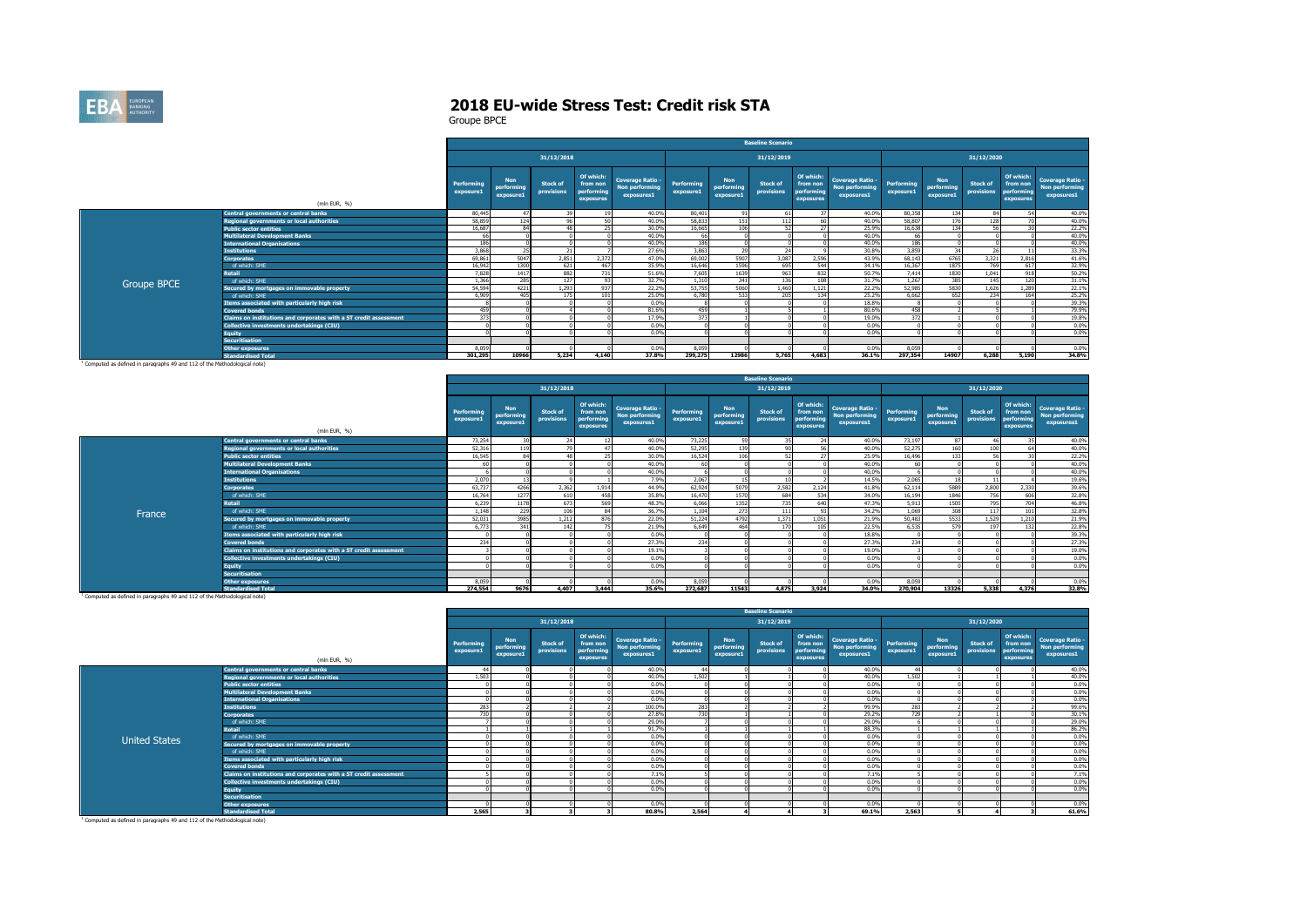# 2018 EU-wide Stress Test: Credit risk STA

Groupe BPCE

**Groupe BPCE**

| (mln EUR, %) | Baseline Scenario | | | | | | | | | | | | | | |
|---|---|---|---|---|---|---|---|---|---|---|---|---|---|---|---|
| | 31/12/2018 | | | | | 31/12/2019 | | | | | 31/12/2020 | | | | |
| | Performing exposure1 | Non performing exposure1 | Stock of provisions | Of which: from non performing exposures | Coverage Ratio - Non performing exposures1 | Performing exposure1 | Non performing exposure1 | Stock of provisions | Of which: from non performing exposures | Coverage Ratio - Non performing exposures1 | Performing exposure1 | Non performing exposure1 | Stock of provisions | Of which: from non performing exposures | Coverage Ratio - Non performing exposures1 |
| Central governments or central banks | 80,445 | 47 | 39 | 19 | 40.0% | 80,401 | 91 | 61 | 37 | 40.0% | 80,358 | 134 | 84 | 54 | 40.0% |
| Regional governments or local authorities | 58,859 | 124 | 96 | 50 | 40.0% | 58,833 | 151 | 112 | 60 | 40.0% | 58,807 | 176 | 128 | 70 | 40.0% |
| Public sector entities | 16,687 | 84 | 48 | 25 | 30.0% | 16,665 | 106 | 52 | 27 | 25.9% | 16,638 | 134 | 56 | 30 | 22.2% |
| Multilateral Development Banks | 66 | 0 | 0 | 0 | 40.0% | 66 | 0 | 0 | 0 | 40.0% | 66 | 0 | 0 | 0 | 40.0% |
| International Organisations | 186 | 0 | 0 | 0 | 40.0% | 186 | 0 | 0 | 0 | 40.0% | 186 | 0 | 0 | 0 | 40.0% |
| Institutions | 3,868 | 25 | 21 | 7 | 27.6% | 3,863 | 29 | 24 | 9 | 30.8% | 3,859 | 34 | 26 | 11 | 33.3% |
| Corporates | 69,861 | 5047 | 2,851 | 2,372 | 47.0% | 69,002 | 5907 | 3,087 | 2,596 | 43.9% | 68,143 | 6765 | 3,321 | 2,816 | 41.6% |
| of which: SME | 16,942 | 1300 | 621 | 467 | 35.9% | 16,646 | 1596 | 695 | 544 | 34.1% | 16,367 | 1875 | 769 | 617 | 32.9% |
| Retail | 7,828 | 1417 | 882 | 731 | 51.6% | 7,605 | 1639 | 963 | 832 | 50.7% | 7,414 | 1830 | 1,041 | 918 | 50.2% |
| of which: SME | 1,366 | 285 | 127 | 93 | 32.7% | 1,310 | 341 | 136 | 108 | 31.7% | 1,267 | 385 | 145 | 120 | 31.1% |
| Secured by mortgages on immovable property | 54,594 | 4221 | 1,293 | 937 | 22.2% | 53,755 | 5060 | 1,460 | 1,121 | 22.2% | 52,985 | 5830 | 1,626 | 1,289 | 22.1% |
| of which: SME | 6,909 | 405 | 175 | 101 | 25.0% | 6,780 | 533 | 205 | 134 | 25.2% | 6,662 | 652 | 234 | 164 | 25.2% |
| Items associated with particularly high risk | 8 | 0 | 0 | 0 | 0.0% | 8 | 0 | 0 | 0 | 18.8% | 8 | 0 | 0 | 0 | 39.3% |
| Covered bonds | 459 | 0 | 4 | 0 | 81.6% | 459 | 1 | 5 | 1 | 80.6% | 458 | 2 | 5 | 1 | 79.9% |
| Claims on institutions and corporates with a ST credit assessment | 373 | 0 | 0 | 0 | 17.9% | 373 | 1 | 0 | 0 | 19.0% | 372 | 1 | 0 | 0 | 19.8% |
| Collective investments undertakings (CIU) | 0 | 0 | 0 | 0 | 0.0% | 0 | 0 | 0 | 0 | 0.0% | 0 | 0 | 0 | 0 | 0.0% |
| Equity | 0 | 0 | 0 | 0 | 0.0% | 0 | 0 | 0 | 0 | 0.0% | 0 | 0 | 0 | 0 | 0.0% |
| Securitisation | | | | | | | | | | | | | | | |
| Other exposures | 8,059 | 0 | 0 | 0 | 0.0% | 8,059 | 0 | 0 | 0 | 0.0% | 8,059 | 0 | 0 | 0 | 0.0% |
| Standardised Total | 301,295 | 10966 | 5,234 | 4,140 | 37.8% | 299,275 | 12986 | 5,765 | 4,683 | 36.1% | 297,354 | 14907 | 6,288 | 5,190 | 34.8% |

[1] Computed as defined in paragraphs 49 and 112 of the Methodological note)

**France**

| (mln EUR, %) | Baseline Scenario | | | | | | | | | | | | | | |
|---|---|---|---|---|---|---|---|---|---|---|---|---|---|---|---|
| | 31/12/2018 | | | | | 31/12/2019 | | | | | 31/12/2020 | | | | |
| | Performing exposure1 | Non performing exposure1 | Stock of provisions | Of which: from non performing exposures | Coverage Ratio - Non performing exposures1 | Performing exposure1 | Non performing exposure1 | Stock of provisions | Of which: from non performing exposures | Coverage Ratio - Non performing exposures1 | Performing exposure1 | Non performing exposure1 | Stock of provisions | Of which: from non performing exposures | Coverage Ratio - Non performing exposures1 |
| Central governments or central banks | 73,254 | 30 | 24 | 12 | 40.0% | 73,225 | 59 | 35 | 24 | 40.0% | 73,197 | 87 | 46 | 35 | 40.0% |
| Regional governments or local authorities | 52,316 | 119 | 79 | 47 | 40.0% | 52,295 | 139 | 90 | 56 | 40.0% | 52,275 | 160 | 100 | 64 | 40.0% |
| Public sector entities | 16,545 | 84 | 48 | 25 | 30.0% | 16,524 | 106 | 52 | 27 | 25.9% | 16,496 | 133 | 56 | 30 | 22.2% |
| Multilateral Development Banks | 60 | 0 | 0 | 0 | 40.0% | 60 | 0 | 0 | 0 | 40.0% | 60 | 0 | 0 | 0 | 40.0% |
| International Organisations | 6 | 0 | 0 | 0 | 40.0% | 6 | 0 | 0 | 0 | 40.0% | 6 | 0 | 0 | 0 | 40.0% |
| Institutions | 2,070 | 13 | 9 | 1 | 7.9% | 2,067 | 15 | 10 | 2 | 14.5% | 2,065 | 18 | 11 | 4 | 19.6% |
| Corporates | 63,737 | 4266 | 2,362 | 1,914 | 44.9% | 62,924 | 5079 | 2,582 | 2,124 | 41.8% | 62,114 | 5889 | 2,800 | 2,330 | 39.6% |
| of which: SME | 16,764 | 1277 | 610 | 458 | 35.8% | 16,470 | 1570 | 684 | 534 | 34.0% | 16,194 | 1846 | 756 | 606 | 32.8% |
| Retail | 6,239 | 1178 | 673 | 569 | 48.3% | 6,066 | 1352 | 735 | 640 | 47.3% | 5,913 | 1505 | 795 | 704 | 46.8% |
| of which: SME | 1,148 | 229 | 106 | 84 | 36.7% | 1,104 | 273 | 111 | 93 | 34.2% | 1,069 | 308 | 117 | 101 | 32.8% |
| Secured by mortgages on immovable property | 52,031 | 3985 | 1,212 | 876 | 22.0% | 51,224 | 4792 | 1,371 | 1,051 | 21.9% | 50,483 | 5533 | 1,529 | 1,210 | 21.9% |
| of which: SME | 6,773 | 341 | 142 | 75 | 21.9% | 6,649 | 464 | 170 | 105 | 22.5% | 6,535 | 579 | 197 | 132 | 22.8% |
| Items associated with particularly high risk | 0 | 0 | 0 | 0 | 0.0% | 0 | 0 | 0 | 0 | 18.8% | 0 | 0 | 0 | 0 | 39.3% |
| Covered bonds | 234 | 0 | 0 | 0 | 27.3% | 234 | 0 | 0 | 0 | 27.3% | 234 | 0 | 0 | 0 | 27.3% |
| Claims on institutions and corporates with a ST credit assessment | 3 | 0 | 0 | 0 | 19.1% | 3 | 0 | 0 | 0 | 19.0% | 3 | 0 | 0 | 0 | 19.0% |
| Collective investments undertakings (CIU) | 0 | 0 | 0 | 0 | 0.0% | 0 | 0 | 0 | 0 | 0.0% | 0 | 0 | 0 | 0 | 0.0% |
| Equity | 0 | 0 | 0 | 0 | 0.0% | 0 | 0 | 0 | 0 | 0.0% | 0 | 0 | 0 | 0 | 0.0% |
| Securitisation | | | | | | | | | | | | | | | |
| Other exposures | 8,059 | 0 | 0 | 0 | 0.0% | 8,059 | 0 | 0 | 0 | 0.0% | 8,059 | 0 | 0 | 0 | 0.0% |
| Standardised Total | 274,554 | 9676 | 4,407 | 3,444 | 35.6% | 272,687 | 11543 | 4,875 | 3,924 | 34.0% | 270,904 | 13326 | 5,338 | 4,376 | 32.8% |

[1] Computed as defined in paragraphs 49 and 112 of the Methodological note)

**United States**

| (mln EUR, %) | Baseline Scenario | | | | | | | | | | | | | | |
|---|---|---|---|---|---|---|---|---|---|---|---|---|---|---|---|
| | 31/12/2018 | | | | | 31/12/2019 | | | | | 31/12/2020 | | | | |
| | Performing exposure1 | Non performing exposure1 | Stock of provisions | Of which: from non performing exposures | Coverage Ratio - Non performing exposures1 | Performing exposure1 | Non performing exposure1 | Stock of provisions | Of which: from non performing exposures | Coverage Ratio - Non performing exposures1 | Performing exposure1 | Non performing exposure1 | Stock of provisions | Of which: from non performing exposures | Coverage Ratio - Non performing exposures1 |
| Central governments or central banks | 44 | 0 | 0 | 0 | 40.0% | 44 | 0 | 0 | 0 | 40.0% | 44 | 0 | 0 | 0 | 40.0% |
| Regional governments or local authorities | 1,503 | 0 | 0 | 0 | 40.0% | 1,502 | 1 | 1 | 0 | 40.0% | 1,502 | 1 | 1 | 1 | 40.0% |
| Public sector entities | 0 | 0 | 0 | 0 | 0.0% | 0 | 0 | 0 | 0 | 0.0% | 0 | 0 | 0 | 0 | 0.0% |
| Multilateral Development Banks | 0 | 0 | 0 | 0 | 0.0% | 0 | 0 | 0 | 0 | 0.0% | 0 | 0 | 0 | 0 | 0.0% |
| International Organisations | 0 | 0 | 0 | 0 | 0.0% | 0 | 0 | 0 | 0 | 0.0% | 0 | 0 | 0 | 0 | 0.0% |
| Institutions | 283 | 2 | 2 | 2 | 100.0% | 283 | 2 | 2 | 2 | 99.9% | 283 | 2 | 2 | 2 | 99.6% |
| Corporates | 730 | 0 | 0 | 0 | 27.8% | 730 | 1 | 1 | 0 | 29.2% | 729 | 2 | 1 | 0 | 30.1% |
| of which: SME | 7 | 0 | 0 | 0 | 29.0% | 7 | 0 | 0 | 0 | 29.0% | 6 | 0 | 0 | 0 | 29.0% |
| Retail | 1 | 1 | 1 | 1 | 91.7% | 1 | 1 | 1 | 1 | 88.3% | 1 | 1 | 1 | 1 | 86.2% |
| of which: SME | 0 | 0 | 0 | 0 | 0.0% | 0 | 0 | 0 | 0 | 0.0% | 0 | 0 | 0 | 0 | 0.0% |
| Secured by mortgages on immovable property | 0 | 0 | 0 | 0 | 0.0% | 0 | 0 | 0 | 0 | 0.0% | 0 | 0 | 0 | 0 | 0.0% |
| of which: SME | 0 | 0 | 0 | 0 | 0.0% | 0 | 0 | 0 | 0 | 0.0% | 0 | 0 | 0 | 0 | 0.0% |
| Items associated with particularly high risk | 0 | 0 | 0 | 0 | 0.0% | 0 | 0 | 0 | 0 | 0.0% | 0 | 0 | 0 | 0 | 0.0% |
| Covered bonds | 0 | 0 | 0 | 0 | 0.0% | 0 | 0 | 0 | 0 | 0.0% | 0 | 0 | 0 | 0 | 0.0% |
| Claims on institutions and corporates with a ST credit assessment | 5 | 0 | 0 | 0 | 7.1% | 5 | 0 | 0 | 0 | 7.1% | 5 | 0 | 0 | 0 | 7.1% |
| Collective investments undertakings (CIU) | 0 | 0 | 0 | 0 | 0.0% | 0 | 0 | 0 | 0 | 0.0% | 0 | 0 | 0 | 0 | 0.0% |
| Equity | 0 | 0 | 0 | 0 | 0.0% | 0 | 0 | 0 | 0 | 0.0% | 0 | 0 | 0 | 0 | 0.0% |
| Securitisation | | | | | | | | | | | | | | | |
| Other exposures | 0 | 0 | 0 | 0 | 0.0% | 0 | 0 | 0 | 0 | 0.0% | 0 | 0 | 0 | 0 | 0.0% |
| Standardised Total | 2,565 | 3 | 3 | 3 | 80.8% | 2,564 | 4 | 4 | 3 | 69.1% | 2,563 | 5 | 4 | 3 | 61.6% |

[1] Computed as defined in paragraphs 49 and 112 of the Methodological note)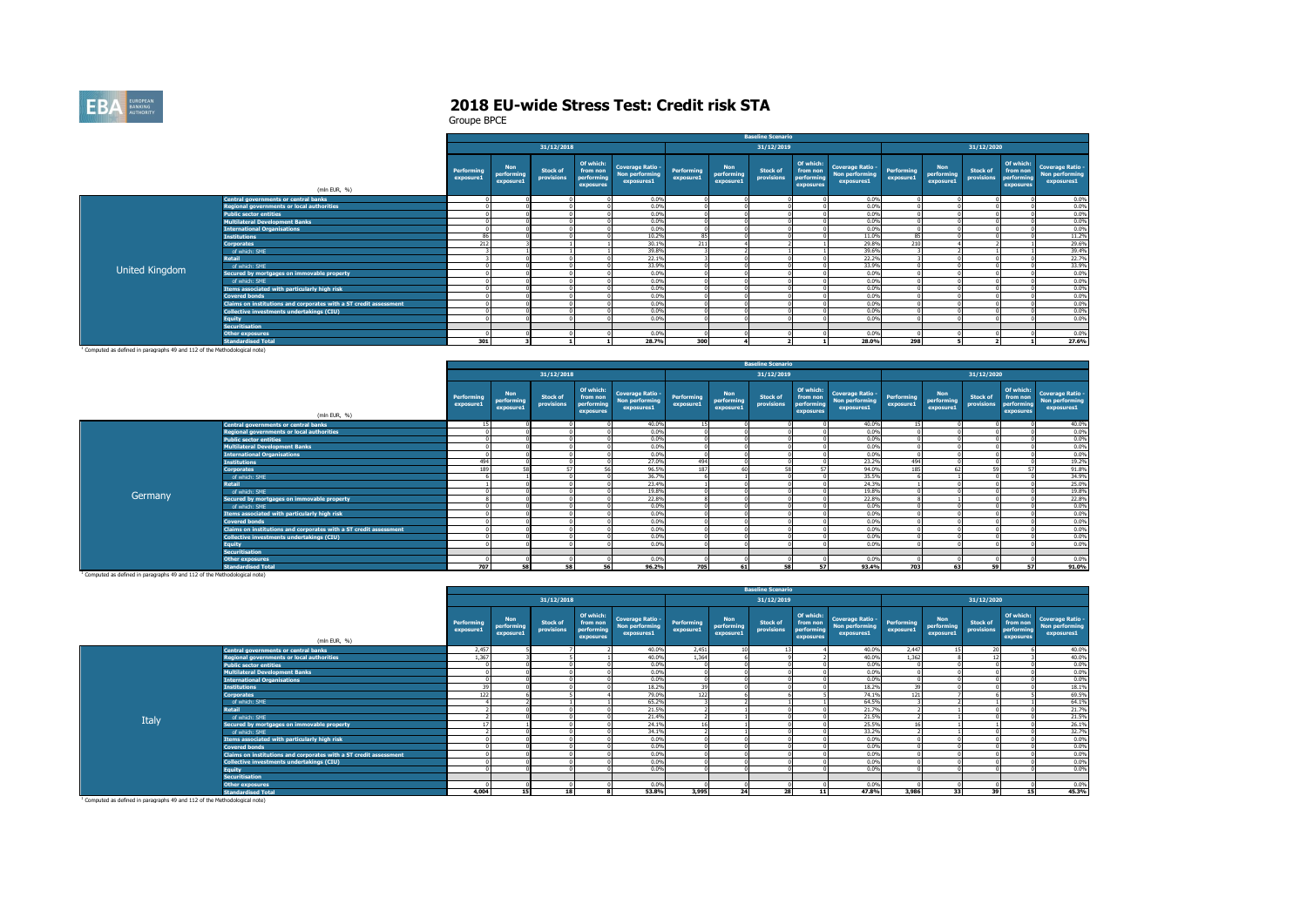# 2018 EU-wide Stress Test: Credit risk STA

Groupe BPCE

| | | Baseline Scenario | | | | | | | | | | | | | | |
|---|---|---|---|---|---|---|---|---|---|---|---|---|---|---|---|---|
| | | 31/12/2018 | | | | | 31/12/2019 | | | | | 31/12/2020 | | | | |
| | (mln EUR, %) | Performing exposure1 | Non performing exposure1 | Stock of provisions | Of which: from non performing exposures | Coverage Ratio - Non performing exposures1 | Performing exposure1 | Non performing exposure1 | Stock of provisions | Of which: from non performing exposures | Coverage Ratio - Non performing exposures1 | Performing exposure1 | Non performing exposure1 | Stock of provisions | Of which: from non performing exposures | Coverage Ratio - Non performing exposures1 |
| United Kingdom | Central governments or central banks | 0 | 0 | 0 | 0 | 0.0% | 0 | 0 | 0 | 0 | 0.0% | 0 | 0 | 0 | 0 | 0.0% |
| | Regional governments or local authorities | 0 | 0 | 0 | 0 | 0.0% | 0 | 0 | 0 | 0 | 0.0% | 0 | 0 | 0 | 0 | 0.0% |
| | Public sector entities | 0 | 0 | 0 | 0 | 0.0% | 0 | 0 | 0 | 0 | 0.0% | 0 | 0 | 0 | 0 | 0.0% |
| | Multilateral Development Banks | 0 | 0 | 0 | 0 | 0.0% | 0 | 0 | 0 | 0 | 0.0% | 0 | 0 | 0 | 0 | 0.0% |
| | International Organisations | 0 | 0 | 0 | 0 | 0.0% | 0 | 0 | 0 | 0 | 0.0% | 0 | 0 | 0 | 0 | 0.0% |
| | Institutions | 86 | 0 | 0 | 0 | 10.2% | 85 | 0 | 0 | 0 | 11.0% | 85 | 0 | 0 | 0 | 11.2% |
| | Corporates | 212 | 3 | 1 | 1 | 30.1% | 211 | 4 | 2 | 1 | 29.8% | 210 | 4 | 2 | 1 | 29.6% |
| | of which: SME | 3 | 1 | 1 | 1 | 39.8% | 3 | 2 | 1 | 1 | 39.6% | 3 | 2 | 1 | 1 | 39.4% |
| | Retail | 3 | 0 | 0 | 0 | 22.1% | 3 | 0 | 0 | 0 | 22.2% | 3 | 0 | 0 | 0 | 22.7% |
| | of which: SME | 0 | 0 | 0 | 0 | 33.9% | 0 | 0 | 0 | 0 | 33.9% | 0 | 0 | 0 | 0 | 33.9% |
| | Secured by mortgages on immovable property | 0 | 0 | 0 | 0 | 0.0% | 0 | 0 | 0 | 0 | 0.0% | 0 | 0 | 0 | 0 | 0.0% |
| | of which: SME | 0 | 0 | 0 | 0 | 0.0% | 0 | 0 | 0 | 0 | 0.0% | 0 | 0 | 0 | 0 | 0.0% |
| | Items associated with particularly high risk | 0 | 0 | 0 | 0 | 0.0% | 0 | 0 | 0 | 0 | 0.0% | 0 | 0 | 0 | 0 | 0.0% |
| | Covered bonds | 0 | 0 | 0 | 0 | 0.0% | 0 | 0 | 0 | 0 | 0.0% | 0 | 0 | 0 | 0 | 0.0% |
| | Claims on institutions and corporates with a ST credit assessment | 0 | 0 | 0 | 0 | 0.0% | 0 | 0 | 0 | 0 | 0.0% | 0 | 0 | 0 | 0 | 0.0% |
| | Collective investments undertakings (CIU) | 0 | 0 | 0 | 0 | 0.0% | 0 | 0 | 0 | 0 | 0.0% | 0 | 0 | 0 | 0 | 0.0% |
| | Equity | 0 | 0 | 0 | 0 | 0.0% | 0 | 0 | 0 | 0 | 0.0% | 0 | 0 | 0 | 0 | 0.0% |
| | Securitisation | | | | | | | | | | | | | | | |
| | Other exposures | 0 | 0 | 0 | 0 | 0.0% | 0 | 0 | 0 | 0 | 0.0% | 0 | 0 | 0 | 0 | 0.0% |
| | Standardised Total | 301 | 3 | 1 | 1 | 28.7% | 300 | 4 | 2 | 1 | 28.0% | 298 | 5 | 2 | 1 | 27.6% |

[1] Computed as defined in paragraphs 49 and 112 of the Methodological note)

| | | Baseline Scenario | | | | | | | | | | | | | | |
|---|---|---|---|---|---|---|---|---|---|---|---|---|---|---|---|---|
| | | 31/12/2018 | | | | | 31/12/2019 | | | | | 31/12/2020 | | | | |
| | (mln EUR, %) | Performing exposure1 | Non performing exposure1 | Stock of provisions | Of which: from non performing exposures | Coverage Ratio - Non performing exposures1 | Performing exposure1 | Non performing exposure1 | Stock of provisions | Of which: from non performing exposures | Coverage Ratio - Non performing exposures1 | Performing exposure1 | Non performing exposure1 | Stock of provisions | Of which: from non performing exposures | Coverage Ratio - Non performing exposures1 |
| Germany | Central governments or central banks | 15 | 0 | 0 | 0 | 40.0% | 15 | 0 | 0 | 0 | 40.0% | 15 | 0 | 0 | 0 | 40.0% |
| | Regional governments or local authorities | 0 | 0 | 0 | 0 | 0.0% | 0 | 0 | 0 | 0 | 0.0% | 0 | 0 | 0 | 0 | 0.0% |
| | Public sector entities | 0 | 0 | 0 | 0 | 0.0% | 0 | 0 | 0 | 0 | 0.0% | 0 | 0 | 0 | 0 | 0.0% |
| | Multilateral Development Banks | 0 | 0 | 0 | 0 | 0.0% | 0 | 0 | 0 | 0 | 0.0% | 0 | 0 | 0 | 0 | 0.0% |
| | International Organisations | 0 | 0 | 0 | 0 | 0.0% | 0 | 0 | 0 | 0 | 0.0% | 0 | 0 | 0 | 0 | 0.0% |
| | Institutions | 494 | 0 | 0 | 0 | 27.0% | 494 | 0 | 0 | 0 | 23.2% | 494 | 0 | 0 | 0 | 19.2% |
| | Corporates | 189 | 58 | 57 | 56 | 96.5% | 187 | 60 | 58 | 57 | 94.0% | 185 | 62 | 59 | 57 | 91.8% |
| | of which: SME | 6 | 1 | 0 | 0 | 36.7% | 6 | 1 | 0 | 0 | 35.5% | 6 | 1 | 0 | 0 | 34.9% |
| | Retail | 1 | 0 | 0 | 0 | 23.4% | 1 | 0 | 0 | 0 | 24.3% | 1 | 0 | 0 | 0 | 25.0% |
| | of which: SME | 0 | 0 | 0 | 0 | 19.8% | 0 | 0 | 0 | 0 | 19.8% | 0 | 0 | 0 | 0 | 19.8% |
| | Secured by mortgages on immovable property | 8 | 0 | 0 | 0 | 22.8% | 8 | 0 | 0 | 0 | 22.8% | 8 | 1 | 0 | 0 | 22.8% |
| | of which: SME | 0 | 0 | 0 | 0 | 0.0% | 0 | 0 | 0 | 0 | 0.0% | 0 | 0 | 0 | 0 | 0.0% |
| | Items associated with particularly high risk | 0 | 0 | 0 | 0 | 0.0% | 0 | 0 | 0 | 0 | 0.0% | 0 | 0 | 0 | 0 | 0.0% |
| | Covered bonds | 0 | 0 | 0 | 0 | 0.0% | 0 | 0 | 0 | 0 | 0.0% | 0 | 0 | 0 | 0 | 0.0% |
| | Claims on institutions and corporates with a ST credit assessment | 0 | 0 | 0 | 0 | 0.0% | 0 | 0 | 0 | 0 | 0.0% | 0 | 0 | 0 | 0 | 0.0% |
| | Collective investments undertakings (CIU) | 0 | 0 | 0 | 0 | 0.0% | 0 | 0 | 0 | 0 | 0.0% | 0 | 0 | 0 | 0 | 0.0% |
| | Equity | 0 | 0 | 0 | 0 | 0.0% | 0 | 0 | 0 | 0 | 0.0% | 0 | 0 | 0 | 0 | 0.0% |
| | Securitisation | | | | | | | | | | | | | | | |
| | Other exposures | 0 | 0 | 0 | 0 | 0.0% | 0 | 0 | 0 | 0 | 0.0% | 0 | 0 | 0 | 0 | 0.0% |
| | Standardised Total | 707 | 58 | 58 | 56 | 96.2% | 705 | 61 | 58 | 57 | 93.4% | 703 | 63 | 59 | 57 | 91.0% |

[1] Computed as defined in paragraphs 49 and 112 of the Methodological note)

| | | Baseline Scenario | | | | | | | | | | | | | | |
|---|---|---|---|---|---|---|---|---|---|---|---|---|---|---|---|---|
| | | 31/12/2018 | | | | | 31/12/2019 | | | | | 31/12/2020 | | | | |
| | (mln EUR, %) | Performing exposure1 | Non performing exposure1 | Stock of provisions | Of which: from non performing exposures | Coverage Ratio - Non performing exposures1 | Performing exposure1 | Non performing exposure1 | Stock of provisions | Of which: from non performing exposures | Coverage Ratio - Non performing exposures1 | Performing exposure1 | Non performing exposure1 | Stock of provisions | Of which: from non performing exposures | Coverage Ratio - Non performing exposures1 |
| Italy | Central governments or central banks | 2,457 | 5 | 7 | 2 | 40.0% | 2,451 | 10 | 13 | 4 | 40.0% | 2,447 | 15 | 20 | 6 | 40.0% |
| | Regional governments or local authorities | 1,367 | 3 | 5 | 1 | 40.0% | 1,364 | 6 | 9 | 2 | 40.0% | 1,362 | 8 | 12 | 3 | 40.0% |
| | Public sector entities | 0 | 0 | 0 | 0 | 0.0% | 0 | 0 | 0 | 0 | 0.0% | 0 | 0 | 0 | 0 | 0.0% |
| | Multilateral Development Banks | 0 | 0 | 0 | 0 | 0.0% | 0 | 0 | 0 | 0 | 0.0% | 0 | 0 | 0 | 0 | 0.0% |
| | International Organisations | 0 | 0 | 0 | 0 | 0.0% | 0 | 0 | 0 | 0 | 0.0% | 0 | 0 | 0 | 0 | 0.0% |
| | Institutions | 39 | 0 | 0 | 0 | 18.2% | 39 | 0 | 0 | 0 | 18.2% | 39 | 0 | 0 | 0 | 18.1% |
| | Corporates | 122 | 6 | 5 | 4 | 79.0% | 122 | 6 | 6 | 5 | 74.1% | 121 | 7 | 6 | 5 | 69.5% |
| | of which: SME | 4 | 2 | 1 | 1 | 65.2% | 3 | 2 | 1 | 1 | 64.5% | 3 | 2 | 1 | 1 | 64.1% |
| | Retail | 2 | 0 | 0 | 0 | 21.5% | 2 | 1 | 0 | 0 | 21.7% | 2 | 1 | 0 | 0 | 21.7% |
| | of which: SME | 2 | 0 | 0 | 0 | 21.4% | 2 | 1 | 0 | 0 | 21.5% | 2 | 1 | 0 | 0 | 21.5% |
| | Secured by mortgages on immovable property | 17 | 1 | 0 | 0 | 24.1% | 16 | 1 | 0 | 0 | 25.5% | 16 | 1 | 1 | 0 | 26.1% |
| | of which: SME | 2 | 0 | 0 | 0 | 34.1% | 2 | 1 | 0 | 0 | 33.2% | 2 | 1 | 0 | 0 | 32.7% |
| | Items associated with particularly high risk | 0 | 0 | 0 | 0 | 0.0% | 0 | 0 | 0 | 0 | 0.0% | 0 | 0 | 0 | 0 | 0.0% |
| | Covered bonds | 0 | 0 | 0 | 0 | 0.0% | 0 | 0 | 0 | 0 | 0.0% | 0 | 0 | 0 | 0 | 0.0% |
| | Claims on institutions and corporates with a ST credit assessment | 0 | 0 | 0 | 0 | 0.0% | 0 | 0 | 0 | 0 | 0.0% | 0 | 0 | 0 | 0 | 0.0% |
| | Collective investments undertakings (CIU) | 0 | 0 | 0 | 0 | 0.0% | 0 | 0 | 0 | 0 | 0.0% | 0 | 0 | 0 | 0 | 0.0% |
| | Equity | 0 | 0 | 0 | 0 | 0.0% | 0 | 0 | 0 | 0 | 0.0% | 0 | 0 | 0 | 0 | 0.0% |
| | Securitisation | | | | | | | | | | | | | | | |
| | Other exposures | 0 | 0 | 0 | 0 | 0.0% | 0 | 0 | 0 | 0 | 0.0% | 0 | 0 | 0 | 0 | 0.0% |
| | Standardised Total | 4,004 | 15 | 18 | 8 | 53.8% | 3,995 | 24 | 28 | 11 | 47.8% | 3,986 | 33 | 39 | 15 | 45.3% |

[1] Computed as defined in paragraphs 49 and 112 of the Methodological note)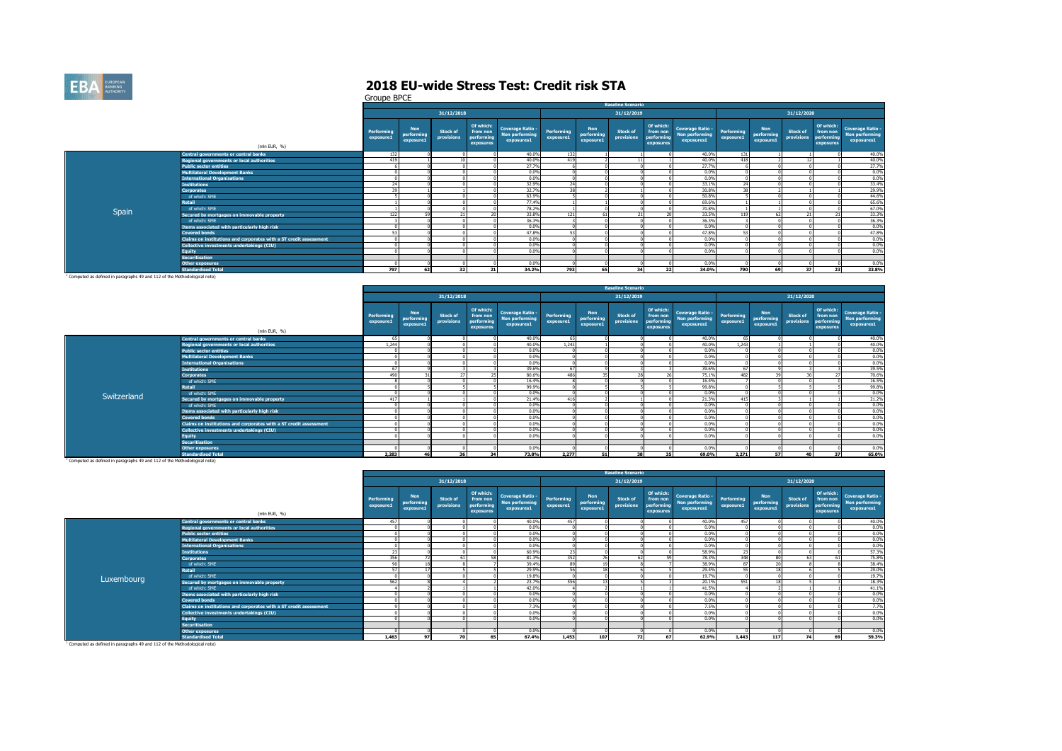# 2018 EU-wide Stress Test: Credit risk STA

Groupe BPCE

**Spain** — Baseline Scenario

| (mln EUR, %) | 31/12/2018 Performing exposure[1] | Non performing exposure[1] | Stock of provisions | Of which: from non performing exposures | Coverage Ratio - Non performing exposures[1] | 31/12/2019 Performing exposure[1] | Non performing exposure[1] | Stock of provisions | Of which: from non performing exposures | Coverage Ratio - Non performing exposures[1] | 31/12/2020 Performing exposure[1] | Non performing exposure[1] | Stock of provisions | Of which: from non performing exposures | Coverage Ratio - Non performing exposures[1] |
|---|---|---|---|---|---|---|---|---|---|---|---|---|---|---|---|
| Central governments or central banks | 132 | 0 | 0 | 0 | 40.0% | 132 | 1 | 1 | 0 | 40.0% | 131 | 1 | 1 | 0 | 40.0% |
| Regional governments or local authorities | 419 | 1 | 10 | 0 | 40.0% | 419 | 2 | 11 | 1 | 40.0% | 418 | 2 | 12 | 1 | 40.0% |
| Public sector entities | 6 | 0 | 0 | 0 | 27.7% | 6 | 0 | 0 | 0 | 27.7% | 6 | 0 | 0 | 0 | 27.7% |
| Multilateral Development Banks | 0 | 0 | 0 | 0 | 0.0% | 0 | 0 | 0 | 0 | 0.0% | 0 | 0 | 0 | 0 | 0.0% |
| International Organisations | 0 | 0 | 0 | 0 | 0.0% | 0 | 0 | 0 | 0 | 0.0% | 0 | 0 | 0 | 0 | 0.0% |
| Institutions | 24 | 0 | 0 | 0 | 32.9% | 24 | 0 | 0 | 0 | 33.1% | 24 | 0 | 0 | 0 | 33.4% |
| Corporates | 39 | 1 | 1 | 0 | 32.7% | 38 | 2 | 1 | 0 | 30.8% | 38 | 2 | 1 | 1 | 29.9% |
| of which: SME | 5 | 0 | 0 | 0 | 63.9% | 5 | 0 | 0 | 0 | 50.8% | 5 | 0 | 0 | 0 | 44.6% |
| Retail | 1 | 0 | 0 | 0 | 77.4% | 1 | 1 | 0 | 0 | 69.6% | 1 | 1 | 0 | 0 | 65.6% |
| of which: SME | 1 | 0 | 0 | 0 | 78.2% | 1 | 0 | 0 | 0 | 70.8% | 1 | 1 | 0 | 0 | 67.0% |
| Secured by mortgages on immovable property | 122 | 59 | 21 | 20 | 33.8% | 121 | 61 | 21 | 20 | 33.5% | 119 | 62 | 21 | 21 | 33.3% |
| of which: SME | 3 | 0 | 0 | 0 | 36.3% | 3 | 0 | 0 | 0 | 36.3% | 3 | 0 | 0 | 0 | 36.3% |
| Items associated with particularly high risk | 0 | 0 | 0 | 0 | 0.0% | 0 | 0 | 0 | 0 | 0.0% | 0 | 0 | 0 | 0 | 0.0% |
| Covered bonds | 53 | 0 | 0 | 0 | 47.8% | 53 | 0 | 0 | 0 | 47.8% | 53 | 0 | 0 | 0 | 47.8% |
| Claims on institutions and corporates with a ST credit assessment | 0 | 0 | 0 | 0 | 0.0% | 0 | 0 | 0 | 0 | 0.0% | 0 | 0 | 0 | 0 | 0.0% |
| Collective investments undertakings (CIU) | 0 | 0 | 0 | 0 | 0.0% | 0 | 0 | 0 | 0 | 0.0% | 0 | 0 | 0 | 0 | 0.0% |
| Equity | 0 | 0 | 0 | 0 | 0.0% | 0 | 0 | 0 | 0 | 0.0% | 0 | 0 | 0 | 0 | 0.0% |
| Securitisation | | | | | | | | | | | | | | | |
| Other exposures | 0 | 0 | 0 | 0 | 0.0% | 0 | 0 | 0 | 0 | 0.0% | 0 | 0 | 0 | 0 | 0.0% |
| Standardised Total | 797 | 62 | 32 | 21 | 34.2% | 793 | 65 | 34 | 22 | 34.0% | 790 | 69 | 37 | 23 | 33.8% |

[1] Computed as defined in paragraphs 49 and 112 of the Methodological note)

**Switzerland** — Baseline Scenario

| (mln EUR, %) | 31/12/2018 Performing exposure[1] | Non performing exposure[1] | Stock of provisions | Of which: from non performing exposures | Coverage Ratio - Non performing exposures[1] | 31/12/2019 Performing exposure[1] | Non performing exposure[1] | Stock of provisions | Of which: from non performing exposures | Coverage Ratio - Non performing exposures[1] | 31/12/2020 Performing exposure[1] | Non performing exposure[1] | Stock of provisions | Of which: from non performing exposures | Coverage Ratio - Non performing exposures[1] |
|---|---|---|---|---|---|---|---|---|---|---|---|---|---|---|---|
| Central governments or central banks | 65 | 0 | 0 | 0 | 40.0% | 65 | 0 | 0 | 0 | 40.0% | 65 | 0 | 0 | 0 | 40.0% |
| Regional governments or local authorities | 1,244 | 0 | 0 | 0 | 40.0% | 1,243 | 1 | 0 | 0 | 40.0% | 1,243 | 1 | 1 | 0 | 40.0% |
| Public sector entities | 0 | 0 | 0 | 0 | 0.0% | 0 | 0 | 0 | 0 | 0.0% | 0 | 0 | 0 | 0 | 0.0% |
| Multilateral Development Banks | 0 | 0 | 0 | 0 | 0.0% | 0 | 0 | 0 | 0 | 0.0% | 0 | 0 | 0 | 0 | 0.0% |
| International Organisations | 0 | 0 | 0 | 0 | 0.0% | 0 | 0 | 0 | 0 | 0.0% | 0 | 0 | 0 | 0 | 0.0% |
| Institutions | 67 | 9 | 3 | 3 | 39.6% | 67 | 9 | 3 | 3 | 39.6% | 67 | 9 | 3 | 3 | 39.5% |
| Corporates | 490 | 31 | 27 | 25 | 80.6% | 486 | 35 | 28 | 26 | 75.1% | 482 | 39 | 30 | 27 | 70.6% |
| of which: SME | 8 | 0 | 0 | 0 | 16.4% | 8 | 0 | 0 | 0 | 16.4% | 7 | 0 | 0 | 0 | 16.5% |
| Retail | 0 | 5 | 5 | 5 | 99.9% | 0 | 5 | 5 | 5 | 99.8% | 0 | 5 | 5 | 5 | 99.8% |
| of which: SME | 0 | 0 | 0 | 0 | 0.0% | 0 | 0 | 0 | 0 | 0.0% | 0 | 0 | 0 | 0 | 0.0% |
| Secured by mortgages on immovable property | 417 | 1 | 1 | 0 | 21.4% | 416 | 2 | 1 | 0 | 21.3% | 415 | 3 | 1 | 1 | 21.2% |
| of which: SME | 0 | 0 | 0 | 0 | 0.0% | 0 | 0 | 0 | 0 | 0.0% | 0 | 0 | 0 | 0 | 0.0% |
| Items associated with particularly high risk | 0 | 0 | 0 | 0 | 0.0% | 0 | 0 | 0 | 0 | 0.0% | 0 | 0 | 0 | 0 | 0.0% |
| Covered bonds | 0 | 0 | 0 | 0 | 0.0% | 0 | 0 | 0 | 0 | 0.0% | 0 | 0 | 0 | 0 | 0.0% |
| Claims on institutions and corporates with a ST credit assessment | 0 | 0 | 0 | 0 | 0.0% | 0 | 0 | 0 | 0 | 0.0% | 0 | 0 | 0 | 0 | 0.0% |
| Collective investments undertakings (CIU) | 0 | 0 | 0 | 0 | 0.0% | 0 | 0 | 0 | 0 | 0.0% | 0 | 0 | 0 | 0 | 0.0% |
| Equity | 0 | 0 | 0 | 0 | 0.0% | 0 | 0 | 0 | 0 | 0.0% | 0 | 0 | 0 | 0 | 0.0% |
| Securitisation | | | | | | | | | | | | | | | |
| Other exposures | 0 | 0 | 0 | 0 | 0.0% | 0 | 0 | 0 | 0 | 0.0% | 0 | 0 | 0 | 0 | 0.0% |
| Standardised Total | 2,283 | 46 | 36 | 34 | 73.8% | 2,277 | 51 | 38 | 35 | 69.0% | 2,271 | 57 | 40 | 37 | 65.0% |

[1] Computed as defined in paragraphs 49 and 112 of the Methodological note)

**Luxembourg** — Baseline Scenario

| (mln EUR, %) | 31/12/2018 Performing exposure[1] | Non performing exposure[1] | Stock of provisions | Of which: from non performing exposures | Coverage Ratio - Non performing exposures[1] | 31/12/2019 Performing exposure[1] | Non performing exposure[1] | Stock of provisions | Of which: from non performing exposures | Coverage Ratio - Non performing exposures[1] | 31/12/2020 Performing exposure[1] | Non performing exposure[1] | Stock of provisions | Of which: from non performing exposures | Coverage Ratio - Non performing exposures[1] |
|---|---|---|---|---|---|---|---|---|---|---|---|---|---|---|---|
| Central governments or central banks | 457 | 0 | 0 | 0 | 40.0% | 457 | 0 | 0 | 0 | 40.0% | 457 | 0 | 0 | 0 | 40.0% |
| Regional governments or local authorities | 0 | 0 | 0 | 0 | 0.0% | 0 | 0 | 0 | 0 | 0.0% | 0 | 0 | 0 | 0 | 0.0% |
| Public sector entities | 0 | 0 | 0 | 0 | 0.0% | 0 | 0 | 0 | 0 | 0.0% | 0 | 0 | 0 | 0 | 0.0% |
| Multilateral Development Banks | 0 | 0 | 0 | 0 | 0.0% | 0 | 0 | 0 | 0 | 0.0% | 0 | 0 | 0 | 0 | 0.0% |
| International Organisations | 0 | 0 | 0 | 0 | 0.0% | 0 | 0 | 0 | 0 | 0.0% | 0 | 0 | 0 | 0 | 0.0% |
| Institutions | 23 | 0 | 0 | 0 | 60.9% | 23 | 0 | 0 | 0 | 58.9% | 23 | 0 | 0 | 0 | 57.3% |
| Corporates | 356 | 72 | 61 | 58 | 81.3% | 352 | 76 | 62 | 59 | 78.3% | 348 | 80 | 63 | 61 | 75.8% |
| of which: SME | 90 | 18 | 8 | 7 | 39.4% | 89 | 19 | 8 | 7 | 38.9% | 87 | 20 | 8 | 8 | 38.4% |
| Retail | 57 | 17 | 5 | 5 | 29.9% | 56 | 18 | 6 | 5 | 29.4% | 55 | 18 | 6 | 5 | 29.0% |
| of which: SME | 0 | 0 | 0 | 0 | 19.8% | 0 | 0 | 0 | 0 | 19.7% | 0 | 0 | 0 | 0 | 19.7% |
| Secured by mortgages on immovable property | 562 | 8 | 4 | 2 | 23.7% | 556 | 13 | 5 | 3 | 20.1% | 551 | 18 | 5 | 3 | 18.3% |
| of which: SME | 4 | 2 | 1 | 1 | 42.0% | 4 | 2 | 1 | 1 | 41.5% | 4 | 2 | 1 | 1 | 41.1% |
| Items associated with particularly high risk | 0 | 0 | 0 | 0 | 0.0% | 0 | 0 | 0 | 0 | 0.0% | 0 | 0 | 0 | 0 | 0.0% |
| Covered bonds | 0 | 0 | 0 | 0 | 0.0% | 0 | 0 | 0 | 0 | 0.0% | 0 | 0 | 0 | 0 | 0.0% |
| Claims on institutions and corporates with a ST credit assessment | 9 | 0 | 0 | 0 | 7.3% | 9 | 0 | 0 | 0 | 7.5% | 9 | 0 | 0 | 0 | 7.7% |
| Collective investments undertakings (CIU) | 0 | 0 | 0 | 0 | 0.0% | 0 | 0 | 0 | 0 | 0.0% | 0 | 0 | 0 | 0 | 0.0% |
| Equity | 0 | 0 | 0 | 0 | 0.0% | 0 | 0 | 0 | 0 | 0.0% | 0 | 0 | 0 | 0 | 0.0% |
| Securitisation | | | | | | | | | | | | | | | |
| Other exposures | 0 | 0 | 0 | 0 | 0.0% | 0 | 0 | 0 | 0 | 0.0% | 0 | 0 | 0 | 0 | 0.0% |
| Standardised Total | 1,463 | 97 | 70 | 65 | 67.4% | 1,453 | 107 | 72 | 67 | 62.9% | 1,443 | 117 | 74 | 69 | 59.3% |

[1] Computed as defined in paragraphs 49 and 112 of the Methodological note)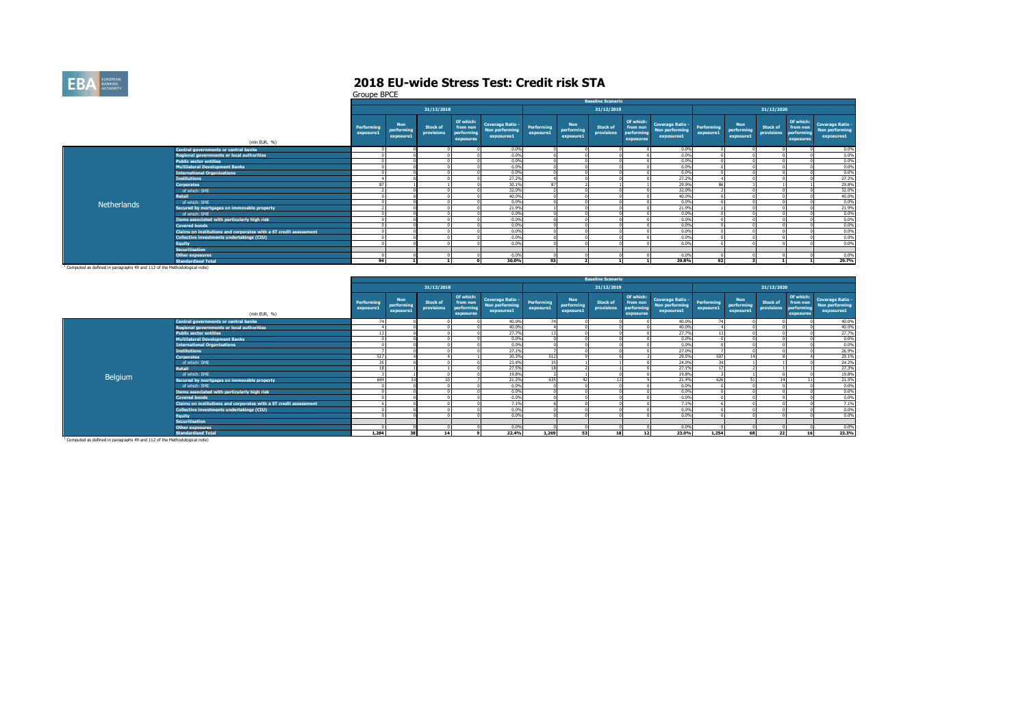# 2018 EU-wide Stress Test: Credit risk STA

Groupe BPCE

**Netherlands**

| (mln EUR, %) | Baseline Scenario | | | | | | | | | | | | | | |
|---|---|---|---|---|---|---|---|---|---|---|---|---|---|---|---|
| | 31/12/2018 | | | | | 31/12/2019 | | | | | 31/12/2020 | | | | |
| | Performing exposure1 | Non performing exposure1 | Stock of provisions | Of which: from non performing exposures | Coverage Ratio - Non performing exposures1 | Performing exposure1 | Non performing exposure1 | Stock of provisions | Of which: from non performing exposures | Coverage Ratio - Non performing exposures1 | Performing exposure1 | Non performing exposure1 | Stock of provisions | Of which: from non performing exposures | Coverage Ratio - Non performing exposures1 |
| Central governments or central banks | 0 | 0 | 0 | 0 | 0.0% | 0 | 0 | 0 | 0 | 0.0% | 0 | 0 | 0 | 0 | 0.0% |
| Regional governments or local authorities | 0 | 0 | 0 | 0 | 0.0% | 0 | 0 | 0 | 0 | 0.0% | 0 | 0 | 0 | 0 | 0.0% |
| Public sector entities | 0 | 0 | 0 | 0 | 0.0% | 0 | 0 | 0 | 0 | 0.0% | 0 | 0 | 0 | 0 | 0.0% |
| Multilateral Development Banks | 0 | 0 | 0 | 0 | 0.0% | 0 | 0 | 0 | 0 | 0.0% | 0 | 0 | 0 | 0 | 0.0% |
| International Organisations | 0 | 0 | 0 | 0 | 0.0% | 0 | 0 | 0 | 0 | 0.0% | 0 | 0 | 0 | 0 | 0.0% |
| Institutions | 4 | 0 | 0 | 0 | 27.2% | 4 | 0 | 0 | 0 | 27.2% | 4 | 0 | 0 | 0 | 27.2% |
| Corporates | 87 | 1 | 1 | 0 | 30.1% | 87 | 2 | 1 | 1 | 29.9% | 86 | 3 | 1 | 1 | 29.8% |
| of which: SME | 2 | 0 | 0 | 0 | 32.0% | 2 | 0 | 0 | 0 | 32.0% | 2 | 0 | 0 | 0 | 32.0% |
| Retail | 0 | 0 | 0 | 0 | 40.0% | 0 | 0 | 0 | 0 | 40.0% | 0 | 0 | 0 | 0 | 40.0% |
| of which: SME | 0 | 0 | 0 | 0 | 0.0% | 0 | 0 | 0 | 0 | 0.0% | 0 | 0 | 0 | 0 | 0.0% |
| Secured by mortgages on immovable property | 2 | 0 | 0 | 0 | 21.9% | 1 | 0 | 0 | 0 | 21.9% | 1 | 0 | 0 | 0 | 21.9% |
| of which: SME | 0 | 0 | 0 | 0 | 0.0% | 0 | 0 | 0 | 0 | 0.0% | 0 | 0 | 0 | 0 | 0.0% |
| Items associated with particularly high risk | 0 | 0 | 0 | 0 | 0.0% | 0 | 0 | 0 | 0 | 0.0% | 0 | 0 | 0 | 0 | 0.0% |
| Covered bonds | 0 | 0 | 0 | 0 | 0.0% | 0 | 0 | 0 | 0 | 0.0% | 0 | 0 | 0 | 0 | 0.0% |
| Claims on institutions and corporates with a ST credit assessment | 0 | 0 | 0 | 0 | 0.0% | 0 | 0 | 0 | 0 | 0.0% | 0 | 0 | 0 | 0 | 0.0% |
| Collective investments undertakings (CIU) | 0 | 0 | 0 | 0 | 0.0% | 0 | 0 | 0 | 0 | 0.0% | 0 | 0 | 0 | 0 | 0.0% |
| Equity | 0 | 0 | 0 | 0 | 0.0% | 0 | 0 | 0 | 0 | 0.0% | 0 | 0 | 0 | 0 | 0.0% |
| Securitisation | | | | | | | | | | | | | | | |
| Other exposures | 0 | 0 | 0 | 0 | 0.0% | 0 | 0 | 0 | 0 | 0.0% | 0 | 0 | 0 | 0 | 0.0% |
| Standardised Total | 94 | 1 | 1 | 0 | 30.0% | 93 | 2 | 1 | 1 | 29.8% | 92 | 3 | 1 | 1 | 29.7% |

[1] Computed as defined in paragraphs 49 and 112 of the Methodological note)

**Belgium**

| (mln EUR, %) | Baseline Scenario | | | | | | | | | | | | | | |
|---|---|---|---|---|---|---|---|---|---|---|---|---|---|---|---|
| | 31/12/2018 | | | | | 31/12/2019 | | | | | 31/12/2020 | | | | |
| | Performing exposure1 | Non performing exposure1 | Stock of provisions | Of which: from non performing exposures | Coverage Ratio - Non performing exposures1 | Performing exposure1 | Non performing exposure1 | Stock of provisions | Of which: from non performing exposures | Coverage Ratio - Non performing exposures1 | Performing exposure1 | Non performing exposure1 | Stock of provisions | Of which: from non performing exposures | Coverage Ratio - Non performing exposures1 |
| Central governments or central banks | 74 | 0 | 0 | 0 | 40.0% | 74 | 0 | 0 | 0 | 40.0% | 74 | 0 | 0 | 0 | 40.0% |
| Regional governments or local authorities | 4 | 0 | 0 | 0 | 40.0% | 4 | 0 | 0 | 0 | 40.0% | 4 | 0 | 0 | 0 | 40.0% |
| Public sector entities | 13 | 0 | 0 | 0 | 27.7% | 13 | 0 | 0 | 0 | 27.7% | 13 | 0 | 0 | 0 | 27.7% |
| Multilateral Development Banks | 0 | 0 | 0 | 0 | 0.0% | 0 | 0 | 0 | 0 | 0.0% | 0 | 0 | 0 | 0 | 0.0% |
| International Organisations | 0 | 0 | 0 | 0 | 0.0% | 0 | 0 | 0 | 0 | 0.0% | 0 | 0 | 0 | 0 | 0.0% |
| Institutions | 7 | 0 | 0 | 0 | 27.1% | 7 | 0 | 0 | 0 | 27.0% | 7 | 0 | 0 | 0 | 26.9% |
| Corporates | 517 | 4 | 4 | 1 | 30.3% | 512 | 9 | 6 | 3 | 29.5% | 507 | 14 | 8 | 4 | 29.1% |
| of which: SME | 35 | 0 | 0 | 0 | 23.4% | 35 | 1 | 1 | 0 | 24.0% | 34 | 1 | 1 | 0 | 24.2% |
| Retail | 18 | 1 | 1 | 0 | 27.5% | 18 | 2 | 1 | 0 | 27.1% | 17 | 2 | 1 | 1 | 27.3% |
| of which: SME | 3 | 1 | 0 | 0 | 19.8% | 3 | 1 | 0 | 0 | 19.8% | 3 | 1 | 0 | 0 | 19.8% |
| Secured by mortgages on immovable property | 644 | 33 | 10 | 7 | 21.2% | 635 | 42 | 12 | 9 | 21.4% | 626 | 51 | 14 | 11 | 21.5% |
| of which: SME | 0 | 0 | 0 | 0 | 0.0% | 0 | 0 | 0 | 0 | 0.0% | 0 | 0 | 0 | 0 | 0.0% |
| Items associated with particularly high risk | 0 | 0 | 0 | 0 | 0.0% | 0 | 0 | 0 | 0 | 0.0% | 0 | 0 | 0 | 0 | 0.0% |
| Covered bonds | 0 | 0 | 0 | 0 | 0.0% | 0 | 0 | 0 | 0 | 0.0% | 0 | 0 | 0 | 0 | 0.0% |
| Claims on institutions and corporates with a ST credit assessment | 6 | 0 | 0 | 0 | 7.1% | 6 | 0 | 0 | 0 | 7.1% | 6 | 0 | 0 | 0 | 7.1% |
| Collective investments undertakings (CIU) | 0 | 0 | 0 | 0 | 0.0% | 0 | 0 | 0 | 0 | 0.0% | 0 | 0 | 0 | 0 | 0.0% |
| Equity | 0 | 0 | 0 | 0 | 0.0% | 0 | 0 | 0 | 0 | 0.0% | 0 | 0 | 0 | 0 | 0.0% |
| Securitisation | | | | | | | | | | | | | | | |
| Other exposures | 0 | 0 | 0 | 0 | 0.0% | 0 | 0 | 0 | 0 | 0.0% | 0 | 0 | 0 | 0 | 0.0% |
| Standardised Total | 1,284 | 38 | 14 | 9 | 22.4% | 1,269 | 53 | 18 | 12 | 23.0% | 1,254 | 68 | 22 | 16 | 23.3% |

[1] Computed as defined in paragraphs 49 and 112 of the Methodological note)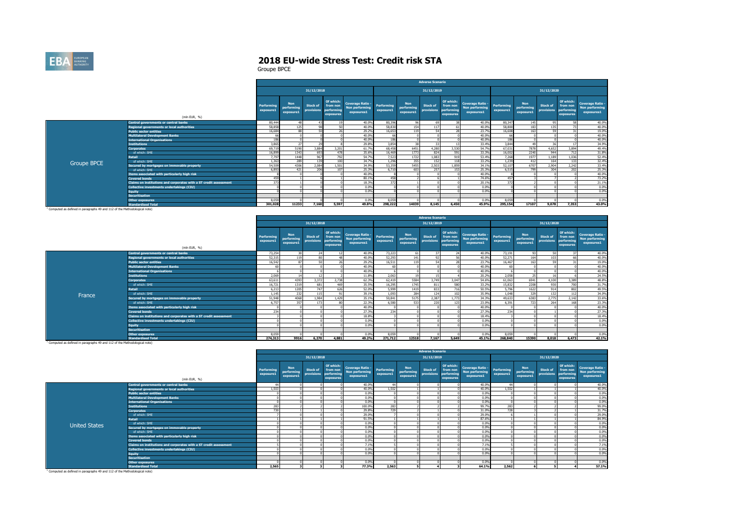# 2018 EU-wide Stress Test: Credit risk STA

Groupe BPCE

**Groupe BPCE**

| (mln EUR, %) | Adverse Scenario | | | | | | | | | | | | | | |
|---|---|---|---|---|---|---|---|---|---|---|---|---|---|---|---|
| | 31/12/2018 | | | | | 31/12/2019 | | | | | 31/12/2020 | | | | |
| | Performing exposure1 | Non performing exposure1 | Stock of provisions | Of which: from non performing exposures | Coverage Ratio - Non performing exposures1 | Performing exposure1 | Non performing exposure1 | Stock of provisions | Of which: from non performing exposures | Coverage Ratio - Non performing exposures1 | Performing exposure1 | Non performing exposure1 | Stock of provisions | Of which: from non performing exposures | Coverage Ratio - Non performing exposures1 |
| Central governments or central banks | 80,444 | 48 | 43 | 19 | 40.0% | 80,396 | 96 | 69 | 38 | 40.0% | 80,347 | 145 | 95 | 58 | 40.0% |
| Regional governments or local authorities | 58,858 | 125 | 98 | 50 | 40.0% | 58,830 | 154 | 117 | 61 | 40.0% | 58,800 | 183 | 135 | 73 | 40.0% |
| Public sector entities | 16,684 | 88 | 50 | 26 | 29.2% | 16,653 | 119 | 54 | 28 | 23.7% | 16,608 | 163 | 59 | 31 | 19.0% |
| Multilateral Development Banks | 66 | 0 | 0 | 0 | 40.0% | 66 | 0 | 0 | 0 | 40.0% | 66 | 0 | 0 | 0 | 40.0% |
| International Organisations | 186 | 0 | 0 | 0 | 40.0% | 186 | 0 | 0 | 0 | 40.0% | 186 | 0 | 0 | 0 | 40.0% |
| Institutions | 3,865 | 27 | 29 | 8 | 29.8% | 3,854 | 38 | 33 | 13 | 33.4% | 3,844 | 49 | 36 | 17 | 34.9% |
| Corporates | 69,719 | 5190 | 3,884 | 3,201 | 61.7% | 68,458 | 6451 | 4,280 | 3,530 | 54.7% | 67,031 | 7878 | 4,652 | 3,894 | 49.4% |
| of which: SME | 16,899 | 1343 | 693 | 478 | 35.6% | 16,469 | 1773 | 824 | 591 | 33.3% | 16,002 | 2240 | 944 | 712 | 31.8% |
| Retail | 7,797 | 1448 | 967 | 792 | 54.7% | 7,523 | 1722 | 1,083 | 919 | 53.4% | 7,268 | 1977 | 1,189 | 1,036 | 52.4% |
| of which: SME | 1,363 | 289 | 139 | 100 | 34.7% | 1,296 | 355 | 152 | 118 | 33.2% | 1,239 | 412 | 164 | 133 | 32.4% |
| Secured by mortgages on immovable property | 54,509 | 4306 | 2,084 | 1,501 | 34.9% | 53,359 | 5455 | 2,503 | 1,859 | 34.1% | 52,107 | 6707 | 2,904 | 2,242 | 33.4% |
| of which: SME | 6,893 | 421 | 206 | 107 | 25.3% | 6,710 | 603 | 257 | 153 | 25.3% | 6,515 | 799 | 304 | 202 | 25.3% |
| Items associated with particularly high risk | 8 | 0 | 0 | 0 | 40.0% | 8 | 0 | 0 | 0 | 40.0% | 8 | 0 | 0 | 0 | 40.0% |
| Covered bonds | 459 | 1 | 6 | 1 | 80.1% | 458 | 2 | 6 | 1 | 74.6% | 457 | 3 | 7 | 2 | 73.2% |
| Claims on institutions and corporates with a ST credit assessment | 373 | 1 | 0 | 0 | 18.3% | 372 | 1 | 0 | 0 | 20.1% | 372 | 2 | 0 | 0 | 21.1% |
| Collective investments undertakings (CIU) | 0 | 0 | 0 | 0 | 0.0% | 0 | 0 | 0 | 0 | 0.0% | 0 | 0 | 0 | 0 | 0.0% |
| Equity | 0 | 0 | 0 | 0 | 0.0% | 0 | 0 | 0 | 0 | 0.0% | 0 | 0 | 0 | 0 | 0.0% |
| Securitisation | | | | | | | | | | | | | | | |
| Other exposures | 8,059 | 0 | 0 | 0 | 0.0% | 8,059 | 0 | 0 | 0 | 0.0% | 8,059 | 0 | 0 | 0 | 0.0% |
| Standardised Total | 301,028 | 11233 | 7,160 | 5,597 | 49.8% | 298,222 | 14039 | 8,145 | 6,450 | 45.9% | 295,154 | 17107 | 9,078 | 7,353 | 43.0% |

[1] Computed as defined in paragraphs 49 and 112 of the Methodological note)

**France**

| (mln EUR, %) | Adverse Scenario | | | | | | | | | | | | | | |
|---|---|---|---|---|---|---|---|---|---|---|---|---|---|---|---|
| | 31/12/2018 | | | | | 31/12/2019 | | | | | 31/12/2020 | | | | |
| | Performing exposure1 | Non performing exposure1 | Stock of provisions | Of which: from non performing exposures | Coverage Ratio - Non performing exposures1 | Performing exposure1 | Non performing exposure1 | Stock of provisions | Of which: from non performing exposures | Coverage Ratio - Non performing exposures1 | Performing exposure1 | Non performing exposure1 | Stock of provisions | Of which: from non performing exposures | Coverage Ratio - Non performing exposures1 |
| Central governments or central banks | 73,254 | 30 | 24 | 12 | 40.0% | 73,223 | 61 | 37 | 24 | 40.0% | 73,191 | 93 | 50 | 37 | 40.0% |
| Regional governments or local authorities | 52,315 | 119 | 80 | 48 | 40.0% | 52,293 | 141 | 92 | 56 | 40.0% | 52,271 | 164 | 103 | 66 | 40.0% |
| Public sector entities | 16,542 | 87 | 50 | 26 | 29.2% | 16,511 | 119 | 54 | 28 | 23.7% | 16,467 | 163 | 59 | 31 | 19.0% |
| Multilateral Development Banks | 60 | 0 | 0 | 0 | 40.0% | 60 | 0 | 0 | 0 | 40.0% | 60 | 0 | 0 | 0 | 40.0% |
| International Organisations | 6 | 0 | 0 | 0 | 40.0% | 6 | 0 | 0 | 0 | 40.0% | 6 | 0 | 0 | 0 | 40.0% |
| Institutions | 2,069 | 14 | 12 | 2 | 11.8% | 2,063 | 19 | 15 | 4 | 20.2% | 2,058 | 25 | 16 | 6 | 24.5% |
| Corporates | 63,611 | 4393 | 3,372 | 2,738 | 62.3% | 62,419 | 5584 | 3,749 | 3,047 | 54.6% | 61,063 | 6941 | 4,100 | 3,389 | 48.8% |
| of which: SME | 16,721 | 1319 | 681 | 469 | 35.5% | 16,295 | 1745 | 811 | 580 | 33.2% | 15,832 | 2208 | 930 | 700 | 31.7% |
| Retail | 6,213 | 1205 | 747 | 626 | 52.0% | 5,999 | 1419 | 833 | 716 | 50.5% | 5,796 | 1622 | 914 | 802 | 49.5% |
| of which: SME | 1,145 | 232 | 115 | 91 | 39.1% | 1,093 | 284 | 124 | 102 | 35.9% | 1,048 | 329 | 132 | 112 | 34.0% |
| Secured by mortgages on immovable property | 51,948 | 4068 | 1,984 | 1,429 | 35.1% | 50,841 | 5175 | 2,387 | 1,773 | 34.3% | 49,633 | 6383 | 2,775 | 2,142 | 33.6% |
| of which: SME | 6,757 | 357 | 173 | 80 | 22.3% | 6,580 | 533 | 220 | 123 | 23.0% | 6,391 | 723 | 264 | 168 | 23.3% |
| Items associated with particularly high risk | 0 | 0 | 0 | 0 | 40.0% | 0 | 0 | 0 | 0 | 40.0% | 0 | 0 | 0 | 0 | 40.0% |
| Covered bonds | 234 | 0 | 0 | 0 | 27.3% | 234 | 0 | 0 | 0 | 27.3% | 234 | 0 | 1 | 0 | 27.3% |
| Claims on institutions and corporates with a ST credit assessment | 3 | 0 | 0 | 0 | 18.8% | 3 | 0 | 0 | 0 | 18.4% | 3 | 0 | 0 | 0 | 18.4% |
| Collective investments undertakings (CIU) | 0 | 0 | 0 | 0 | 0.0% | 0 | 0 | 0 | 0 | 0.0% | 0 | 0 | 0 | 0 | 0.0% |
| Equity | 0 | 0 | 0 | 0 | 0.0% | 0 | 0 | 0 | 0 | 0.0% | 0 | 0 | 0 | 0 | 0.0% |
| Securitisation | | | | | | | | | | | | | | | |
| Other exposures | 8,059 | 0 | 0 | 0 | 0.0% | 8,059 | 0 | 0 | 0 | 0.0% | 8,059 | 0 | 0 | 0 | 0.0% |
| Standardised Total | 274,313 | 9916 | 6,270 | 4,881 | 49.2% | 271,712 | 12518 | 7,167 | 5,649 | 45.1% | 268,840 | 15390 | 8,018 | 6,473 | 42.1% |

[1] Computed as defined in paragraphs 49 and 112 of the Methodological note)

**United States**

| (mln EUR, %) | Adverse Scenario | | | | | | | | | | | | | | |
|---|---|---|---|---|---|---|---|---|---|---|---|---|---|---|---|
| | 31/12/2018 | | | | | 31/12/2019 | | | | | 31/12/2020 | | | | |
| | Performing exposure1 | Non performing exposure1 | Stock of provisions | Of which: from non performing exposures | Coverage Ratio - Non performing exposures1 | Performing exposure1 | Non performing exposure1 | Stock of provisions | Of which: from non performing exposures | Coverage Ratio - Non performing exposures1 | Performing exposure1 | Non performing exposure1 | Stock of provisions | Of which: from non performing exposures | Coverage Ratio - Non performing exposures1 |
| Central governments or central banks | 44 | 0 | 0 | 0 | 40.0% | 44 | 0 | 0 | 0 | 40.0% | 44 | 0 | 0 | 0 | 40.0% |
| Regional governments or local authorities | 1,503 | 0 | 0 | 0 | 40.0% | 1,502 | 1 | 1 | 0 | 40.0% | 1,502 | 1 | 1 | 1 | 40.0% |
| Public sector entities | 0 | 0 | 0 | 0 | 0.0% | 0 | 0 | 0 | 0 | 0.0% | 0 | 0 | 0 | 0 | 0.0% |
| Multilateral Development Banks | 0 | 0 | 0 | 0 | 0.0% | 0 | 0 | 0 | 0 | 0.0% | 0 | 0 | 0 | 0 | 0.0% |
| International Organisations | 0 | 0 | 0 | 0 | 0.0% | 0 | 0 | 0 | 0 | 0.0% | 0 | 0 | 0 | 0 | 0.0% |
| Institutions | 283 | 2 | 2 | 2 | 100.0% | 283 | 2 | 2 | 2 | 99.7% | 283 | 2 | 2 | 2 | 99.0% |
| Corporates | 730 | 1 | 1 | 0 | 29.8% | 729 | 2 | 1 | 0 | 31.0% | 728 | 3 | 2 | 1 | 31.7% |
| of which: SME | 7 | 0 | 0 | 0 | 29.0% | 7 | 0 | 0 | 0 | 29.0% | 6 | 1 | 0 | 0 | 29.0% |
| Retail | 1 | 1 | 1 | 1 | 91.5% | 1 | 1 | 1 | 1 | 87.6% | 1 | 1 | 1 | 1 | 84.9% |
| of which: SME | 0 | 0 | 0 | 0 | 0.0% | 0 | 0 | 0 | 0 | 0.0% | 0 | 0 | 0 | 0 | 0.0% |
| Secured by mortgages on immovable property | 0 | 0 | 0 | 0 | 0.0% | 0 | 0 | 0 | 0 | 0.0% | 0 | 0 | 0 | 0 | 0.0% |
| of which: SME | 0 | 0 | 0 | 0 | 0.0% | 0 | 0 | 0 | 0 | 0.0% | 0 | 0 | 0 | 0 | 0.0% |
| Items associated with particularly high risk | 0 | 0 | 0 | 0 | 0.0% | 0 | 0 | 0 | 0 | 0.0% | 0 | 0 | 0 | 0 | 0.0% |
| Covered bonds | 0 | 0 | 0 | 0 | 0.0% | 0 | 0 | 0 | 0 | 0.0% | 0 | 0 | 0 | 0 | 0.0% |
| Claims on institutions and corporates with a ST credit assessment | 5 | 0 | 0 | 0 | 7.1% | 5 | 0 | 0 | 0 | 7.1% | 5 | 0 | 0 | 0 | 7.1% |
| Collective investments undertakings (CIU) | 0 | 0 | 0 | 0 | 0.0% | 0 | 0 | 0 | 0 | 0.0% | 0 | 0 | 0 | 0 | 0.0% |
| Equity | 0 | 0 | 0 | 0 | 0.0% | 0 | 0 | 0 | 0 | 0.0% | 0 | 0 | 0 | 0 | 0.0% |
| Securitisation | | | | | | | | | | | | | | | |
| Other exposures | 0 | 0 | 0 | 0 | 0.0% | 0 | 0 | 0 | 0 | 0.0% | 0 | 0 | 0 | 0 | 0.0% |
| Standardised Total | 2,565 | 3 | 3 | 3 | 77.3% | 2,563 | 5 | 4 | 3 | 64.1% | 2,562 | 6 | 5 | 4 | 57.1% |

[1] Computed as defined in paragraphs 49 and 112 of the Methodological note)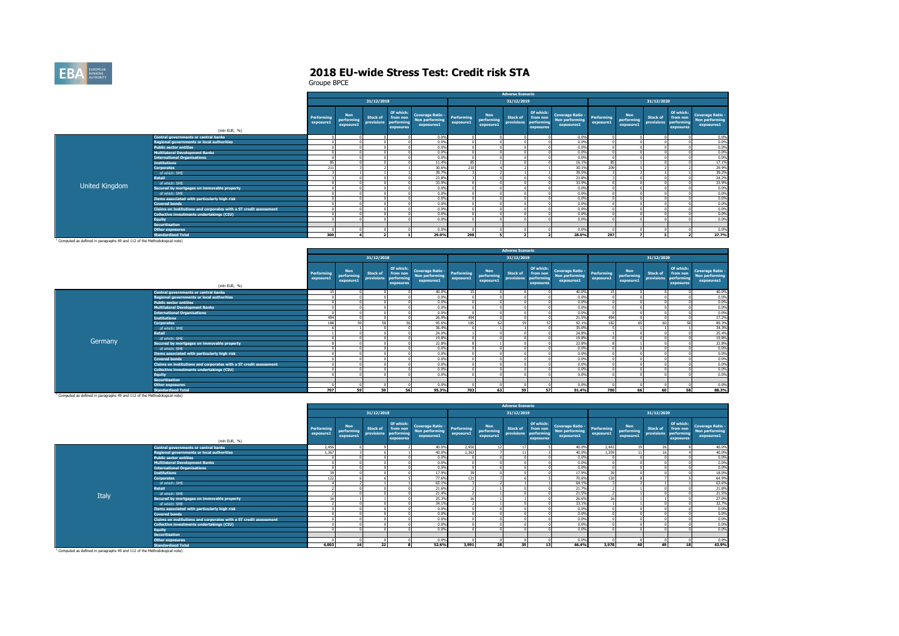# 2018 EU-wide Stress Test: Credit risk STA

Groupe BPCE

## United Kingdom

| | | Adverse Scenario | | | | | | | | | | | | | | |
|---|---|---|---|---|---|---|---|---|---|---|---|---|---|---|---|---|
| | | 31/12/2018 | | | | | 31/12/2019 | | | | | 31/12/2020 | | | | |
| | (mln EUR, %) | Performing exposure1 | Non performing exposure1 | Stock of provisions | Of which: from non performing exposures | Coverage Ratio - Non performing exposures1 | Performing exposure1 | Non performing exposure1 | Stock of provisions | Of which: from non performing exposures | Coverage Ratio - Non performing exposures1 | Performing exposure1 | Non performing exposure1 | Stock of provisions | Of which: from non performing exposures | Coverage Ratio - Non performing exposures1 |
| United Kingdom | Central governments or central banks | 0 | 0 | 0 | 0 | 0.0% | 0 | 0 | 0 | 0 | 0.0% | 0 | 0 | 0 | 0 | 0.0% |
| | Regional governments or local authorities | 0 | 0 | 0 | 0 | 0.0% | 0 | 0 | 0 | 0 | 0.0% | 0 | 0 | 0 | 0 | 0.0% |
| | Public sector entities | 0 | 0 | 0 | 0 | 0.0% | 0 | 0 | 0 | 0 | 0.0% | 0 | 0 | 0 | 0 | 0.0% |
| | Multilateral Development Banks | 0 | 0 | 0 | 0 | 0.0% | 0 | 0 | 0 | 0 | 0.0% | 0 | 0 | 0 | 0 | 0.0% |
| | International Organisations | 0 | 0 | 0 | 0 | 0.0% | 0 | 0 | 0 | 0 | 0.0% | 0 | 0 | 0 | 0 | 0.0% |
| | Institutions | 85 | 0 | 0 | 0 | 11.4% | 85 | 1 | 0 | 0 | 16.1% | 85 | 1 | 0 | 0 | 17.1% |
| | Corporates | 211 | 3 | 2 | 1 | 30.6% | 210 | 4 | 2 | 1 | 30.1% | 209 | 5 | 2 | 2 | 29.9% |
| | of which: SME | 3 | 1 | 1 | 1 | 39.7% | 3 | 2 | 1 | 1 | 39.5% | 3 | 2 | 1 | 1 | 39.2% |
| | Retail | 3 | 0 | 0 | 0 | 23.8% | 3 | 0 | 0 | 0 | 23.8% | 3 | 0 | 0 | 0 | 24.2% |
| | of which: SME | 0 | 0 | 0 | 0 | 33.9% | 0 | 0 | 0 | 0 | 33.9% | 0 | 0 | 0 | 0 | 33.9% |
| | Secured by mortgages on immovable property | 0 | 0 | 0 | 0 | 0.0% | 0 | 0 | 0 | 0 | 0.0% | 0 | 0 | 0 | 0 | 0.0% |
| | of which: SME | 0 | 0 | 0 | 0 | 0.0% | 0 | 0 | 0 | 0 | 0.0% | 0 | 0 | 0 | 0 | 0.0% |
| | Items associated with particularly high risk | 0 | 0 | 0 | 0 | 0.0% | 0 | 0 | 0 | 0 | 0.0% | 0 | 0 | 0 | 0 | 0.0% |
| | Covered bonds | 0 | 0 | 0 | 0 | 0.0% | 0 | 0 | 0 | 0 | 0.0% | 0 | 0 | 0 | 0 | 0.0% |
| | Claims on institutions and corporates with a ST credit assessment | 0 | 0 | 0 | 0 | 0.0% | 0 | 0 | 0 | 0 | 0.0% | 0 | 0 | 0 | 0 | 0.0% |
| | Collective investments undertakings (CIU) | 0 | 0 | 0 | 0 | 0.0% | 0 | 0 | 0 | 0 | 0.0% | 0 | 0 | 0 | 0 | 0.0% |
| | Equity | 0 | 0 | 0 | 0 | 0.0% | 0 | 0 | 0 | 0 | 0.0% | 0 | 0 | 0 | 0 | 0.0% |
| | Securitisation | | | | | | | | | | | | | | | |
| | Other exposures | 0 | 0 | 0 | 0 | 0.0% | 0 | 0 | 0 | 0 | 0.0% | 0 | 0 | 0 | 0 | 0.0% |
| | Standardised Total | 300 | 4 | 2 | 1 | 29.0% | 298 | 5 | 2 | 2 | 28.0% | 297 | 7 | 3 | 2 | 27.7% |

[1] Computed as defined in paragraphs 49 and 112 of the Methodological note)

## Germany

| | | Adverse Scenario | | | | | | | | | | | | | | |
|---|---|---|---|---|---|---|---|---|---|---|---|---|---|---|---|---|
| | | 31/12/2018 | | | | | 31/12/2019 | | | | | 31/12/2020 | | | | |
| | (mln EUR, %) | Performing exposure1 | Non performing exposure1 | Stock of provisions | Of which: from non performing exposures | Coverage Ratio - Non performing exposures1 | Performing exposure1 | Non performing exposure1 | Stock of provisions | Of which: from non performing exposures | Coverage Ratio - Non performing exposures1 | Performing exposure1 | Non performing exposure1 | Stock of provisions | Of which: from non performing exposures | Coverage Ratio - Non performing exposures1 |
| Germany | Central governments or central banks | 15 | 0 | 0 | 0 | 40.0% | 15 | 0 | 0 | 0 | 40.0% | 15 | 0 | 0 | 0 | 40.0% |
| | Regional governments or local authorities | 0 | 0 | 0 | 0 | 0.0% | 0 | 0 | 0 | 0 | 0.0% | 0 | 0 | 0 | 0 | 0.0% |
| | Public sector entities | 0 | 0 | 0 | 0 | 0.0% | 0 | 0 | 0 | 0 | 0.0% | 0 | 0 | 0 | 0 | 0.0% |
| | Multilateral Development Banks | 0 | 0 | 0 | 0 | 0.0% | 0 | 0 | 0 | 0 | 0.0% | 0 | 0 | 0 | 0 | 0.0% |
| | International Organisations | 0 | 0 | 0 | 0 | 0.0% | 0 | 0 | 0 | 0 | 0.0% | 0 | 0 | 0 | 0 | 0.0% |
| | Institutions | 494 | 0 | 0 | 0 | 26.9% | 494 | 0 | 0 | 0 | 21.5% | 494 | 0 | 0 | 0 | 17.2% |
| | Corporates | 188 | 59 | 58 | 56 | 95.6% | 185 | 62 | 59 | 57 | 92.1% | 182 | 65 | 60 | 58 | 89.3% |
| | of which: SME | 6 | 1 | 0 | 0 | 36.4% | 6 | 1 | 1 | 0 | 35.0% | 5 | 1 | 1 | 1 | 34.3% |
| | Retail | 1 | 0 | 0 | 0 | 24.0% | 1 | 0 | 0 | 0 | 24.8% | 1 | 0 | 0 | 0 | 25.4% |
| | of which: SME | 0 | 0 | 0 | 0 | 19.8% | 0 | 0 | 0 | 0 | 19.8% | 0 | 0 | 0 | 0 | 19.8% |
| | Secured by mortgages on immovable property | 8 | 0 | 0 | 0 | 22.8% | 8 | 1 | 0 | 0 | 22.8% | 8 | 1 | 0 | 0 | 22.8% |
| | of which: SME | 0 | 0 | 0 | 0 | 0.0% | 0 | 0 | 0 | 0 | 0.0% | 0 | 0 | 0 | 0 | 0.0% |
| | Items associated with particularly high risk | 0 | 0 | 0 | 0 | 0.0% | 0 | 0 | 0 | 0 | 0.0% | 0 | 0 | 0 | 0 | 0.0% |
| | Covered bonds | 0 | 0 | 0 | 0 | 0.0% | 0 | 0 | 0 | 0 | 0.0% | 0 | 0 | 0 | 0 | 0.0% |
| | Claims on institutions and corporates with a ST credit assessment | 0 | 0 | 0 | 0 | 0.0% | 0 | 0 | 0 | 0 | 0.0% | 0 | 0 | 0 | 0 | 0.0% |
| | Collective investments undertakings (CIU) | 0 | 0 | 0 | 0 | 0.0% | 0 | 0 | 0 | 0 | 0.0% | 0 | 0 | 0 | 0 | 0.0% |
| | Equity | 0 | 0 | 0 | 0 | 0.0% | 0 | 0 | 0 | 0 | 0.0% | 0 | 0 | 0 | 0 | 0.0% |
| | Securitisation | | | | | | | | | | | | | | | |
| | Other exposures | 0 | 0 | 0 | 0 | 0.0% | 0 | 0 | 0 | 0 | 0.0% | 0 | 0 | 0 | 0 | 0.0% |
| | Standardised Total | 707 | 59 | 59 | 56 | 95.3% | 703 | 63 | 59 | 57 | 91.4% | 700 | 66 | 60 | 58 | 88.3% |

[1] Computed as defined in paragraphs 49 and 112 of the Methodological note)

## Italy

| | | Adverse Scenario | | | | | | | | | | | | | | |
|---|---|---|---|---|---|---|---|---|---|---|---|---|---|---|---|---|
| | | 31/12/2018 | | | | | 31/12/2019 | | | | | 31/12/2020 | | | | |
| | (mln EUR, %) | Performing exposure1 | Non performing exposure1 | Stock of provisions | Of which: from non performing exposures | Coverage Ratio - Non performing exposures1 | Performing exposure1 | Non performing exposure1 | Stock of provisions | Of which: from non performing exposures | Coverage Ratio - Non performing exposures1 | Performing exposure1 | Non performing exposure1 | Stock of provisions | Of which: from non performing exposures | Coverage Ratio - Non performing exposures1 |
| Italy | Central governments or central banks | 2,456 | 6 | 9 | 2 | 40.0% | 2,450 | 12 | 17 | 5 | 40.0% | 2,443 | 19 | 26 | 8 | 40.0% |
| | Regional governments or local authorities | 1,367 | 3 | 6 | 1 | 40.0% | 1,363 | 7 | 11 | 3 | 40.0% | 1,359 | 11 | 16 | 4 | 40.0% |
| | Public sector entities | 0 | 0 | 0 | 0 | 0.0% | 0 | 0 | 0 | 0 | 0.0% | 0 | 0 | 0 | 0 | 0.0% |
| | Multilateral Development Banks | 0 | 0 | 0 | 0 | 0.0% | 0 | 0 | 0 | 0 | 0.0% | 0 | 0 | 0 | 0 | 0.0% |
| | International Organisations | 0 | 0 | 0 | 0 | 0.0% | 0 | 0 | 0 | 0 | 0.0% | 0 | 0 | 0 | 0 | 0.0% |
| | Institutions | 39 | 0 | 0 | 0 | 17.9% | 39 | 0 | 0 | 0 | 17.9% | 39 | 0 | 0 | 0 | 18.0% |
| | Corporates | 122 | 6 | 6 | 5 | 77.6% | 121 | 7 | 6 | 5 | 70.6% | 120 | 8 | 7 | 5 | 64.9% |
| | of which: SME | 4 | 2 | 1 | 1 | 65.1% | 3 | 2 | 1 | 1 | 64.1% | 3 | 2 | 1 | 1 | 63.6% |
| | Retail | 2 | 0 | 0 | 0 | 21.6% | 2 | 1 | 0 | 0 | 21.7% | 2 | 1 | 0 | 0 | 21.8% |
| | of which: SME | 2 | 0 | 0 | 0 | 21.4% | 2 | 1 | 0 | 0 | 21.5% | 2 | 1 | 0 | 0 | 21.5% |
| | Secured by mortgages on immovable property | 16 | 1 | 1 | 0 | 25.3% | 16 | 1 | 1 | 0 | 26.6% | 16 | 1 | 1 | 0 | 27.0% |
| | of which: SME | 2 | 0 | 0 | 0 | 34.1% | 2 | 1 | 0 | 0 | 33.1% | 1 | 1 | 0 | 0 | 32.7% |
| | Items associated with particularly high risk | 0 | 0 | 0 | 0 | 0.0% | 0 | 0 | 0 | 0 | 0.0% | 0 | 0 | 0 | 0 | 0.0% |
| | Covered bonds | 0 | 0 | 0 | 0 | 0.0% | 0 | 0 | 0 | 0 | 0.0% | 0 | 0 | 0 | 0 | 0.0% |
| | Claims on institutions and corporates with a ST credit assessment | 0 | 0 | 0 | 0 | 0.0% | 0 | 0 | 0 | 0 | 0.0% | 0 | 0 | 0 | 0 | 0.0% |
| | Collective investments undertakings (CIU) | 0 | 0 | 0 | 0 | 0.0% | 0 | 0 | 0 | 0 | 0.0% | 0 | 0 | 0 | 0 | 0.0% |
| | Equity | 0 | 0 | 0 | 0 | 0.0% | 0 | 0 | 0 | 0 | 0.0% | 0 | 0 | 0 | 0 | 0.0% |
| | Securitisation | | | | | | | | | | | | | | | |
| | Other exposures | 0 | 0 | 0 | 0 | 0.0% | 0 | 0 | 0 | 0 | 0.0% | 0 | 0 | 0 | 0 | 0.0% |
| | Standardised Total | 4,003 | 16 | 22 | 8 | 52.6% | 3,991 | 28 | 35 | 13 | 46.4% | 3,978 | 40 | 49 | 18 | 43.9% |

[1] Computed as defined in paragraphs 49 and 112 of the Methodological note)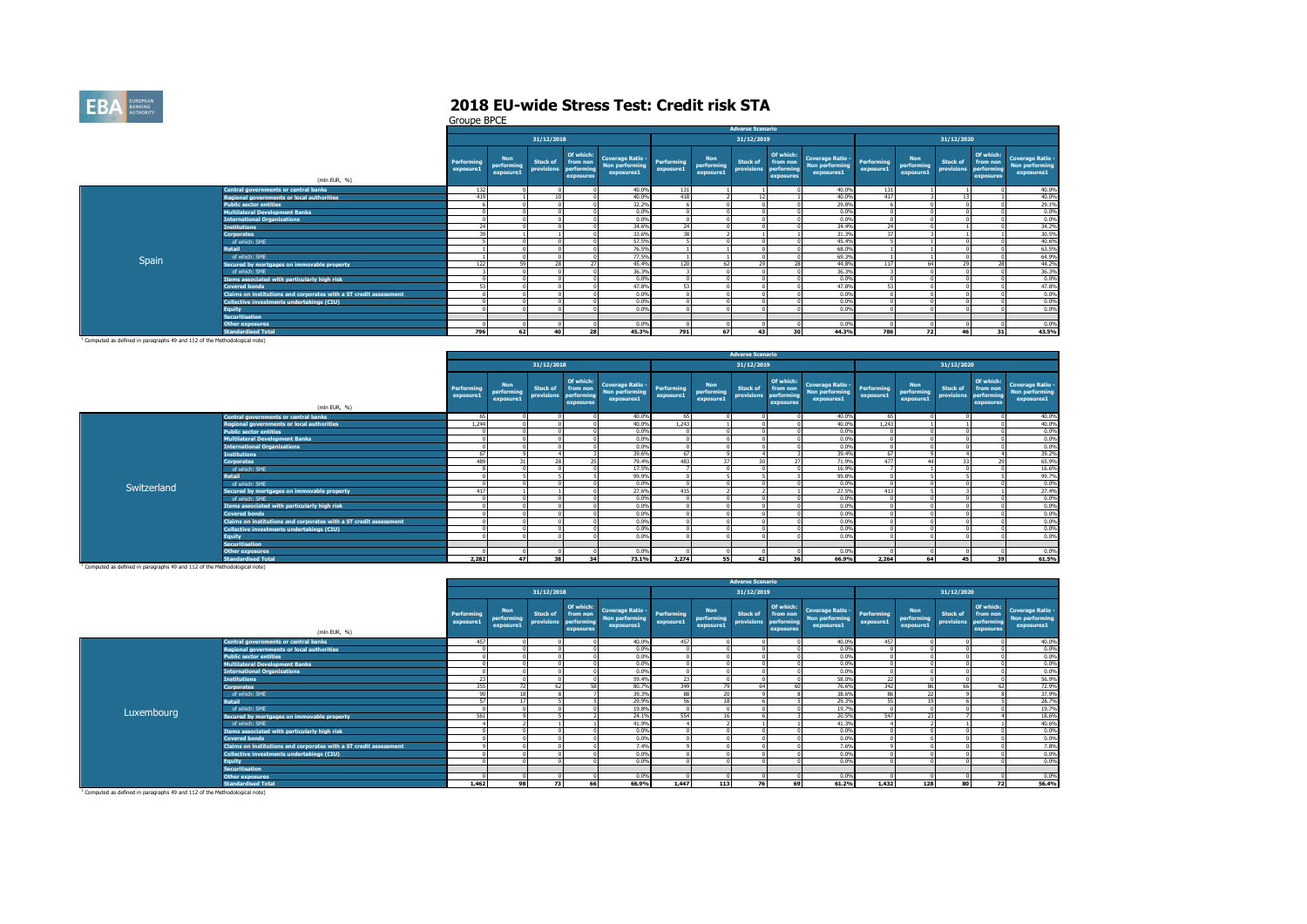# 2018 EU-wide Stress Test: Credit risk STA

Groupe BPCE

**Spain**

| (mln EUR, %) | 31/12/2018 Performing exposure[1] | Non performing exposure[1] | Stock of provisions | Of which: from non performing exposures | Coverage Ratio - Non performing exposures[1] | 31/12/2019 Performing exposure[1] | Non performing exposure[1] | Stock of provisions | Of which: from non performing exposures | Coverage Ratio - Non performing exposures[1] | 31/12/2020 Performing exposure[1] | Non performing exposure[1] | Stock of provisions | Of which: from non performing exposures | Coverage Ratio - Non performing exposures[1] |
|---|---|---|---|---|---|---|---|---|---|---|---|---|---|---|---|
| Central governments or central banks | 132 | 0 | 0 | 0 | 40.0% | 131 | 1 | 1 | 0 | 40.0% | 131 | 1 | 1 | 0 | 40.0% |
| Regional governments or local authorities | 419 | 1 | 10 | 0 | 40.0% | 418 | 2 | 12 | 1 | 40.0% | 417 | 3 | 13 | 1 | 40.0% |
| Public sector entities | 6 | 0 | 0 | 0 | 32.2% | 6 | 0 | 0 | 0 | 29.8% | 6 | 0 | 0 | 0 | 29.1% |
| Multilateral Development Banks | 0 | 0 | 0 | 0 | 0.0% | 0 | 0 | 0 | 0 | 0.0% | 0 | 0 | 0 | 0 | 0.0% |
| International Organisations | 0 | 0 | 0 | 0 | 0.0% | 0 | 0 | 0 | 0 | 0.0% | 0 | 0 | 0 | 0 | 0.0% |
| Institutions | 24 | 0 | 0 | 0 | 34.6% | 24 | 0 | 0 | 0 | 34.4% | 24 | 0 | 1 | 0 | 34.2% |
| Corporates | 39 | 1 | 1 | 0 | 33.6% | 38 | 2 | 1 | 1 | 31.3% | 37 | 3 | 1 | 1 | 30.5% |
| of which: SME | 5 | 0 | 0 | 0 | 57.5% | 5 | 0 | 0 | 0 | 45.4% | 5 | 1 | 0 | 0 | 40.6% |
| Retail | 1 | 0 | 0 | 0 | 76.5% | 1 | 1 | 0 | 0 | 68.0% | 1 | 1 | 0 | 0 | 63.5% |
| of which: SME | 1 | 0 | 0 | 0 | 77.5% | 1 | 1 | 0 | 0 | 69.3% | 1 | 1 | 0 | 0 | 64.9% |
| Secured by mortgages on immovable property | 122 | 59 | 28 | 27 | 45.4% | 120 | 62 | 29 | 28 | 44.8% | 117 | 64 | 29 | 28 | 44.2% |
| of which: SME | 3 | 0 | 0 | 0 | 36.3% | 3 | 0 | 0 | 0 | 36.3% | 3 | 0 | 0 | 0 | 36.3% |
| Items associated with particularly high risk | 0 | 0 | 0 | 0 | 0.0% | 0 | 0 | 0 | 0 | 0.0% | 0 | 0 | 0 | 0 | 0.0% |
| Covered bonds | 53 | 0 | 0 | 0 | 47.8% | 53 | 0 | 0 | 0 | 47.8% | 53 | 0 | 0 | 0 | 47.8% |
| Claims on institutions and corporates with a ST credit assessment | 0 | 0 | 0 | 0 | 0.0% | 0 | 0 | 0 | 0 | 0.0% | 0 | 0 | 0 | 0 | 0.0% |
| Collective investments undertakings (CIU) | 0 | 0 | 0 | 0 | 0.0% | 0 | 0 | 0 | 0 | 0.0% | 0 | 0 | 0 | 0 | 0.0% |
| Equity | 0 | 0 | 0 | 0 | 0.0% | 0 | 0 | 0 | 0 | 0.0% | 0 | 0 | 0 | 0 | 0.0% |
| Securitisation | | | | | | | | | | | | | | | |
| Other exposures | 0 | 0 | 0 | 0 | 0.0% | 0 | 0 | 0 | 0 | 0.0% | 0 | 0 | 0 | 0 | 0.0% |
| Standardised Total | 796 | 62 | 40 | 28 | 45.3% | 791 | 67 | 43 | 30 | 44.3% | 786 | 72 | 46 | 31 | 43.5% |

[1] Computed as defined in paragraphs 49 and 112 of the Methodological note)

**Switzerland**

| (mln EUR, %) | 31/12/2018 Performing exposure[1] | Non performing exposure[1] | Stock of provisions | Of which: from non performing exposures | Coverage Ratio - Non performing exposures[1] | 31/12/2019 Performing exposure[1] | Non performing exposure[1] | Stock of provisions | Of which: from non performing exposures | Coverage Ratio - Non performing exposures[1] | 31/12/2020 Performing exposure[1] | Non performing exposure[1] | Stock of provisions | Of which: from non performing exposures | Coverage Ratio - Non performing exposures[1] |
|---|---|---|---|---|---|---|---|---|---|---|---|---|---|---|---|
| Central governments or central banks | 65 | 0 | 0 | 0 | 40.0% | 65 | 0 | 0 | 0 | 40.0% | 65 | 0 | 0 | 0 | 40.0% |
| Regional governments or local authorities | 1,244 | 0 | 0 | 0 | 40.0% | 1,243 | 1 | 0 | 0 | 40.0% | 1,243 | 1 | 1 | 0 | 40.0% |
| Public sector entities | 0 | 0 | 0 | 0 | 0.0% | 0 | 0 | 0 | 0 | 0.0% | 0 | 0 | 0 | 0 | 0.0% |
| Multilateral Development Banks | 0 | 0 | 0 | 0 | 0.0% | 0 | 0 | 0 | 0 | 0.0% | 0 | 0 | 0 | 0 | 0.0% |
| International Organisations | 0 | 0 | 0 | 0 | 0.0% | 0 | 0 | 0 | 0 | 0.0% | 0 | 0 | 0 | 0 | 0.0% |
| Institutions | 67 | 9 | 4 | 3 | 39.6% | 67 | 9 | 4 | 3 | 39.4% | 67 | 9 | 4 | 4 | 39.2% |
| Corporates | 489 | 31 | 28 | 25 | 79.4% | 483 | 37 | 30 | 27 | 71.9% | 477 | 44 | 33 | 29 | 65.9% |
| of which: SME | 8 | 0 | 0 | 0 | 17.5% | 7 | 0 | 0 | 0 | 16.9% | 7 | 1 | 0 | 0 | 16.6% |
| Retail | 0 | 5 | 5 | 5 | 99.9% | 0 | 5 | 5 | 5 | 99.8% | 0 | 5 | 5 | 5 | 99.7% |
| of which: SME | 0 | 0 | 0 | 0 | 0.0% | 0 | 0 | 0 | 0 | 0.0% | 0 | 0 | 0 | 0 | 0.0% |
| Secured by mortgages on immovable property | 417 | 1 | 1 | 0 | 27.6% | 415 | 2 | 2 | 1 | 27.5% | 413 | 5 | 3 | 1 | 27.4% |
| of which: SME | 0 | 0 | 0 | 0 | 0.0% | 0 | 0 | 0 | 0 | 0.0% | 0 | 0 | 0 | 0 | 0.0% |
| Items associated with particularly high risk | 0 | 0 | 0 | 0 | 0.0% | 0 | 0 | 0 | 0 | 0.0% | 0 | 0 | 0 | 0 | 0.0% |
| Covered bonds | 0 | 0 | 0 | 0 | 0.0% | 0 | 0 | 0 | 0 | 0.0% | 0 | 0 | 0 | 0 | 0.0% |
| Claims on institutions and corporates with a ST credit assessment | 0 | 0 | 0 | 0 | 0.0% | 0 | 0 | 0 | 0 | 0.0% | 0 | 0 | 0 | 0 | 0.0% |
| Collective investments undertakings (CIU) | 0 | 0 | 0 | 0 | 0.0% | 0 | 0 | 0 | 0 | 0.0% | 0 | 0 | 0 | 0 | 0.0% |
| Equity | 0 | 0 | 0 | 0 | 0.0% | 0 | 0 | 0 | 0 | 0.0% | 0 | 0 | 0 | 0 | 0.0% |
| Securitisation | | | | | | | | | | | | | | | |
| Other exposures | 0 | 0 | 0 | 0 | 0.0% | 0 | 0 | 0 | 0 | 0.0% | 0 | 0 | 0 | 0 | 0.0% |
| Standardised Total | 2,282 | 47 | 38 | 34 | 73.1% | 2,274 | 55 | 42 | 36 | 66.9% | 2,264 | 64 | 45 | 39 | 61.5% |

[1] Computed as defined in paragraphs 49 and 112 of the Methodological note)

**Luxembourg**

| (mln EUR, %) | 31/12/2018 Performing exposure[1] | Non performing exposure[1] | Stock of provisions | Of which: from non performing exposures | Coverage Ratio - Non performing exposures[1] | 31/12/2019 Performing exposure[1] | Non performing exposure[1] | Stock of provisions | Of which: from non performing exposures | Coverage Ratio - Non performing exposures[1] | 31/12/2020 Performing exposure[1] | Non performing exposure[1] | Stock of provisions | Of which: from non performing exposures | Coverage Ratio - Non performing exposures[1] |
|---|---|---|---|---|---|---|---|---|---|---|---|---|---|---|---|
| Central governments or central banks | 457 | 0 | 0 | 0 | 40.0% | 457 | 0 | 0 | 0 | 40.0% | 457 | 0 | 0 | 0 | 40.0% |
| Regional governments or local authorities | 0 | 0 | 0 | 0 | 0.0% | 0 | 0 | 0 | 0 | 0.0% | 0 | 0 | 0 | 0 | 0.0% |
| Public sector entities | 0 | 0 | 0 | 0 | 0.0% | 0 | 0 | 0 | 0 | 0.0% | 0 | 0 | 0 | 0 | 0.0% |
| Multilateral Development Banks | 0 | 0 | 0 | 0 | 0.0% | 0 | 0 | 0 | 0 | 0.0% | 0 | 0 | 0 | 0 | 0.0% |
| International Organisations | 0 | 0 | 0 | 0 | 0.0% | 0 | 0 | 0 | 0 | 0.0% | 0 | 0 | 0 | 0 | 0.0% |
| Institutions | 23 | 0 | 0 | 0 | 59.4% | 23 | 0 | 0 | 0 | 58.0% | 22 | 0 | 0 | 0 | 56.9% |
| Corporates | 355 | 72 | 62 | 58 | 80.7% | 349 | 79 | 64 | 60 | 76.6% | 342 | 86 | 66 | 62 | 72.9% |
| of which: SME | 90 | 18 | 8 | 7 | 39.3% | 88 | 20 | 9 | 8 | 38.6% | 86 | 22 | 9 | 8 | 37.9% |
| Retail | 57 | 17 | 5 | 5 | 29.9% | 56 | 18 | 6 | 5 | 29.3% | 55 | 19 | 6 | 5 | 28.7% |
| of which: SME | 0 | 0 | 0 | 0 | 19.8% | 0 | 0 | 0 | 0 | 19.7% | 0 | 0 | 0 | 0 | 19.7% |
| Secured by mortgages on immovable property | 561 | 9 | 5 | 2 | 24.1% | 554 | 16 | 6 | 3 | 20.5% | 547 | 23 | 7 | 4 | 18.6% |
| of which: SME | 4 | 2 | 1 | 1 | 41.9% | 4 | 2 | 1 | 1 | 41.3% | 4 | 2 | 1 | 1 | 40.6% |
| Items associated with particularly high risk | 0 | 0 | 0 | 0 | 0.0% | 0 | 0 | 0 | 0 | 0.0% | 0 | 0 | 0 | 0 | 0.0% |
| Covered bonds | 0 | 0 | 0 | 0 | 0.0% | 0 | 0 | 0 | 0 | 0.0% | 0 | 0 | 0 | 0 | 0.0% |
| Claims on institutions and corporates with a ST credit assessment | 9 | 0 | 0 | 0 | 7.4% | 9 | 0 | 0 | 0 | 7.6% | 9 | 0 | 0 | 0 | 7.8% |
| Collective investments undertakings (CIU) | 0 | 0 | 0 | 0 | 0.0% | 0 | 0 | 0 | 0 | 0.0% | 0 | 0 | 0 | 0 | 0.0% |
| Equity | 0 | 0 | 0 | 0 | 0.0% | 0 | 0 | 0 | 0 | 0.0% | 0 | 0 | 0 | 0 | 0.0% |
| Securitisation | | | | | | | | | | | | | | | |
| Other exposures | 0 | 0 | 0 | 0 | 0.0% | 0 | 0 | 0 | 0 | 0.0% | 0 | 0 | 0 | 0 | 0.0% |
| Standardised Total | 1,462 | 98 | 73 | 66 | 66.9% | 1,447 | 113 | 76 | 69 | 61.2% | 1,432 | 128 | 80 | 72 | 56.4% |

[1] Computed as defined in paragraphs 49 and 112 of the Methodological note)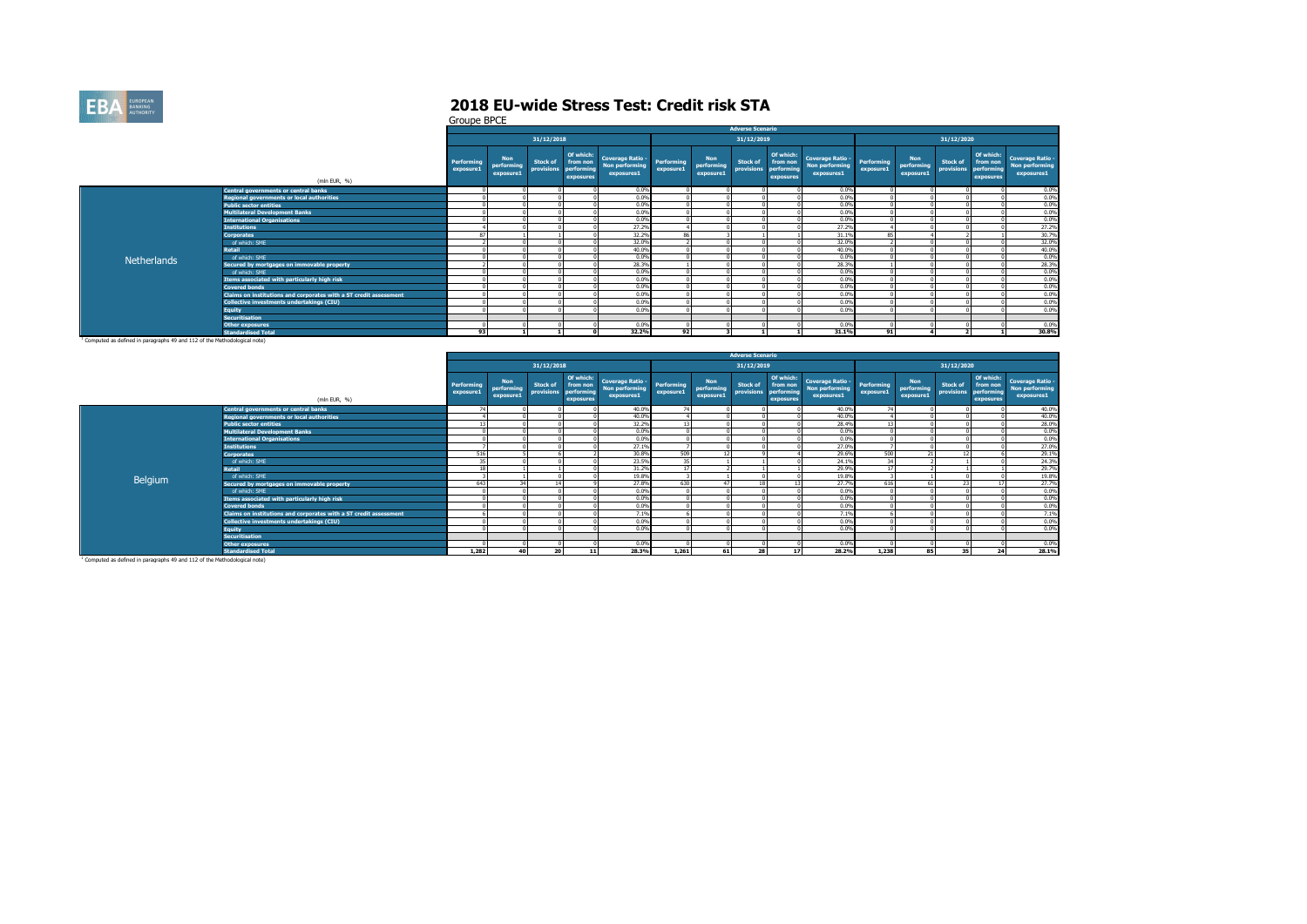# 2018 EU-wide Stress Test: Credit risk STA

Groupe BPCE

## Netherlands

| (mln EUR, %) | Adverse Scenario | | | | | | | | | | | | | | |
|---|---|---|---|---|---|---|---|---|---|---|---|---|---|---|---|
| | 31/12/2018 | | | | | 31/12/2019 | | | | | 31/12/2020 | | | | |
| | Performing exposure1 | Non performing exposure1 | Stock of provisions | Of which: from non performing exposures | Coverage Ratio - Non performing exposures1 | Performing exposure1 | Non performing exposure1 | Stock of provisions | Of which: from non performing exposures | Coverage Ratio - Non performing exposures1 | Performing exposure1 | Non performing exposure1 | Stock of provisions | Of which: from non performing exposures | Coverage Ratio - Non performing exposures1 |
| Central governments or central banks | 0 | 0 | 0 | 0 | 0.0% | 0 | 0 | 0 | 0 | 0.0% | 0 | 0 | 0 | 0 | 0.0% |
| Regional governments or local authorities | 0 | 0 | 0 | 0 | 0.0% | 0 | 0 | 0 | 0 | 0.0% | 0 | 0 | 0 | 0 | 0.0% |
| Public sector entities | 0 | 0 | 0 | 0 | 0.0% | 0 | 0 | 0 | 0 | 0.0% | 0 | 0 | 0 | 0 | 0.0% |
| Multilateral Development Banks | 0 | 0 | 0 | 0 | 0.0% | 0 | 0 | 0 | 0 | 0.0% | 0 | 0 | 0 | 0 | 0.0% |
| International Organisations | 0 | 0 | 0 | 0 | 0.0% | 0 | 0 | 0 | 0 | 0.0% | 0 | 0 | 0 | 0 | 0.0% |
| Institutions | 4 | 0 | 0 | 0 | 27.2% | 4 | 0 | 0 | 0 | 27.2% | 4 | 0 | 0 | 0 | 27.2% |
| Corporates | 87 | 1 | 1 | 0 | 32.2% | 86 | 3 | 1 | 1 | 31.1% | 85 | 4 | 2 | 1 | 30.7% |
| of which: SME | 2 | 0 | 0 | 0 | 32.0% | 2 | 0 | 0 | 0 | 32.0% | 2 | 0 | 0 | 0 | 32.0% |
| Retail | 0 | 0 | 0 | 0 | 40.0% | 0 | 0 | 0 | 0 | 40.0% | 0 | 0 | 0 | 0 | 40.0% |
| of which: SME | 0 | 0 | 0 | 0 | 0.0% | 0 | 0 | 0 | 0 | 0.0% | 0 | 0 | 0 | 0 | 0.0% |
| Secured by mortgages on immovable property | 2 | 0 | 0 | 0 | 28.3% | 1 | 0 | 0 | 0 | 28.3% | 1 | 0 | 0 | 0 | 28.3% |
| of which: SME | 0 | 0 | 0 | 0 | 0.0% | 0 | 0 | 0 | 0 | 0.0% | 0 | 0 | 0 | 0 | 0.0% |
| Items associated with particularly high risk | 0 | 0 | 0 | 0 | 0.0% | 0 | 0 | 0 | 0 | 0.0% | 0 | 0 | 0 | 0 | 0.0% |
| Covered bonds | 0 | 0 | 0 | 0 | 0.0% | 0 | 0 | 0 | 0 | 0.0% | 0 | 0 | 0 | 0 | 0.0% |
| Claims on institutions and corporates with a ST credit assessment | 0 | 0 | 0 | 0 | 0.0% | 0 | 0 | 0 | 0 | 0.0% | 0 | 0 | 0 | 0 | 0.0% |
| Collective investments undertakings (CIU) | 0 | 0 | 0 | 0 | 0.0% | 0 | 0 | 0 | 0 | 0.0% | 0 | 0 | 0 | 0 | 0.0% |
| Equity | 0 | 0 | 0 | 0 | 0.0% | 0 | 0 | 0 | 0 | 0.0% | 0 | 0 | 0 | 0 | 0.0% |
| Securitisation | | | | | | | | | | | | | | | |
| Other exposures | 0 | 0 | 0 | 0 | 0.0% | 0 | 0 | 0 | 0 | 0.0% | 0 | 0 | 0 | 0 | 0.0% |
| Standardised Total | 93 | 1 | 1 | 0 | 32.2% | 92 | 3 | 1 | 1 | 31.1% | 91 | 4 | 2 | 1 | 30.8% |

[1] Computed as defined in paragraphs 49 and 112 of the Methodological note)

## Belgium

| (mln EUR, %) | Adverse Scenario | | | | | | | | | | | | | | |
|---|---|---|---|---|---|---|---|---|---|---|---|---|---|---|---|
| | 31/12/2018 | | | | | 31/12/2019 | | | | | 31/12/2020 | | | | |
| | Performing exposure1 | Non performing exposure1 | Stock of provisions | Of which: from non performing exposures | Coverage Ratio - Non performing exposures1 | Performing exposure1 | Non performing exposure1 | Stock of provisions | Of which: from non performing exposures | Coverage Ratio - Non performing exposures1 | Performing exposure1 | Non performing exposure1 | Stock of provisions | Of which: from non performing exposures | Coverage Ratio - Non performing exposures1 |
| Central governments or central banks | 74 | 0 | 0 | 0 | 40.0% | 74 | 0 | 0 | 0 | 40.0% | 74 | 0 | 0 | 0 | 40.0% |
| Regional governments or local authorities | 4 | 0 | 0 | 0 | 40.0% | 4 | 0 | 0 | 0 | 40.0% | 4 | 0 | 0 | 0 | 40.0% |
| Public sector entities | 13 | 0 | 0 | 0 | 32.2% | 13 | 0 | 0 | 0 | 28.4% | 13 | 0 | 0 | 0 | 28.0% |
| Multilateral Development Banks | 0 | 0 | 0 | 0 | 0.0% | 0 | 0 | 0 | 0 | 0.0% | 0 | 0 | 0 | 0 | 0.0% |
| International Organisations | 0 | 0 | 0 | 0 | 0.0% | 0 | 0 | 0 | 0 | 0.0% | 0 | 0 | 0 | 0 | 0.0% |
| Institutions | 7 | 0 | 0 | 0 | 27.1% | 7 | 0 | 0 | 0 | 27.0% | 7 | 0 | 0 | 0 | 27.0% |
| Corporates | 516 | 5 | 6 | 2 | 30.8% | 509 | 12 | 9 | 4 | 29.6% | 500 | 21 | 12 | 6 | 29.1% |
| of which: SME | 35 | 0 | 0 | 0 | 23.5% | 35 | 1 | 1 | 0 | 24.1% | 34 | 2 | 1 | 0 | 24.3% |
| Retail | 18 | 1 | 1 | 0 | 31.2% | 17 | 2 | 1 | 1 | 29.9% | 17 | 2 | 1 | 1 | 29.7% |
| of which: SME | 3 | 1 | 0 | 0 | 19.8% | 3 | 1 | 0 | 0 | 19.8% | 3 | 1 | 0 | 0 | 19.8% |
| Secured by mortgages on immovable property | 643 | 34 | 14 | 9 | 27.8% | 630 | 47 | 18 | 13 | 27.7% | 616 | 61 | 23 | 17 | 27.7% |
| of which: SME | 0 | 0 | 0 | 0 | 0.0% | 0 | 0 | 0 | 0 | 0.0% | 0 | 0 | 0 | 0 | 0.0% |
| Items associated with particularly high risk | 0 | 0 | 0 | 0 | 0.0% | 0 | 0 | 0 | 0 | 0.0% | 0 | 0 | 0 | 0 | 0.0% |
| Covered bonds | 0 | 0 | 0 | 0 | 0.0% | 0 | 0 | 0 | 0 | 0.0% | 0 | 0 | 0 | 0 | 0.0% |
| Claims on institutions and corporates with a ST credit assessment | 6 | 0 | 0 | 0 | 7.1% | 6 | 0 | 0 | 0 | 7.1% | 6 | 0 | 0 | 0 | 7.1% |
| Collective investments undertakings (CIU) | 0 | 0 | 0 | 0 | 0.0% | 0 | 0 | 0 | 0 | 0.0% | 0 | 0 | 0 | 0 | 0.0% |
| Equity | 0 | 0 | 0 | 0 | 0.0% | 0 | 0 | 0 | 0 | 0.0% | 0 | 0 | 0 | 0 | 0.0% |
| Securitisation | | | | | | | | | | | | | | | |
| Other exposures | 0 | 0 | 0 | 0 | 0.0% | 0 | 0 | 0 | 0 | 0.0% | 0 | 0 | 0 | 0 | 0.0% |
| Standardised Total | 1,282 | 40 | 20 | 11 | 28.3% | 1,261 | 61 | 28 | 17 | 28.2% | 1,238 | 85 | 35 | 24 | 28.1% |

[1] Computed as defined in paragraphs 49 and 112 of the Methodological note)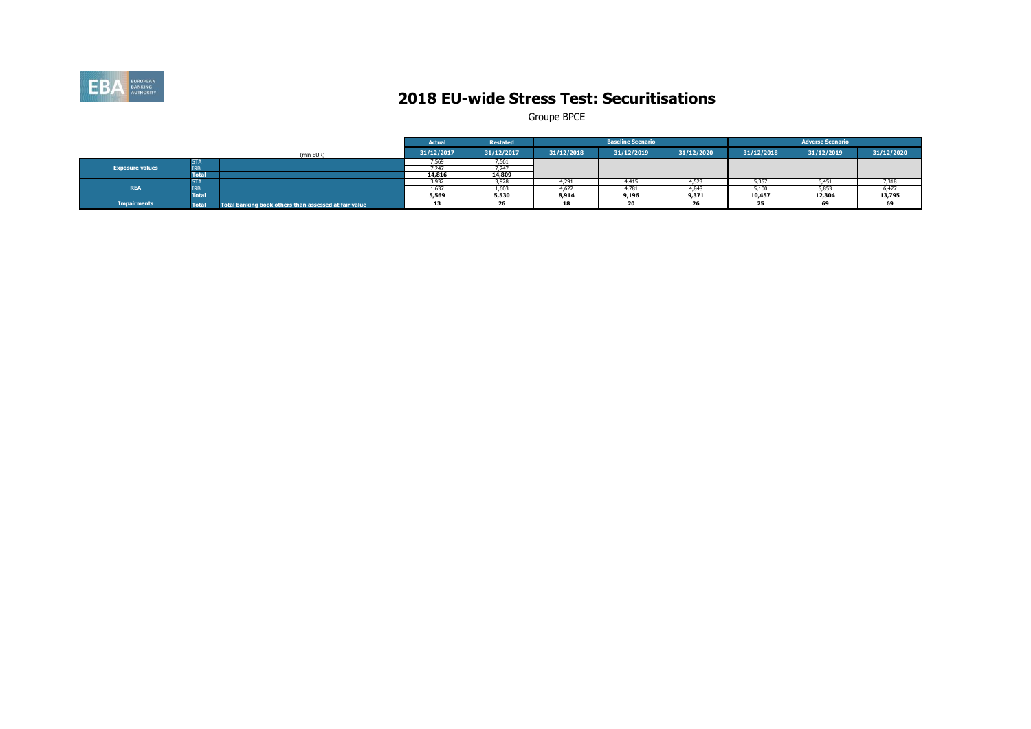# 2018 EU-wide Stress Test: Securitisations

Groupe BPCE

| | | (mln EUR) | Actual | Restated | Baseline Scenario | | | Adverse Scenario | | |
|---|---|---|---|---|---|---|---|---|---|---|
| | | | 31/12/2017 | 31/12/2017 | 31/12/2018 | 31/12/2019 | 31/12/2020 | 31/12/2018 | 31/12/2019 | 31/12/2020 |
| Exposure values | STA | | 7,569 | 7,561 | | | | | | |
| | IRB | | 7,247 | 7,247 | | | | | | |
| | Total | | 14,816 | 14,809 | | | | | | |
| REA | STA | | 3,932 | 3,928 | 4,291 | 4,415 | 4,523 | 5,357 | 6,451 | 7,318 |
| | IRB | | 1,637 | 1,603 | 4,622 | 4,781 | 4,848 | 5,100 | 5,853 | 6,477 |
| | Total | | 5,569 | 5,530 | 8,914 | 9,196 | 9,371 | 10,457 | 12,304 | 13,795 |
| Impairments | Total | Total banking book others than assessed at fair value | 13 | 26 | 18 | 20 | 26 | 25 | 69 | 69 |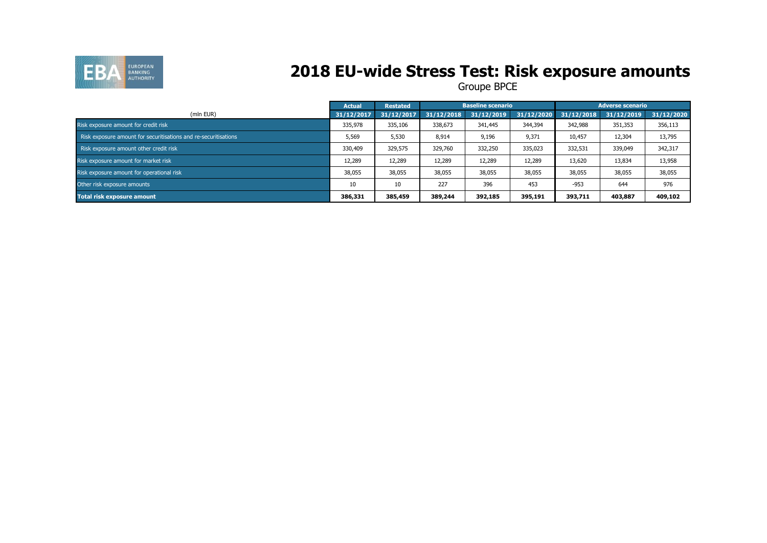# 2018 EU-wide Stress Test: Risk exposure amounts

Groupe BPCE

| (mln EUR) | Actual | Restated | Baseline scenario | | | Adverse scenario | | |
|---|---|---|---|---|---|---|---|---|
| | 31/12/2017 | 31/12/2017 | 31/12/2018 | 31/12/2019 | 31/12/2020 | 31/12/2018 | 31/12/2019 | 31/12/2020 |
| Risk exposure amount for credit risk | 335,978 | 335,106 | 338,673 | 341,445 | 344,394 | 342,988 | 351,353 | 356,113 |
| Risk exposure amount for securitisations and re-securitisations | 5,569 | 5,530 | 8,914 | 9,196 | 9,371 | 10,457 | 12,304 | 13,795 |
| Risk exposure amount other credit risk | 330,409 | 329,575 | 329,760 | 332,250 | 335,023 | 332,531 | 339,049 | 342,317 |
| Risk exposure amount for market risk | 12,289 | 12,289 | 12,289 | 12,289 | 12,289 | 13,620 | 13,834 | 13,958 |
| Risk exposure amount for operational risk | 38,055 | 38,055 | 38,055 | 38,055 | 38,055 | 38,055 | 38,055 | 38,055 |
| Other risk exposure amounts | 10 | 10 | 227 | 396 | 453 | -953 | 644 | 976 |
| **Total risk exposure amount** | **386,331** | **385,459** | **389,244** | **392,185** | **395,191** | **393,711** | **403,887** | **409,102** |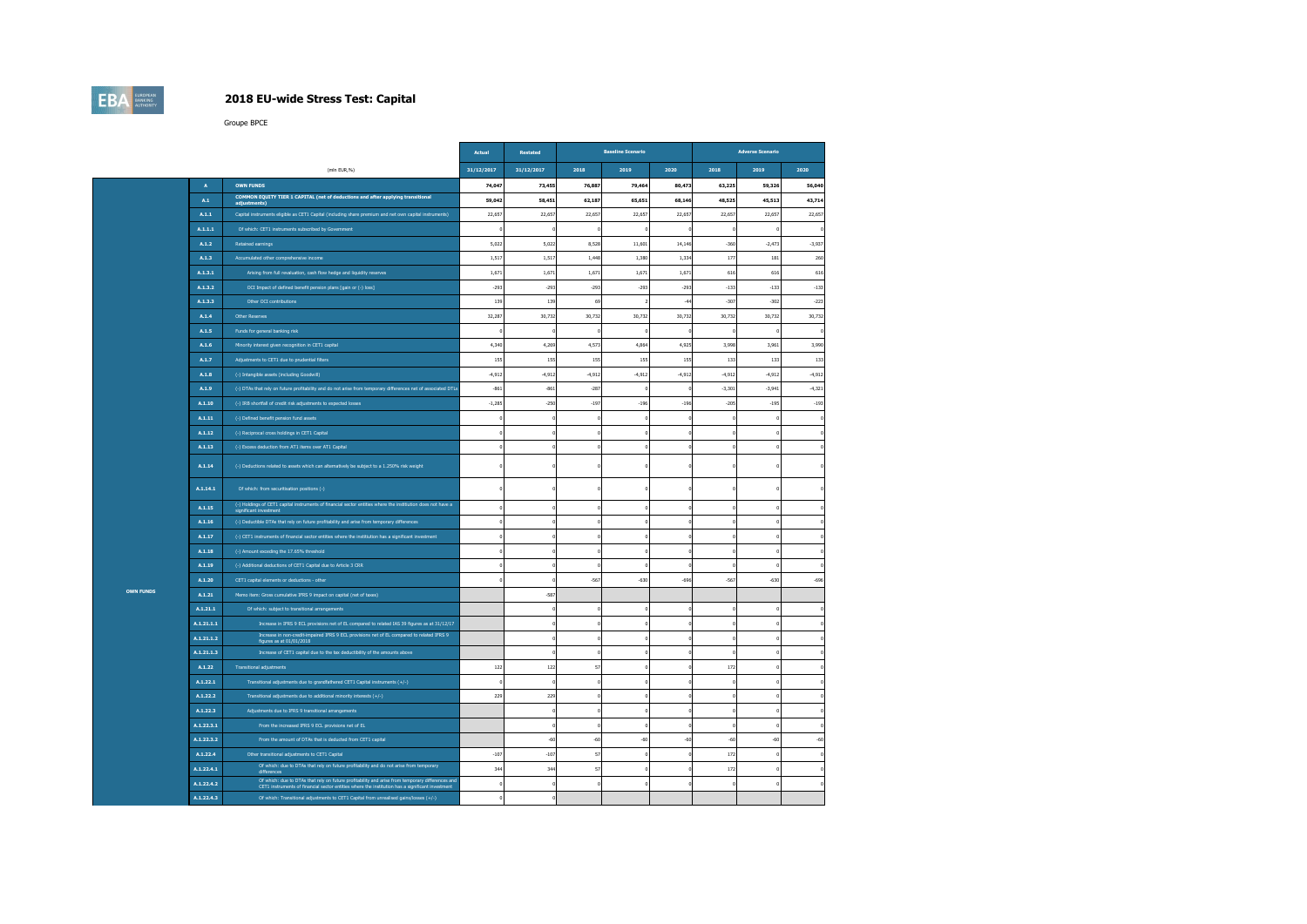# 2018 EU-wide Stress Test: Capital

Groupe BPCE

| | | (mln EUR,%) | Actual | Restated | Baseline Scenario | | | Adverse Scenario | | |
|---|---|---|---|---|---|---|---|---|---|---|
| | | | 31/12/2017 | 31/12/2017 | 2018 | 2019 | 2020 | 2018 | 2019 | 2020 |
| OWN FUNDS | A | **OWN FUNDS** | 74,047 | 73,455 | 76,887 | 79,464 | 80,473 | 63,225 | 59,326 | 56,040 |
| | A.1 | **COMMON EQUITY TIER 1 CAPITAL (net of deductions and after applying transitional adjustments)** | 59,042 | 58,451 | 62,187 | 65,651 | 68,146 | 48,525 | 45,513 | 43,714 |
| | A.1.1 | Capital instruments eligible as CET1 Capital (including share premium and net own capital instruments) | 22,657 | 22,657 | 22,657 | 22,657 | 22,657 | 22,657 | 22,657 | 22,657 |
| | A.1.1.1 | Of which: CET1 instruments subscribed by Government | 0 | 0 | 0 | 0 | 0 | 0 | 0 | 0 |
| | A.1.2 | Retained earnings | 5,022 | 5,022 | 8,528 | 11,601 | 14,146 | -360 | -2,473 | -3,937 |
| | A.1.3 | Accumulated other comprehensive income | 1,517 | 1,517 | 1,448 | 1,380 | 1,334 | 177 | 181 | 260 |
| | A.1.3.1 | Arising from full revaluation, cash flow hedge and liquidity reserves | 1,671 | 1,671 | 1,671 | 1,671 | 1,671 | 616 | 616 | 616 |
| | A.1.3.2 | OCI Impact of defined benefit pension plans [gain or (-) loss] | -293 | -293 | -293 | -293 | -293 | -133 | -133 | -133 |
| | A.1.3.3 | Other OCI contributions | 139 | 139 | 69 | 2 | -44 | -307 | -302 | -223 |
| | A.1.4 | Other Reserves | 32,287 | 30,732 | 30,732 | 30,732 | 30,732 | 30,732 | 30,732 | 30,732 |
| | A.1.5 | Funds for general banking risk | 0 | 0 | 0 | 0 | 0 | 0 | 0 | 0 |
| | A.1.6 | Minority interest given recognition in CET1 capital | 4,340 | 4,269 | 4,573 | 4,864 | 4,925 | 3,998 | 3,961 | 3,990 |
| | A.1.7 | Adjustments to CET1 due to prudential filters | 155 | 155 | 155 | 155 | 155 | 133 | 133 | 133 |
| | A.1.8 | (-) Intangible assets (including Goodwill) | -4,912 | -4,912 | -4,912 | -4,912 | -4,912 | -4,912 | -4,912 | -4,912 |
| | A.1.9 | (-) DTAs that rely on future profitability and do not arise from temporary differences net of associated DTLs | -861 | -861 | -287 | 0 | 0 | -3,301 | -3,941 | -4,321 |
| | A.1.10 | (-) IRB shortfall of credit risk adjustments to expected losses | -1,285 | -250 | -197 | -196 | -196 | -205 | -195 | -193 |
| | A.1.11 | (-) Defined benefit pension fund assets | 0 | 0 | 0 | 0 | 0 | 0 | 0 | 0 |
| | A.1.12 | (-) Reciprocal cross holdings in CET1 Capital | 0 | 0 | 0 | 0 | 0 | 0 | 0 | 0 |
| | A.1.13 | (-) Excess deduction from AT1 items over AT1 Capital | 0 | 0 | 0 | 0 | 0 | 0 | 0 | 0 |
| | A.1.14 | (-) Deductions related to assets which can alternatively be subject to a 1.250% risk weight | 0 | 0 | 0 | 0 | 0 | 0 | 0 | 0 |
| | A.1.14.1 | Of which: from securitisation positions (-) | 0 | 0 | 0 | 0 | 0 | 0 | 0 | 0 |
| | A.1.15 | (-) Holdings of CET1 capital instruments of financial sector entities where the institution does not have a significant investment | 0 | 0 | 0 | 0 | 0 | 0 | 0 | 0 |
| | A.1.16 | (-) Deductible DTAs that rely on future profitability and arise from temporary differences | 0 | 0 | 0 | 0 | 0 | 0 | 0 | 0 |
| | A.1.17 | (-) CET1 instruments of financial sector entities where the institution has a significant investment | 0 | 0 | 0 | 0 | 0 | 0 | 0 | 0 |
| | A.1.18 | (-) Amount exceding the 17.65% threshold | 0 | 0 | 0 | 0 | 0 | 0 | 0 | 0 |
| | A.1.19 | (-) Additional deductions of CET1 Capital due to Article 3 CRR | 0 | 0 | 0 | 0 | 0 | 0 | 0 | 0 |
| | A.1.20 | CET1 capital elements or deductions - other | 0 | 0 | -567 | -630 | -696 | -567 | -630 | -696 |
| | A.1.21 | Memo item: Gross cumulative IFRS 9 impact on capital (net of taxes) | | -587 | | | | | | |
| | A.1.21.1 | Of which: subject to transitional arrangements | | 0 | 0 | 0 | 0 | 0 | 0 | 0 |
| | A.1.21.1.1 | Increase in IFRS 9 ECL provisions net of EL compared to related IAS 39 figures as at 31/12/17 | | 0 | 0 | 0 | 0 | 0 | 0 | 0 |
| | A.1.21.1.2 | Increase in non-credit-impaired IFRS 9 ECL provisions net of EL compared to related IFRS 9 figures as at 01/01/2018 | | 0 | 0 | 0 | 0 | 0 | 0 | 0 |
| | A.1.21.1.3 | Increase of CET1 capital due to the tax deductibility of the amounts above | | 0 | 0 | 0 | 0 | 0 | 0 | 0 |
| | A.1.22 | Transitional adjustments | 122 | 122 | 57 | 0 | 0 | 172 | 0 | 0 |
| | A.1.22.1 | Transitional adjustments due to grandfathered CET1 Capital instruments (+/-) | 0 | 0 | 0 | 0 | 0 | 0 | 0 | 0 |
| | A.1.22.2 | Transitional adjustments due to additional minority interests (+/-) | 229 | 229 | 0 | 0 | 0 | 0 | 0 | 0 |
| | A.1.22.3 | Adjustments due to IFRS 9 transitional arrangements | | 0 | 0 | 0 | 0 | 0 | 0 | 0 |
| | A.1.22.3.1 | From the increased IFRS 9 ECL provisions net of EL | | 0 | 0 | 0 | 0 | 0 | 0 | 0 |
| | A.1.22.3.2 | From the amount of DTAs that is deducted from CET1 capital | | -60 | -60 | -60 | -60 | -60 | -60 | -60 |
| | A.1.22.4 | Other transitional adjustments to CET1 Capital | -107 | -107 | 57 | 0 | 0 | 172 | 0 | 0 |
| | A.1.22.4.1 | Of which: due to DTAs that rely on future profitability and do not arise from temporary differences | 344 | 344 | 57 | 0 | 0 | 172 | 0 | 0 |
| | A.1.22.4.2 | Of which: due to DTAs that rely on future profitability and arise from temporary differences and CET1 instruments of financial sector entities where the institution has a significant investment | 0 | 0 | 0 | 0 | 0 | 0 | 0 | 0 |
| | A.1.22.4.3 | Of which: Transitional adjustments to CET1 Capital from unrealised gains/losses (+/-) | 0 | 0 | | | | | | |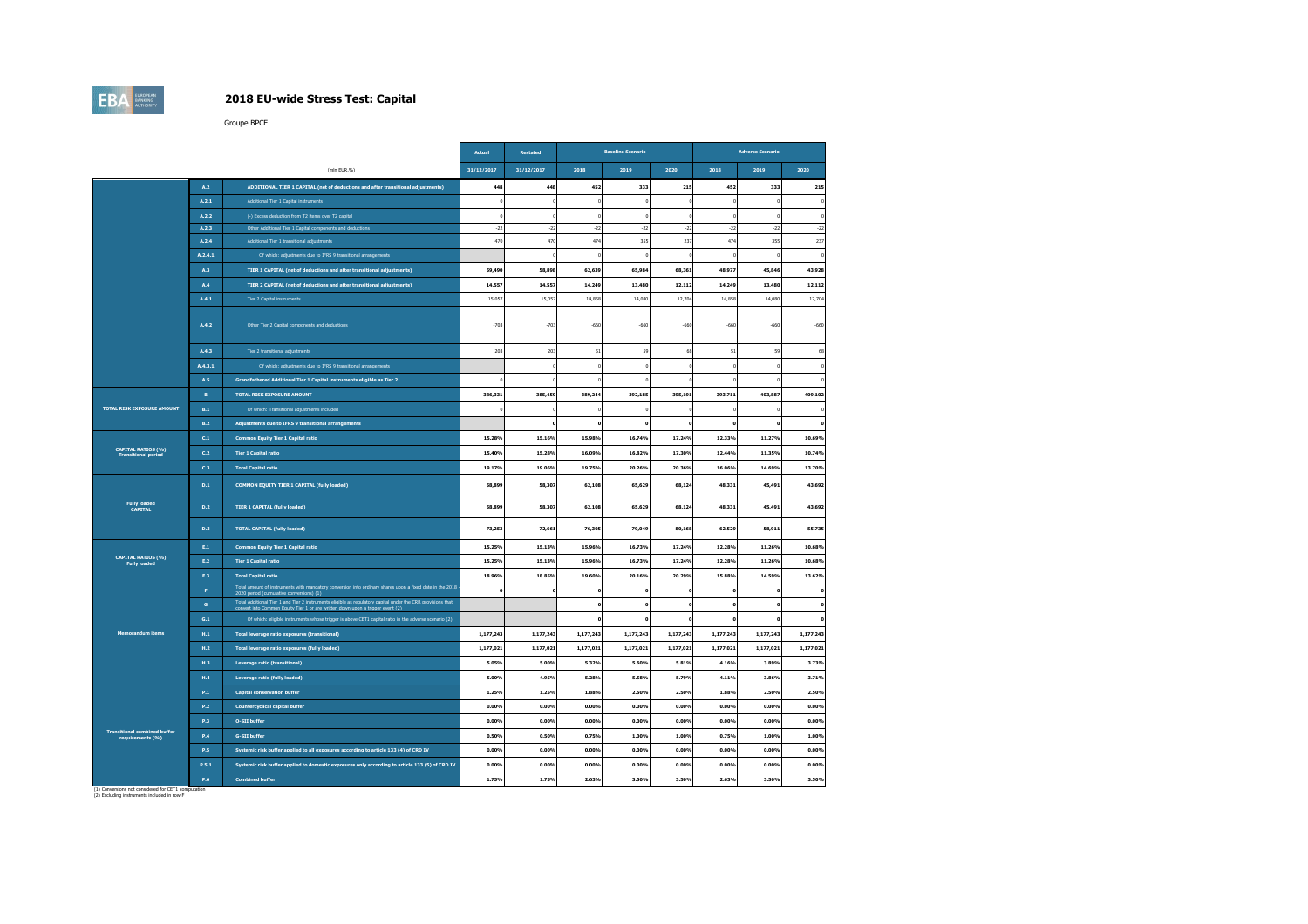# 2018 EU-wide Stress Test: Capital

Groupe BPCE

| | | (mln EUR,%) | Actual | Restated | Baseline Scenario | | | Adverse Scenario | | |
|---|---|---|---|---|---|---|---|---|---|---|
| | | | 31/12/2017 | 31/12/2017 | 2018 | 2019 | 2020 | 2018 | 2019 | 2020 |
| | A.2 | ADDITIONAL TIER 1 CAPITAL (net of deductions and after transitional adjustments) | 448 | 448 | 452 | 333 | 215 | 452 | 333 | 215 |
| | A.2.1 | Additional Tier 1 Capital instruments | 0 | 0 | 0 | 0 | 0 | 0 | 0 | 0 |
| | A.2.2 | (-) Excess deduction from T2 items over T2 capital | 0 | 0 | 0 | 0 | 0 | 0 | 0 | 0 |
| | A.2.3 | Other Additional Tier 1 Capital components and deductions | -22 | -22 | -22 | -22 | -22 | -22 | -22 | -22 |
| | A.2.4 | Additional Tier 1 transitional adjustments | 470 | 470 | 474 | 355 | 237 | 474 | 355 | 237 |
| | A.2.4.1 | Of which: adjustments due to IFRS 9 transitional arrangements | | 0 | 0 | 0 | 0 | 0 | 0 | 0 |
| | A.3 | TIER 1 CAPITAL (net of deductions and after transitional adjustments) | 59,490 | 58,898 | 62,639 | 65,984 | 68,361 | 48,977 | 45,846 | 43,928 |
| | A.4 | TIER 2 CAPITAL (net of deductions and after transitional adjustments) | 14,557 | 14,557 | 14,249 | 13,480 | 12,112 | 14,249 | 13,480 | 12,112 |
| | A.4.1 | Tier 2 Capital instruments | 15,057 | 15,057 | 14,858 | 14,080 | 12,704 | 14,858 | 14,080 | 12,704 |
| | A.4.2 | Other Tier 2 Capital components and deductions | -703 | -703 | -660 | -660 | -660 | -660 | -660 | -660 |
| | A.4.3 | Tier 2 transitional adjustments | 203 | 203 | 51 | 59 | 68 | 51 | 59 | 68 |
| | A.4.3.1 | Of which: adjustments due to IFRS 9 transitional arrangements | | 0 | 0 | 0 | 0 | 0 | 0 | 0 |
| | A.5 | Grandfathered Additional Tier 1 Capital instruments eligible as Tier 2 | 0 | 0 | 0 | 0 | 0 | 0 | 0 | 0 |
| TOTAL RISK EXPOSURE AMOUNT | B | TOTAL RISK EXPOSURE AMOUNT | 388,331 | 385,459 | 389,244 | 392,185 | 395,191 | 393,711 | 403,887 | 409,102 |
| | B.1 | Of which: Transitional adjustments included | 0 | 0 | 0 | 0 | 0 | 0 | 0 | 0 |
| | B.2 | Adjustments due to IFRS 9 transitional arrangements | | 0 | 0 | 0 | 0 | 0 | 0 | 0 |
| CAPITAL RATIOS (%) Transitional period | C.1 | Common Equity Tier 1 Capital ratio | 15.28% | 15.16% | 15.98% | 16.74% | 17.24% | 12.33% | 11.27% | 10.69% |
| | C.2 | Tier 1 Capital ratio | 15.40% | 15.28% | 16.09% | 16.82% | 17.30% | 12.44% | 11.35% | 10.74% |
| | C.3 | Total Capital ratio | 19.17% | 19.06% | 19.75% | 20.26% | 20.36% | 16.06% | 14.69% | 13.70% |
| Fully loaded CAPITAL | D.1 | COMMON EQUITY TIER 1 CAPITAL (fully loaded) | 58,899 | 58,307 | 62,108 | 65,629 | 68,124 | 48,331 | 45,491 | 43,692 |
| | D.2 | TIER 1 CAPITAL (fully loaded) | 58,899 | 58,307 | 62,108 | 65,629 | 68,124 | 48,331 | 45,491 | 43,692 |
| | D.3 | TOTAL CAPITAL (fully loaded) | 73,253 | 72,661 | 76,305 | 79,049 | 80,168 | 62,529 | 58,911 | 55,735 |
| CAPITAL RATIOS (%) Fully loaded | E.1 | Common Equity Tier 1 Capital ratio | 15.25% | 15.13% | 15.96% | 16.73% | 17.24% | 12.28% | 11.26% | 10.68% |
| | E.2 | Tier 1 Capital ratio | 15.25% | 15.13% | 15.96% | 16.73% | 17.24% | 12.28% | 11.26% | 10.68% |
| | E.3 | Total Capital ratio | 18.96% | 18.85% | 19.60% | 20.16% | 20.29% | 15.88% | 14.59% | 13.62% |
| Memorandum items | F | Total amount of instruments with mandatory conversion into ordinary shares upon a fixed date in the 2018 - 2020 period (cumulative conversions) (1) | 0 | 0 | 0 | 0 | 0 | 0 | 0 | 0 |
| | G | Total Additional Tier 1 and Tier 2 instruments eligible as regulatory capital under the CRR provisions that convert into Common Equity Tier 1 or are written down upon a trigger event (2) | | | 0 | 0 | 0 | 0 | 0 | 0 |
| | G.1 | Of which: eligible instruments whose trigger is above CET1 capital ratio in the adverse scenario (2) | | | 0 | 0 | 0 | 0 | 0 | 0 |
| | H.1 | Total leverage ratio exposures (transitional) | 1,177,243 | 1,177,243 | 1,177,243 | 1,177,243 | 1,177,243 | 1,177,243 | 1,177,243 | 1,177,243 |
| | H.2 | Total leverage ratio exposures (fully loaded) | 1,177,021 | 1,177,021 | 1,177,021 | 1,177,021 | 1,177,021 | 1,177,021 | 1,177,021 | 1,177,021 |
| | H.3 | Leverage ratio (transitional) | 5.05% | 5.00% | 5.32% | 5.60% | 5.81% | 4.16% | 3.89% | 3.73% |
| | H.4 | Leverage ratio (fully loaded) | 5.00% | 4.95% | 5.28% | 5.58% | 5.79% | 4.11% | 3.86% | 3.71% |
| Transitional combined buffer requirements (%) | P.1 | Capital conservation buffer | 1.25% | 1.25% | 1.88% | 2.50% | 2.50% | 1.88% | 2.50% | 2.50% |
| | P.2 | Countercyclical capital buffer | 0.00% | 0.00% | 0.00% | 0.00% | 0.00% | 0.00% | 0.00% | 0.00% |
| | P.3 | O-SII buffer | 0.00% | 0.00% | 0.00% | 0.00% | 0.00% | 0.00% | 0.00% | 0.00% |
| | P.4 | G-SII buffer | 0.50% | 0.50% | 0.75% | 1.00% | 1.00% | 0.75% | 1.00% | 1.00% |
| | P.5 | Systemic risk buffer applied to all exposures according to article 133 (4) of CRD IV | 0.00% | 0.00% | 0.00% | 0.00% | 0.00% | 0.00% | 0.00% | 0.00% |
| | P.5.1 | Systemic risk buffer applied to domestic exposures only according to article 133 (5) of CRD IV | 0.00% | 0.00% | 0.00% | 0.00% | 0.00% | 0.00% | 0.00% | 0.00% |
| | P.6 | Combined buffer | 1.75% | 1.75% | 2.63% | 3.50% | 3.50% | 2.63% | 3.50% | 3.50% |

(1) Conversions not considered for CET1 computation
(2) Excluding instruments included in row F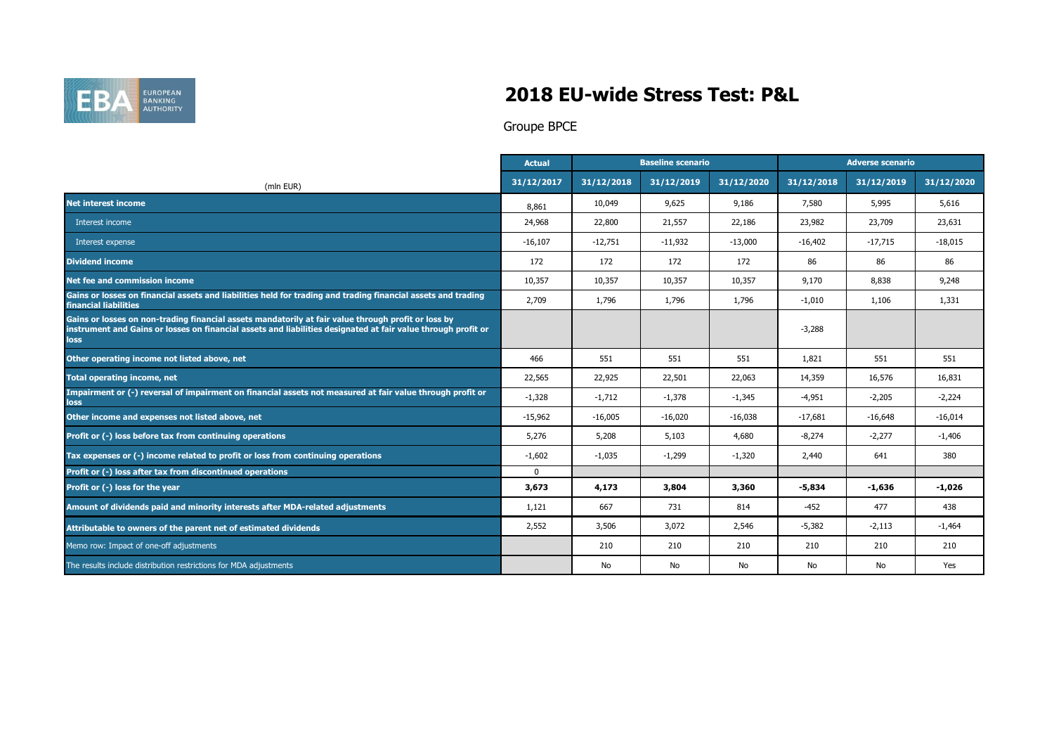# 2018 EU-wide Stress Test: P&L

Groupe BPCE

| (mln EUR) | Actual | Baseline scenario | | | Adverse scenario | | |
|---|---|---|---|---|---|---|---|
| | 31/12/2017 | 31/12/2018 | 31/12/2019 | 31/12/2020 | 31/12/2018 | 31/12/2019 | 31/12/2020 |
| **Net interest income** | 8,861 | 10,049 | 9,625 | 9,186 | 7,580 | 5,995 | 5,616 |
| Interest income | 24,968 | 22,800 | 21,557 | 22,186 | 23,982 | 23,709 | 23,631 |
| Interest expense | -16,107 | -12,751 | -11,932 | -13,000 | -16,402 | -17,715 | -18,015 |
| **Dividend income** | 172 | 172 | 172 | 172 | 86 | 86 | 86 |
| **Net fee and commission income** | 10,357 | 10,357 | 10,357 | 10,357 | 9,170 | 8,838 | 9,248 |
| **Gains or losses on financial assets and liabilities held for trading and trading financial assets and trading financial liabilities** | 2,709 | 1,796 | 1,796 | 1,796 | -1,010 | 1,106 | 1,331 |
| **Gains or losses on non-trading financial assets mandatorily at fair value through profit or loss by instrument and Gains or losses on financial assets and liabilities designated at fair value through profit or loss** | | | | | -3,288 | | |
| **Other operating income not listed above, net** | 466 | 551 | 551 | 551 | 1,821 | 551 | 551 |
| **Total operating income, net** | 22,565 | 22,925 | 22,501 | 22,063 | 14,359 | 16,576 | 16,831 |
| **Impairment or (-) reversal of impairment on financial assets not measured at fair value through profit or loss** | -1,328 | -1,712 | -1,378 | -1,345 | -4,951 | -2,205 | -2,224 |
| **Other income and expenses not listed above, net** | -15,962 | -16,005 | -16,020 | -16,038 | -17,681 | -16,648 | -16,014 |
| **Profit or (-) loss before tax from continuing operations** | 5,276 | 5,208 | 5,103 | 4,680 | -8,274 | -2,277 | -1,406 |
| **Tax expenses or (-) income related to profit or loss from continuing operations** | -1,602 | -1,035 | -1,299 | -1,320 | 2,440 | 641 | 380 |
| **Profit or (-) loss after tax from discontinued operations** | 0 | | | | | | |
| **Profit or (-) loss for the year** | **3,673** | **4,173** | **3,804** | **3,360** | **-5,834** | **-1,636** | **-1,026** |
| **Amount of dividends paid and minority interests after MDA-related adjustments** | 1,121 | 667 | 731 | 814 | -452 | 477 | 438 |
| **Attributable to owners of the parent net of estimated dividends** | 2,552 | 3,506 | 3,072 | 2,546 | -5,382 | -2,113 | -1,464 |
| Memo row: Impact of one-off adjustments | | 210 | 210 | 210 | 210 | 210 | 210 |
| The results include distribution restrictions for MDA adjustments | | No | No | No | No | No | Yes |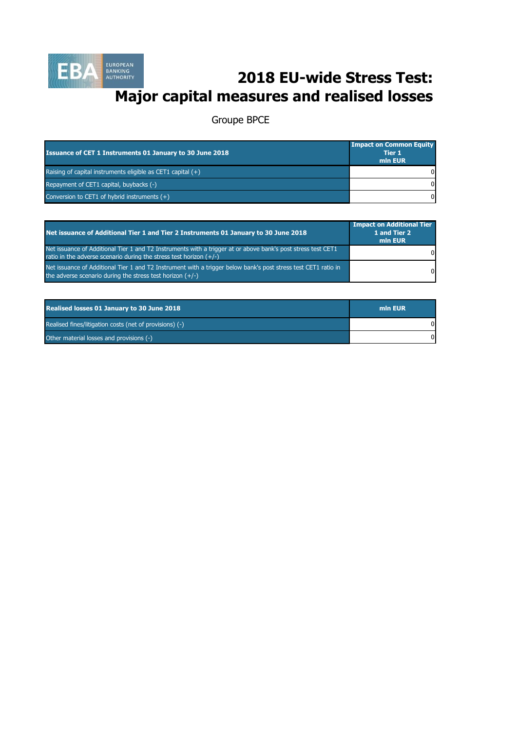# 2018 EU-wide Stress Test: Major capital measures and realised losses

Groupe BPCE

| Issuance of CET 1 Instruments 01 January to 30 June 2018 | Impact on Common Equity Tier 1 mln EUR |
|---|---|
| Raising of capital instruments eligible as CET1 capital (+) | 0 |
| Repayment of CET1 capital, buybacks (-) | 0 |
| Conversion to CET1 of hybrid instruments (+) | 0 |

| Net issuance of Additional Tier 1 and Tier 2 Instruments 01 January to 30 June 2018 | Impact on Additional Tier 1 and Tier 2 mln EUR |
|---|---|
| Net issuance of Additional Tier 1 and T2 Instruments with a trigger at or above bank's post stress test CET1 ratio in the adverse scenario during the stress test horizon (+/-) | 0 |
| Net issuance of Additional Tier 1 and T2 Instrument with a trigger below bank's post stress test CET1 ratio in the adverse scenario during the stress test horizon (+/-) | 0 |

| Realised losses 01 January to 30 June 2018 | mln EUR |
|---|---|
| Realised fines/litigation costs (net of provisions) (-) | 0 |
| Other material losses and provisions (-) | 0 |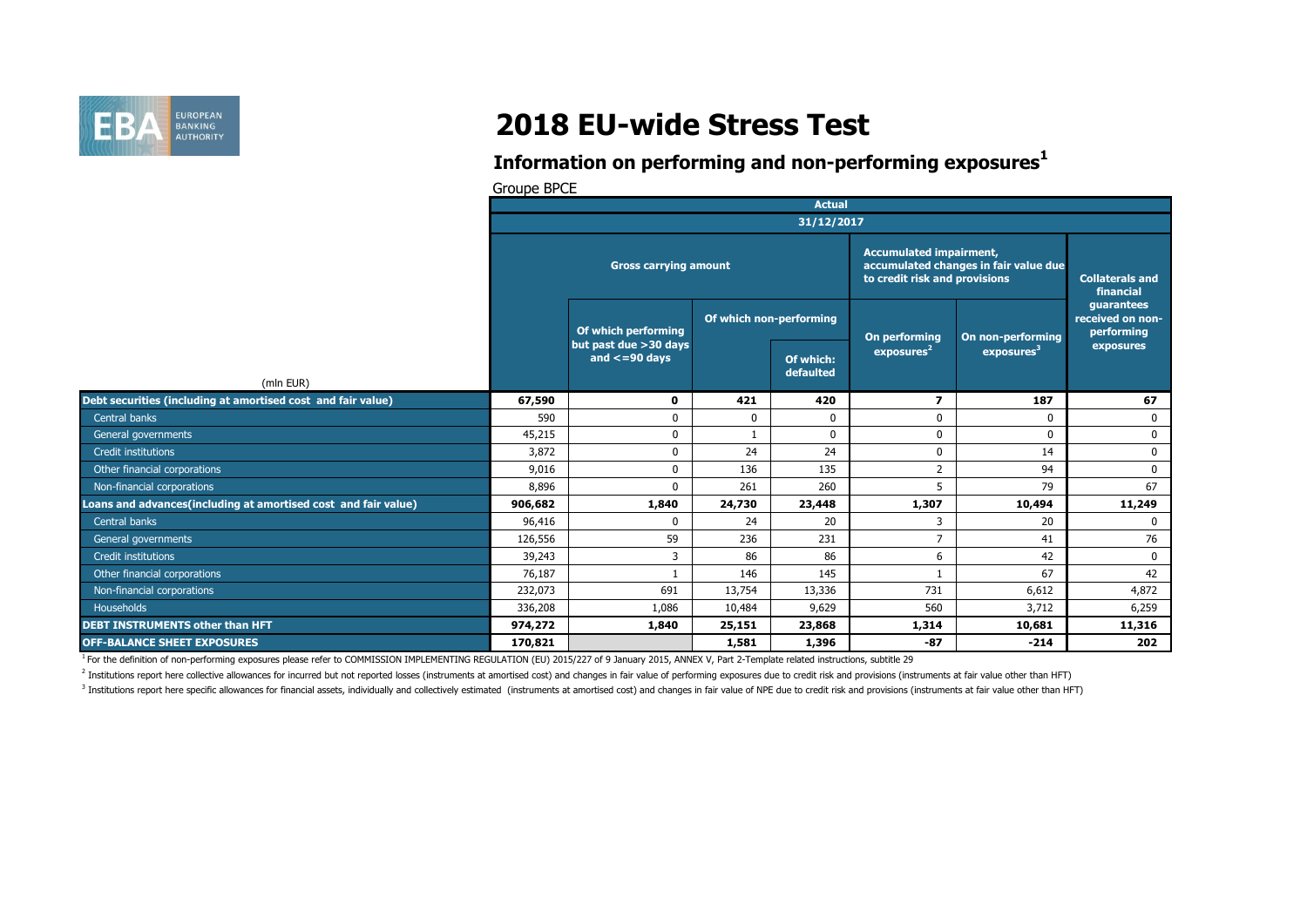# 2018 EU-wide Stress Test

## Information on performing and non-performing exposures[1]

Groupe BPCE

| (mln EUR) | Actual 31/12/2017 | | | | | | |
|---|---|---|---|---|---|---|---|
| | Gross carrying amount | | | | Accumulated impairment, accumulated changes in fair value due to credit risk and provisions | | Collaterals and financial guarantees received on non-performing exposures |
| | | Of which performing but past due >30 days and <=90 days | Of which non-performing | | On performing exposures[2] | On non-performing exposures[3] | |
| | | | | Of which: defaulted | | | |
| **Debt securities (including at amortised cost and fair value)** | **67,590** | **0** | **421** | **420** | **7** | **187** | **67** |
| Central banks | 590 | 0 | 0 | 0 | 0 | 0 | 0 |
| General governments | 45,215 | 0 | 1 | 0 | 0 | 0 | 0 |
| Credit institutions | 3,872 | 0 | 24 | 24 | 0 | 14 | 0 |
| Other financial corporations | 9,016 | 0 | 136 | 135 | 2 | 94 | 0 |
| Non-financial corporations | 8,896 | 0 | 261 | 260 | 5 | 79 | 67 |
| **Loans and advances(including at amortised cost and fair value)** | **906,682** | **1,840** | **24,730** | **23,448** | **1,307** | **10,494** | **11,249** |
| Central banks | 96,416 | 0 | 24 | 20 | 3 | 20 | 0 |
| General governments | 126,556 | 59 | 236 | 231 | 7 | 41 | 76 |
| Credit institutions | 39,243 | 3 | 86 | 86 | 6 | 42 | 0 |
| Other financial corporations | 76,187 | 1 | 146 | 145 | 1 | 67 | 42 |
| Non-financial corporations | 232,073 | 691 | 13,754 | 13,336 | 731 | 6,612 | 4,872 |
| Households | 336,208 | 1,086 | 10,484 | 9,629 | 560 | 3,712 | 6,259 |
| **DEBT INSTRUMENTS other than HFT** | **974,272** | **1,840** | **25,151** | **23,868** | **1,314** | **10,681** | **11,316** |
| **OFF-BALANCE SHEET EXPOSURES** | **170,821** | | **1,581** | **1,396** | **-87** | **-214** | **202** |

[1] For the definition of non-performing exposures please refer to COMMISSION IMPLEMENTING REGULATION (EU) 2015/227 of 9 January 2015, ANNEX V, Part 2-Template related instructions, subtitle 29

[2] Institutions report here collective allowances for incurred but not reported losses (instruments at amortised cost) and changes in fair value of performing exposures due to credit risk and provisions (instruments at fair value other than HFT)

[3] Institutions report here specific allowances for financial assets, individually and collectively estimated (instruments at amortised cost) and changes in fair value of NPE due to credit risk and provisions (instruments at fair value other than HFT)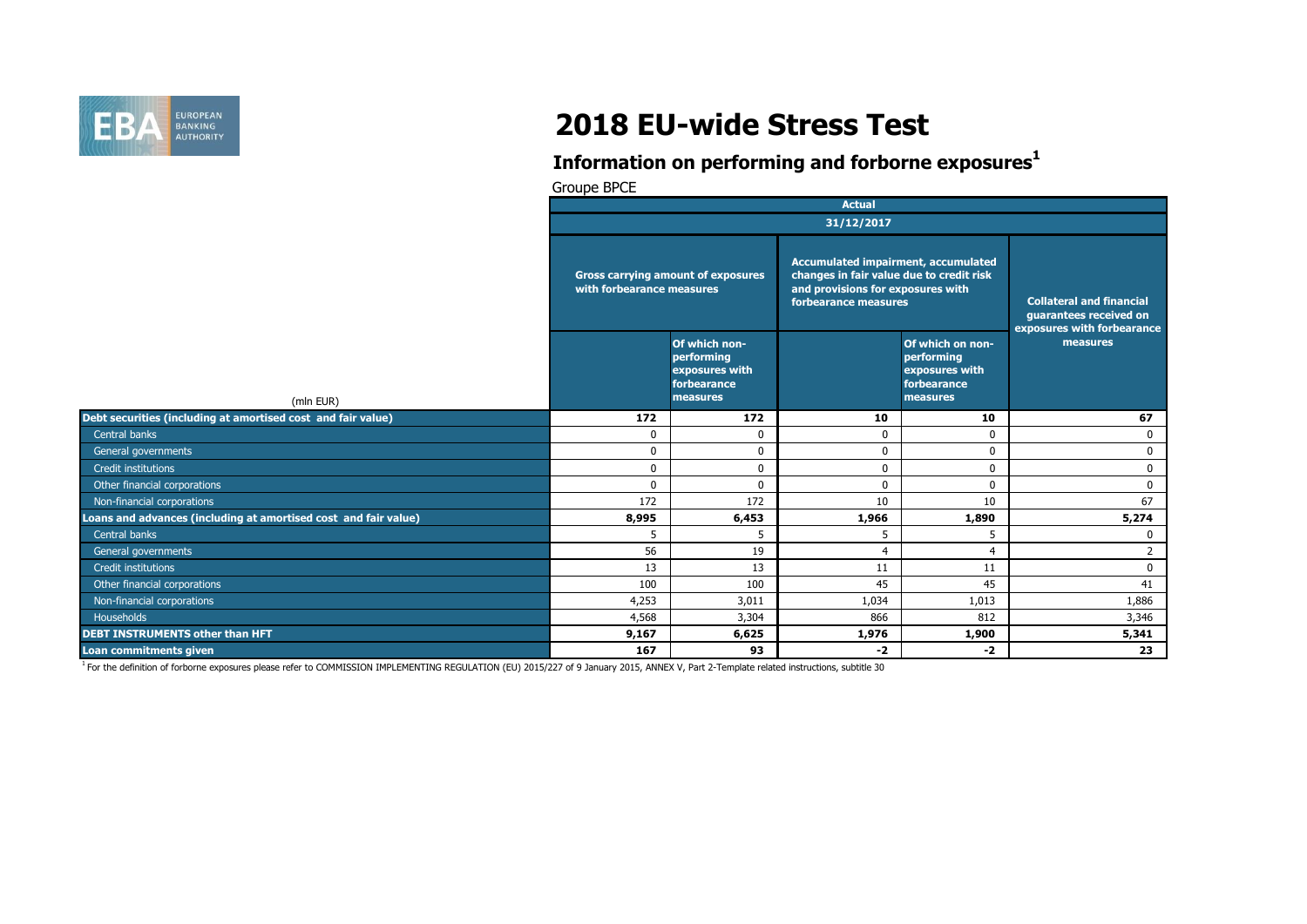# 2018 EU-wide Stress Test

## Information on performing and forborne exposures[1]

Groupe BPCE

| | Actual | | | | |
|---|---|---|---|---|---|
| | 31/12/2017 | | | | |
| | Gross carrying amount of exposures with forbearance measures | | Accumulated impairment, accumulated changes in fair value due to credit risk and provisions for exposures with forbearance measures | | Collateral and financial guarantees received on exposures with forbearance measures |
| (mln EUR) | | Of which non-performing exposures with forbearance measures | | Of which on non-performing exposures with forbearance measures | |
| **Debt securities (including at amortised cost and fair value)** | **172** | **172** | **10** | **10** | **67** |
| Central banks | 0 | 0 | 0 | 0 | 0 |
| General governments | 0 | 0 | 0 | 0 | 0 |
| Credit institutions | 0 | 0 | 0 | 0 | 0 |
| Other financial corporations | 0 | 0 | 0 | 0 | 0 |
| Non-financial corporations | 172 | 172 | 10 | 10 | 67 |
| **Loans and advances (including at amortised cost and fair value)** | **8,995** | **6,453** | **1,966** | **1,890** | **5,274** |
| Central banks | 5 | 5 | 5 | 5 | 0 |
| General governments | 56 | 19 | 4 | 4 | 2 |
| Credit institutions | 13 | 13 | 11 | 11 | 0 |
| Other financial corporations | 100 | 100 | 45 | 45 | 41 |
| Non-financial corporations | 4,253 | 3,011 | 1,034 | 1,013 | 1,886 |
| Households | 4,568 | 3,304 | 866 | 812 | 3,346 |
| **DEBT INSTRUMENTS other than HFT** | **9,167** | **6,625** | **1,976** | **1,900** | **5,341** |
| **Loan commitments given** | **167** | **93** | **-2** | **-2** | **23** |

[1] For the definition of forborne exposures please refer to COMMISSION IMPLEMENTING REGULATION (EU) 2015/227 of 9 January 2015, ANNEX V, Part 2-Template related instructions, subtitle 30